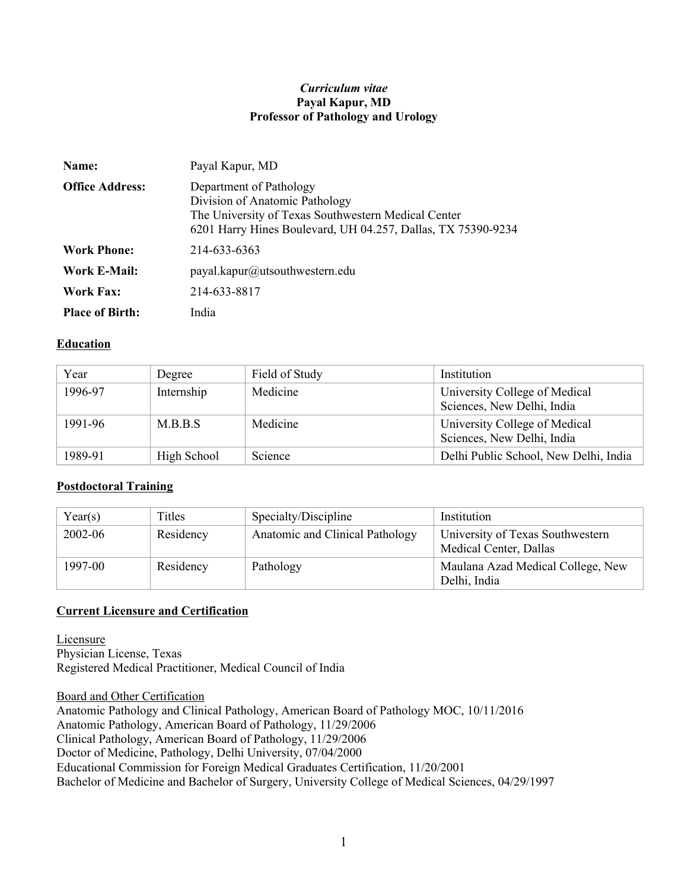*Curriculum vitae*
**Payal Kapur, MD**
**Professor of Pathology and Urology**

| | |
|---|---|
| **Name:** | Payal Kapur, MD |
| **Office Address:** | Department of Pathology<br>Division of Anatomic Pathology<br>The University of Texas Southwestern Medical Center<br>6201 Harry Hines Boulevard, UH 04.257, Dallas, TX 75390-9234 |
| **Work Phone:** | 214-633-6363 |
| **Work E-Mail:** | payal.kapur@utsouthwestern.edu |
| **Work Fax:** | 214-633-8817 |
| **Place of Birth:** | India |

## Education

| Year | Degree | Field of Study | Institution |
|---|---|---|---|
| 1996-97 | Internship | Medicine | University College of Medical Sciences, New Delhi, India |
| 1991-96 | M.B.B.S | Medicine | University College of Medical Sciences, New Delhi, India |
| 1989-91 | High School | Science | Delhi Public School, New Delhi, India |

## Postdoctoral Training

| Year(s) | Titles | Specialty/Discipline | Institution |
|---|---|---|---|
| 2002-06 | Residency | Anatomic and Clinical Pathology | University of Texas Southwestern Medical Center, Dallas |
| 1997-00 | Residency | Pathology | Maulana Azad Medical College, New Delhi, India |

## Current Licensure and Certification

### Licensure

Physician License, Texas
Registered Medical Practitioner, Medical Council of India

### Board and Other Certification

Anatomic Pathology and Clinical Pathology, American Board of Pathology MOC, 10/11/2016
Anatomic Pathology, American Board of Pathology, 11/29/2006
Clinical Pathology, American Board of Pathology, 11/29/2006
Doctor of Medicine, Pathology, Delhi University, 07/04/2000
Educational Commission for Foreign Medical Graduates Certification, 11/20/2001
Bachelor of Medicine and Bachelor of Surgery, University College of Medical Sciences, 04/29/1997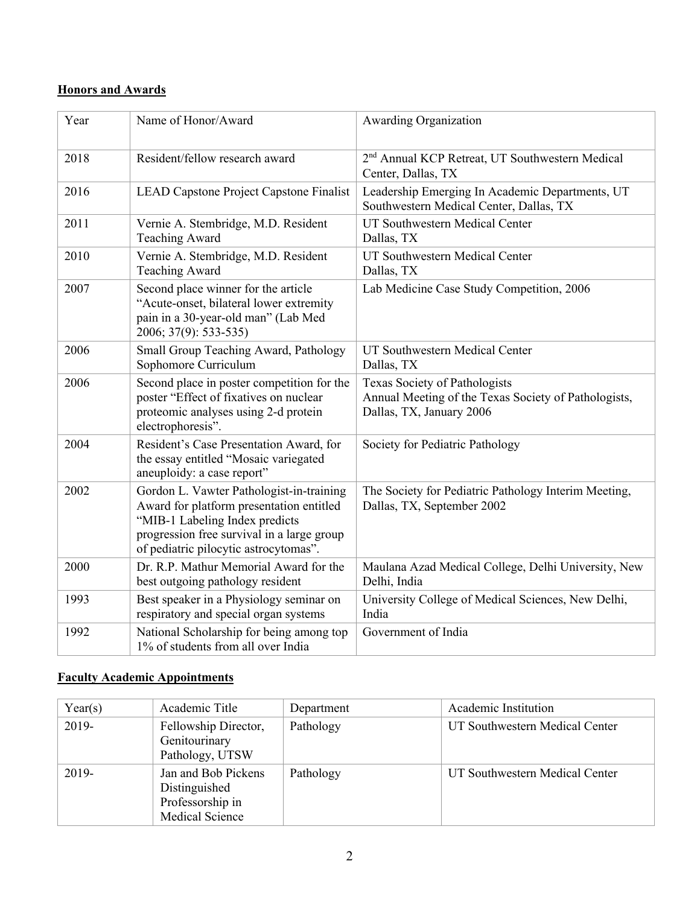## Honors and Awards

| Year | Name of Honor/Award | Awarding Organization |
|---|---|---|
| 2018 | Resident/fellow research award | 2nd Annual KCP Retreat, UT Southwestern Medical Center, Dallas, TX |
| 2016 | LEAD Capstone Project Capstone Finalist | Leadership Emerging In Academic Departments, UT Southwestern Medical Center, Dallas, TX |
| 2011 | Vernie A. Stembridge, M.D. Resident Teaching Award | UT Southwestern Medical Center Dallas, TX |
| 2010 | Vernie A. Stembridge, M.D. Resident Teaching Award | UT Southwestern Medical Center Dallas, TX |
| 2007 | Second place winner for the article "Acute-onset, bilateral lower extremity pain in a 30-year-old man" (Lab Med 2006; 37(9): 533-535) | Lab Medicine Case Study Competition, 2006 |
| 2006 | Small Group Teaching Award, Pathology Sophomore Curriculum | UT Southwestern Medical Center Dallas, TX |
| 2006 | Second place in poster competition for the poster "Effect of fixatives on nuclear proteomic analyses using 2-d protein electrophoresis". | Texas Society of Pathologists Annual Meeting of the Texas Society of Pathologists, Dallas, TX, January 2006 |
| 2004 | Resident's Case Presentation Award, for the essay entitled "Mosaic variegated aneuploidy: a case report" | Society for Pediatric Pathology |
| 2002 | Gordon L. Vawter Pathologist-in-training Award for platform presentation entitled "MIB-1 Labeling Index predicts progression free survival in a large group of pediatric pilocytic astrocytomas". | The Society for Pediatric Pathology Interim Meeting, Dallas, TX, September 2002 |
| 2000 | Dr. R.P. Mathur Memorial Award for the best outgoing pathology resident | Maulana Azad Medical College, Delhi University, New Delhi, India |
| 1993 | Best speaker in a Physiology seminar on respiratory and special organ systems | University College of Medical Sciences, New Delhi, India |
| 1992 | National Scholarship for being among top 1% of students from all over India | Government of India |

## Faculty Academic Appointments

| Year(s) | Academic Title | Department | Academic Institution |
|---|---|---|---|
| 2019- | Fellowship Director, Genitourinary Pathology, UTSW | Pathology | UT Southwestern Medical Center |
| 2019- | Jan and Bob Pickens Distinguished Professorship in Medical Science | Pathology | UT Southwestern Medical Center |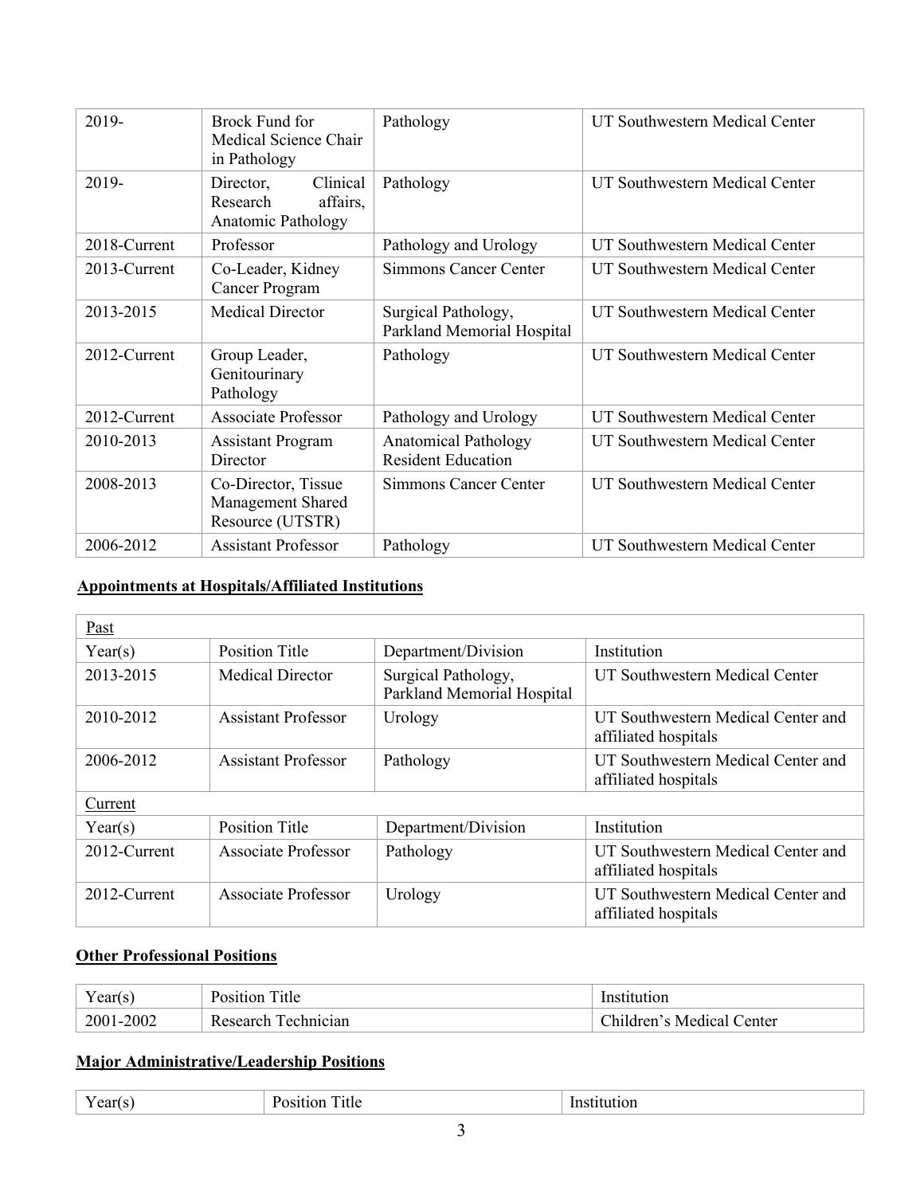| | | | |
|---|---|---|---|
| 2019- | Brock Fund for Medical Science Chair in Pathology | Pathology | UT Southwestern Medical Center |
| 2019- | Director, Clinical Research affairs, Anatomic Pathology | Pathology | UT Southwestern Medical Center |
| 2018-Current | Professor | Pathology and Urology | UT Southwestern Medical Center |
| 2013-Current | Co-Leader, Kidney Cancer Program | Simmons Cancer Center | UT Southwestern Medical Center |
| 2013-2015 | Medical Director | Surgical Pathology, Parkland Memorial Hospital | UT Southwestern Medical Center |
| 2012-Current | Group Leader, Genitourinary Pathology | Pathology | UT Southwestern Medical Center |
| 2012-Current | Associate Professor | Pathology and Urology | UT Southwestern Medical Center |
| 2010-2013 | Assistant Program Director | Anatomical Pathology Resident Education | UT Southwestern Medical Center |
| 2008-2013 | Co-Director, Tissue Management Shared Resource (UTSTR) | Simmons Cancer Center | UT Southwestern Medical Center |
| 2006-2012 | Assistant Professor | Pathology | UT Southwestern Medical Center |

## Appointments at Hospitals/Affiliated Institutions

| Past | | | |
|---|---|---|---|
| Year(s) | Position Title | Department/Division | Institution |
| 2013-2015 | Medical Director | Surgical Pathology, Parkland Memorial Hospital | UT Southwestern Medical Center |
| 2010-2012 | Assistant Professor | Urology | UT Southwestern Medical Center and affiliated hospitals |
| 2006-2012 | Assistant Professor | Pathology | UT Southwestern Medical Center and affiliated hospitals |
| Current | | | |
| Year(s) | Position Title | Department/Division | Institution |
| 2012-Current | Associate Professor | Pathology | UT Southwestern Medical Center and affiliated hospitals |
| 2012-Current | Associate Professor | Urology | UT Southwestern Medical Center and affiliated hospitals |

## Other Professional Positions

| Year(s) | Position Title | Institution |
|---|---|---|
| 2001-2002 | Research Technician | Children's Medical Center |

## Major Administrative/Leadership Positions

| Year(s) | Position Title | Institution |
|---|---|---|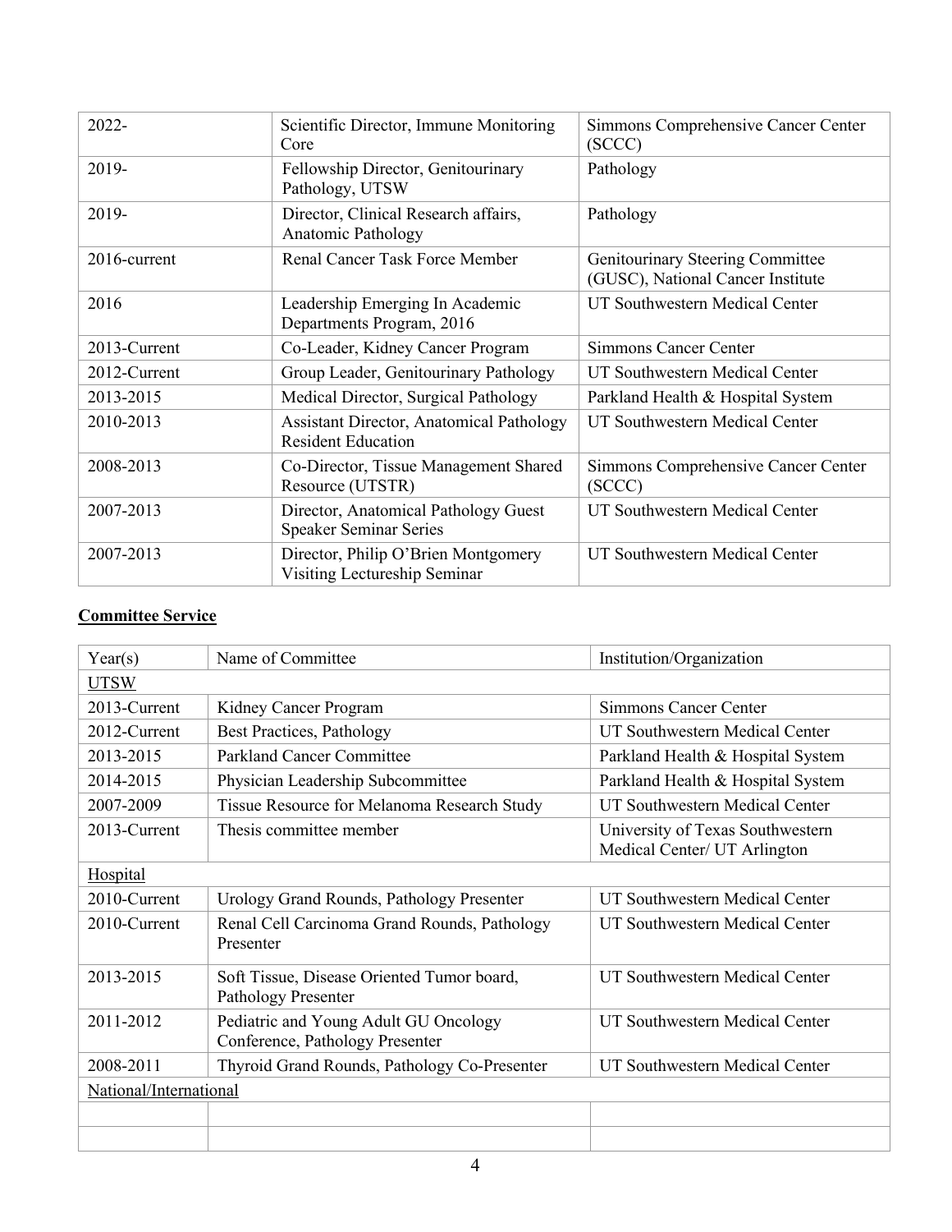| | | |
|---|---|---|
| 2022- | Scientific Director, Immune Monitoring Core | Simmons Comprehensive Cancer Center (SCCC) |
| 2019- | Fellowship Director, Genitourinary Pathology, UTSW | Pathology |
| 2019- | Director, Clinical Research affairs, Anatomic Pathology | Pathology |
| 2016-current | Renal Cancer Task Force Member | Genitourinary Steering Committee (GUSC), National Cancer Institute |
| 2016 | Leadership Emerging In Academic Departments Program, 2016 | UT Southwestern Medical Center |
| 2013-Current | Co-Leader, Kidney Cancer Program | Simmons Cancer Center |
| 2012-Current | Group Leader, Genitourinary Pathology | UT Southwestern Medical Center |
| 2013-2015 | Medical Director, Surgical Pathology | Parkland Health & Hospital System |
| 2010-2013 | Assistant Director, Anatomical Pathology Resident Education | UT Southwestern Medical Center |
| 2008-2013 | Co-Director, Tissue Management Shared Resource (UTSTR) | Simmons Comprehensive Cancer Center (SCCC) |
| 2007-2013 | Director, Anatomical Pathology Guest Speaker Seminar Series | UT Southwestern Medical Center |
| 2007-2013 | Director, Philip O'Brien Montgomery Visiting Lectureship Seminar | UT Southwestern Medical Center |

## Committee Service

| Year(s) | Name of Committee | Institution/Organization |
|---|---|---|
| UTSW | | |
| 2013-Current | Kidney Cancer Program | Simmons Cancer Center |
| 2012-Current | Best Practices, Pathology | UT Southwestern Medical Center |
| 2013-2015 | Parkland Cancer Committee | Parkland Health & Hospital System |
| 2014-2015 | Physician Leadership Subcommittee | Parkland Health & Hospital System |
| 2007-2009 | Tissue Resource for Melanoma Research Study | UT Southwestern Medical Center |
| 2013-Current | Thesis committee member | University of Texas Southwestern Medical Center/ UT Arlington |
| Hospital | | |
| 2010-Current | Urology Grand Rounds, Pathology Presenter | UT Southwestern Medical Center |
| 2010-Current | Renal Cell Carcinoma Grand Rounds, Pathology Presenter | UT Southwestern Medical Center |
| 2013-2015 | Soft Tissue, Disease Oriented Tumor board, Pathology Presenter | UT Southwestern Medical Center |
| 2011-2012 | Pediatric and Young Adult GU Oncology Conference, Pathology Presenter | UT Southwestern Medical Center |
| 2008-2011 | Thyroid Grand Rounds, Pathology Co-Presenter | UT Southwestern Medical Center |
| National/International | | |
| | | |
| | | |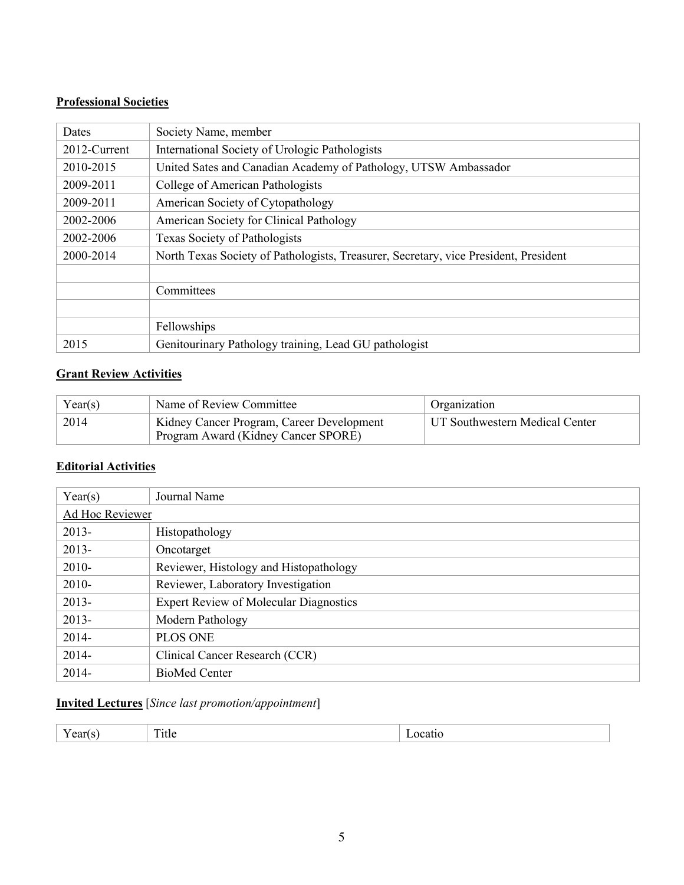**Professional Societies**

| Dates | Society Name, member |
|---|---|
| 2012-Current | International Society of Urologic Pathologists |
| 2010-2015 | United Sates and Canadian Academy of Pathology, UTSW Ambassador |
| 2009-2011 | College of American Pathologists |
| 2009-2011 | American Society of Cytopathology |
| 2002-2006 | American Society for Clinical Pathology |
| 2002-2006 | Texas Society of Pathologists |
| 2000-2014 | North Texas Society of Pathologists, Treasurer, Secretary, vice President, President |
| | |
| | Committees |
| | |
| | Fellowships |
| 2015 | Genitourinary Pathology training, Lead GU pathologist |

**Grant Review Activities**

| Year(s) | Name of Review Committee | Organization |
|---|---|---|
| 2014 | Kidney Cancer Program, Career Development Program Award (Kidney Cancer SPORE) | UT Southwestern Medical Center |

**Editorial Activities**

| Year(s) | Journal Name |
|---|---|
| Ad Hoc Reviewer | |
| 2013- | Histopathology |
| 2013- | Oncotarget |
| 2010- | Reviewer, Histology and Histopathology |
| 2010- | Reviewer, Laboratory Investigation |
| 2013- | Expert Review of Molecular Diagnostics |
| 2013- | Modern Pathology |
| 2014- | PLOS ONE |
| 2014- | Clinical Cancer Research (CCR) |
| 2014- | BioMed Center |

**Invited Lectures** [*Since last promotion/appointment*]

| Year(s) | Title | Locatio |
|---|---|---|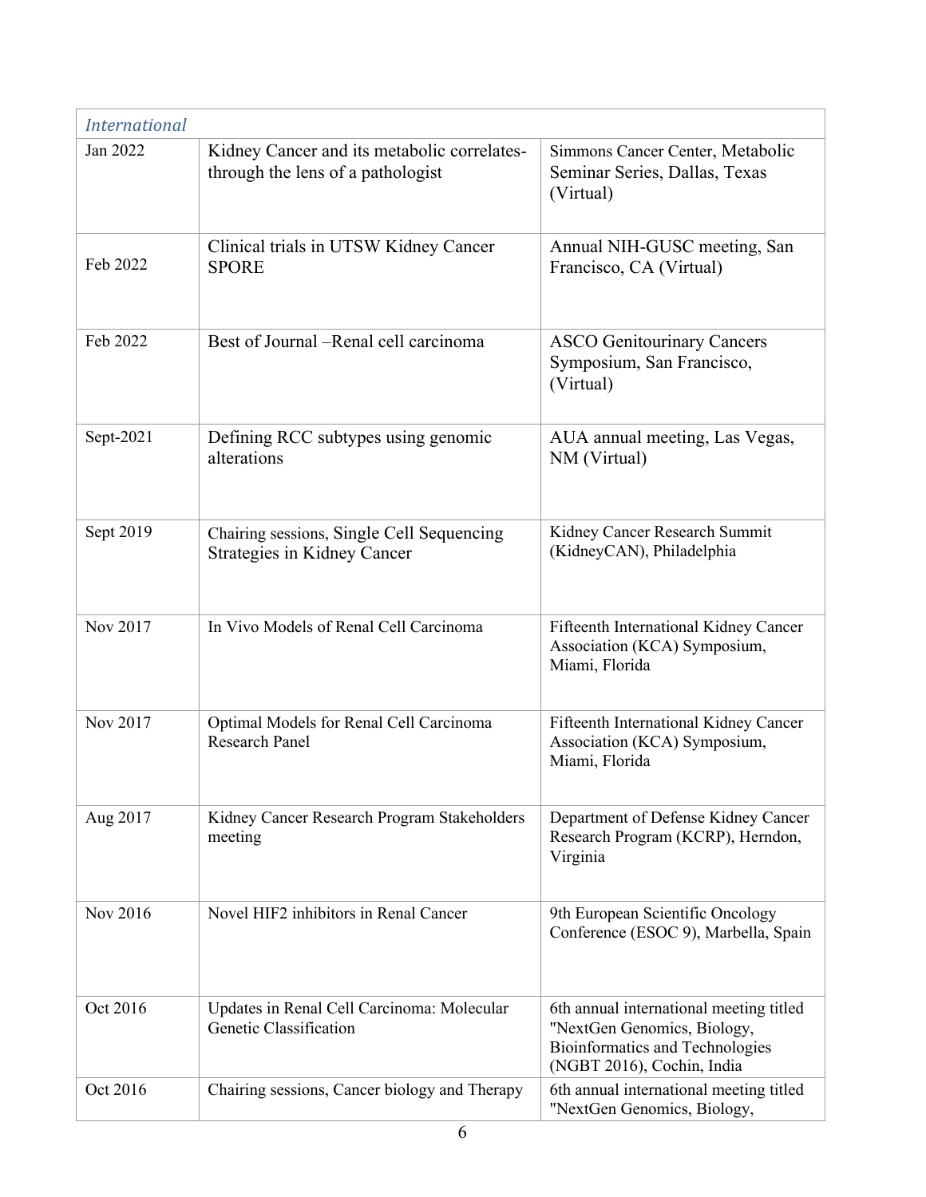| *International* | | |
|---|---|---|
| Jan 2022 | Kidney Cancer and its metabolic correlates-through the lens of a pathologist | Simmons Cancer Center, Metabolic Seminar Series, Dallas, Texas (Virtual) |
| Feb 2022 | Clinical trials in UTSW Kidney Cancer SPORE | Annual NIH-GUSC meeting, San Francisco, CA (Virtual) |
| Feb 2022 | Best of Journal –Renal cell carcinoma | ASCO Genitourinary Cancers Symposium, San Francisco, (Virtual) |
| Sept-2021 | Defining RCC subtypes using genomic alterations | AUA annual meeting, Las Vegas, NM (Virtual) |
| Sept 2019 | Chairing sessions, Single Cell Sequencing Strategies in Kidney Cancer | Kidney Cancer Research Summit (KidneyCAN), Philadelphia |
| Nov 2017 | In Vivo Models of Renal Cell Carcinoma | Fifteenth International Kidney Cancer Association (KCA) Symposium, Miami, Florida |
| Nov 2017 | Optimal Models for Renal Cell Carcinoma Research Panel | Fifteenth International Kidney Cancer Association (KCA) Symposium, Miami, Florida |
| Aug 2017 | Kidney Cancer Research Program Stakeholders meeting | Department of Defense Kidney Cancer Research Program (KCRP), Herndon, Virginia |
| Nov 2016 | Novel HIF2 inhibitors in Renal Cancer | 9th European Scientific Oncology Conference (ESOC 9), Marbella, Spain |
| Oct 2016 | Updates in Renal Cell Carcinoma: Molecular Genetic Classification | 6th annual international meeting titled "NextGen Genomics, Biology, Bioinformatics and Technologies (NGBT 2016), Cochin, India |
| Oct 2016 | Chairing sessions, Cancer biology and Therapy | 6th annual international meeting titled "NextGen Genomics, Biology, |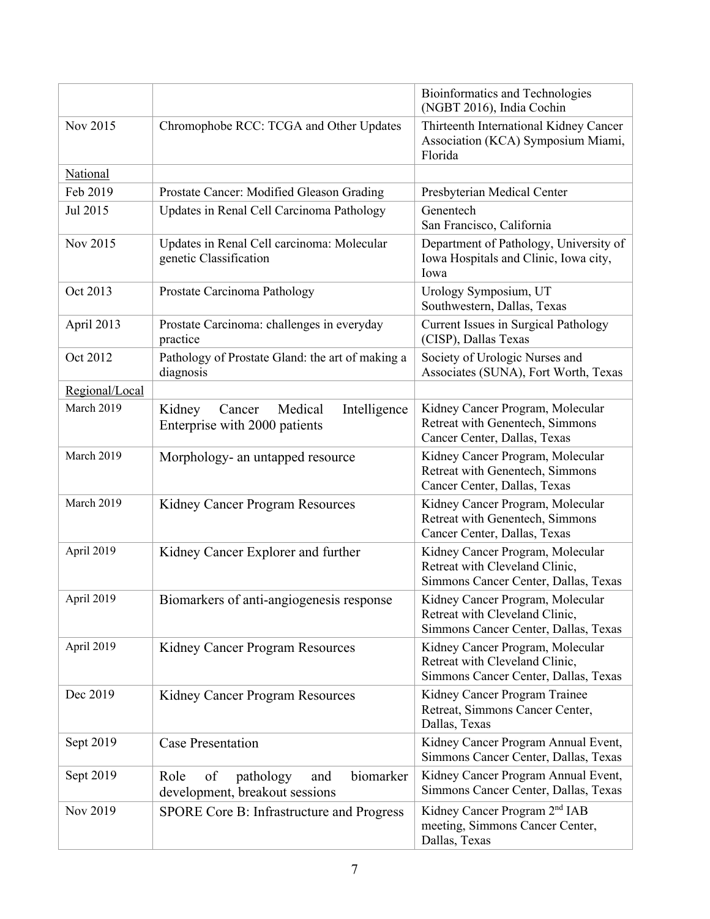| | | |
|---|---|---|
| | | Bioinformatics and Technologies (NGBT 2016), India Cochin |
| Nov 2015 | Chromophobe RCC: TCGA and Other Updates | Thirteenth International Kidney Cancer Association (KCA) Symposium Miami, Florida |
| National | | |
| Feb 2019 | Prostate Cancer: Modified Gleason Grading | Presbyterian Medical Center |
| Jul 2015 | Updates in Renal Cell Carcinoma Pathology | Genentech San Francisco, California |
| Nov 2015 | Updates in Renal Cell carcinoma: Molecular genetic Classification | Department of Pathology, University of Iowa Hospitals and Clinic, Iowa city, Iowa |
| Oct 2013 | Prostate Carcinoma Pathology | Urology Symposium, UT Southwestern, Dallas, Texas |
| April 2013 | Prostate Carcinoma: challenges in everyday practice | Current Issues in Surgical Pathology (CISP), Dallas Texas |
| Oct 2012 | Pathology of Prostate Gland: the art of making a diagnosis | Society of Urologic Nurses and Associates (SUNA), Fort Worth, Texas |
| Regional/Local | | |
| March 2019 | Kidney Cancer Medical Intelligence Enterprise with 2000 patients | Kidney Cancer Program, Molecular Retreat with Genentech, Simmons Cancer Center, Dallas, Texas |
| March 2019 | Morphology- an untapped resource | Kidney Cancer Program, Molecular Retreat with Genentech, Simmons Cancer Center, Dallas, Texas |
| March 2019 | Kidney Cancer Program Resources | Kidney Cancer Program, Molecular Retreat with Genentech, Simmons Cancer Center, Dallas, Texas |
| April 2019 | Kidney Cancer Explorer and further | Kidney Cancer Program, Molecular Retreat with Cleveland Clinic, Simmons Cancer Center, Dallas, Texas |
| April 2019 | Biomarkers of anti-angiogenesis response | Kidney Cancer Program, Molecular Retreat with Cleveland Clinic, Simmons Cancer Center, Dallas, Texas |
| April 2019 | Kidney Cancer Program Resources | Kidney Cancer Program, Molecular Retreat with Cleveland Clinic, Simmons Cancer Center, Dallas, Texas |
| Dec 2019 | Kidney Cancer Program Resources | Kidney Cancer Program Trainee Retreat, Simmons Cancer Center, Dallas, Texas |
| Sept 2019 | Case Presentation | Kidney Cancer Program Annual Event, Simmons Cancer Center, Dallas, Texas |
| Sept 2019 | Role of pathology and biomarker development, breakout sessions | Kidney Cancer Program Annual Event, Simmons Cancer Center, Dallas, Texas |
| Nov 2019 | SPORE Core B: Infrastructure and Progress | Kidney Cancer Program 2nd IAB meeting, Simmons Cancer Center, Dallas, Texas |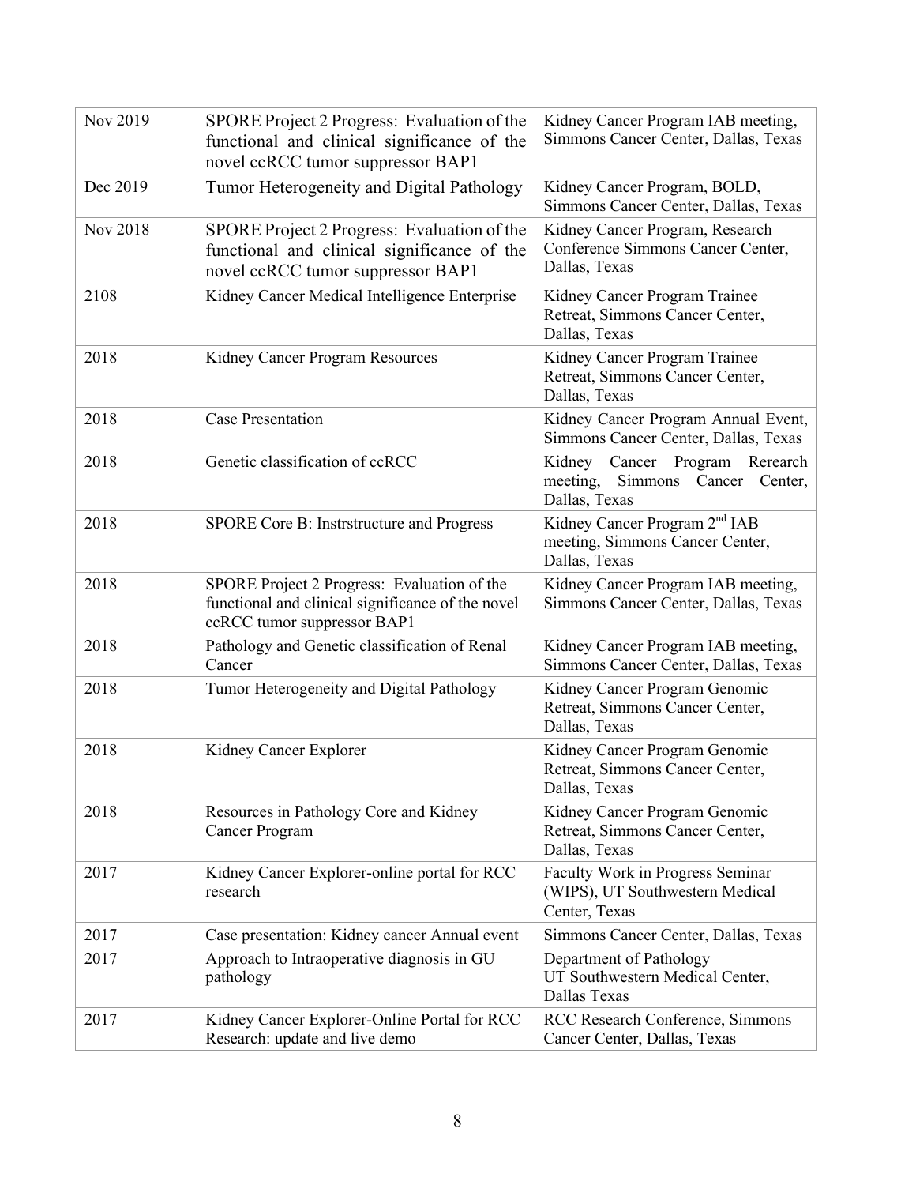| | | |
|---|---|---|
| Nov 2019 | SPORE Project 2 Progress: Evaluation of the functional and clinical significance of the novel ccRCC tumor suppressor BAP1 | Kidney Cancer Program IAB meeting, Simmons Cancer Center, Dallas, Texas |
| Dec 2019 | Tumor Heterogeneity and Digital Pathology | Kidney Cancer Program, BOLD, Simmons Cancer Center, Dallas, Texas |
| Nov 2018 | SPORE Project 2 Progress: Evaluation of the functional and clinical significance of the novel ccRCC tumor suppressor BAP1 | Kidney Cancer Program, Research Conference Simmons Cancer Center, Dallas, Texas |
| 2108 | Kidney Cancer Medical Intelligence Enterprise | Kidney Cancer Program Trainee Retreat, Simmons Cancer Center, Dallas, Texas |
| 2018 | Kidney Cancer Program Resources | Kidney Cancer Program Trainee Retreat, Simmons Cancer Center, Dallas, Texas |
| 2018 | Case Presentation | Kidney Cancer Program Annual Event, Simmons Cancer Center, Dallas, Texas |
| 2018 | Genetic classification of ccRCC | Kidney Cancer Program Rerearch meeting, Simmons Cancer Center, Dallas, Texas |
| 2018 | SPORE Core B: Instrstructure and Progress | Kidney Cancer Program 2nd IAB meeting, Simmons Cancer Center, Dallas, Texas |
| 2018 | SPORE Project 2 Progress: Evaluation of the functional and clinical significance of the novel ccRCC tumor suppressor BAP1 | Kidney Cancer Program IAB meeting, Simmons Cancer Center, Dallas, Texas |
| 2018 | Pathology and Genetic classification of Renal Cancer | Kidney Cancer Program IAB meeting, Simmons Cancer Center, Dallas, Texas |
| 2018 | Tumor Heterogeneity and Digital Pathology | Kidney Cancer Program Genomic Retreat, Simmons Cancer Center, Dallas, Texas |
| 2018 | Kidney Cancer Explorer | Kidney Cancer Program Genomic Retreat, Simmons Cancer Center, Dallas, Texas |
| 2018 | Resources in Pathology Core and Kidney Cancer Program | Kidney Cancer Program Genomic Retreat, Simmons Cancer Center, Dallas, Texas |
| 2017 | Kidney Cancer Explorer-online portal for RCC research | Faculty Work in Progress Seminar (WIPS), UT Southwestern Medical Center, Texas |
| 2017 | Case presentation: Kidney cancer Annual event | Simmons Cancer Center, Dallas, Texas |
| 2017 | Approach to Intraoperative diagnosis in GU pathology | Department of Pathology UT Southwestern Medical Center, Dallas Texas |
| 2017 | Kidney Cancer Explorer-Online Portal for RCC Research: update and live demo | RCC Research Conference, Simmons Cancer Center, Dallas, Texas |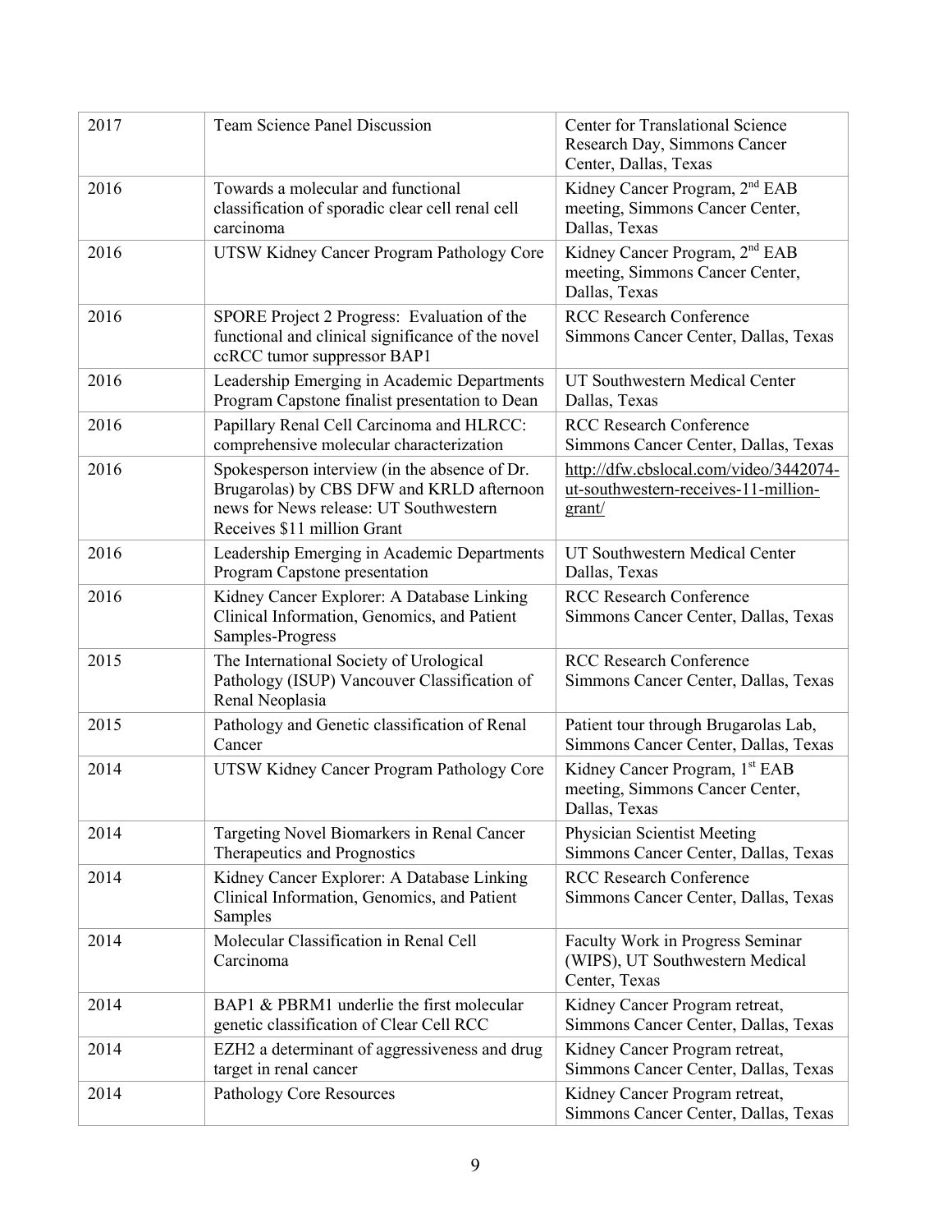| | | |
|---|---|---|
| 2017 | Team Science Panel Discussion | Center for Translational Science Research Day, Simmons Cancer Center, Dallas, Texas |
| 2016 | Towards a molecular and functional classification of sporadic clear cell renal cell carcinoma | Kidney Cancer Program, 2nd EAB meeting, Simmons Cancer Center, Dallas, Texas |
| 2016 | UTSW Kidney Cancer Program Pathology Core | Kidney Cancer Program, 2nd EAB meeting, Simmons Cancer Center, Dallas, Texas |
| 2016 | SPORE Project 2 Progress: Evaluation of the functional and clinical significance of the novel ccRCC tumor suppressor BAP1 | RCC Research Conference Simmons Cancer Center, Dallas, Texas |
| 2016 | Leadership Emerging in Academic Departments Program Capstone finalist presentation to Dean | UT Southwestern Medical Center Dallas, Texas |
| 2016 | Papillary Renal Cell Carcinoma and HLRCC: comprehensive molecular characterization | RCC Research Conference Simmons Cancer Center, Dallas, Texas |
| 2016 | Spokesperson interview (in the absence of Dr. Brugarolas) by CBS DFW and KRLD afternoon news for News release: UT Southwestern Receives $11 million Grant | http://dfw.cbslocal.com/video/3442074-ut-southwestern-receives-11-million-grant/ |
| 2016 | Leadership Emerging in Academic Departments Program Capstone presentation | UT Southwestern Medical Center Dallas, Texas |
| 2016 | Kidney Cancer Explorer: A Database Linking Clinical Information, Genomics, and Patient Samples-Progress | RCC Research Conference Simmons Cancer Center, Dallas, Texas |
| 2015 | The International Society of Urological Pathology (ISUP) Vancouver Classification of Renal Neoplasia | RCC Research Conference Simmons Cancer Center, Dallas, Texas |
| 2015 | Pathology and Genetic classification of Renal Cancer | Patient tour through Brugarolas Lab, Simmons Cancer Center, Dallas, Texas |
| 2014 | UTSW Kidney Cancer Program Pathology Core | Kidney Cancer Program, 1st EAB meeting, Simmons Cancer Center, Dallas, Texas |
| 2014 | Targeting Novel Biomarkers in Renal Cancer Therapeutics and Prognostics | Physician Scientist Meeting Simmons Cancer Center, Dallas, Texas |
| 2014 | Kidney Cancer Explorer: A Database Linking Clinical Information, Genomics, and Patient Samples | RCC Research Conference Simmons Cancer Center, Dallas, Texas |
| 2014 | Molecular Classification in Renal Cell Carcinoma | Faculty Work in Progress Seminar (WIPS), UT Southwestern Medical Center, Texas |
| 2014 | BAP1 & PBRM1 underlie the first molecular genetic classification of Clear Cell RCC | Kidney Cancer Program retreat, Simmons Cancer Center, Dallas, Texas |
| 2014 | EZH2 a determinant of aggressiveness and drug target in renal cancer | Kidney Cancer Program retreat, Simmons Cancer Center, Dallas, Texas |
| 2014 | Pathology Core Resources | Kidney Cancer Program retreat, Simmons Cancer Center, Dallas, Texas |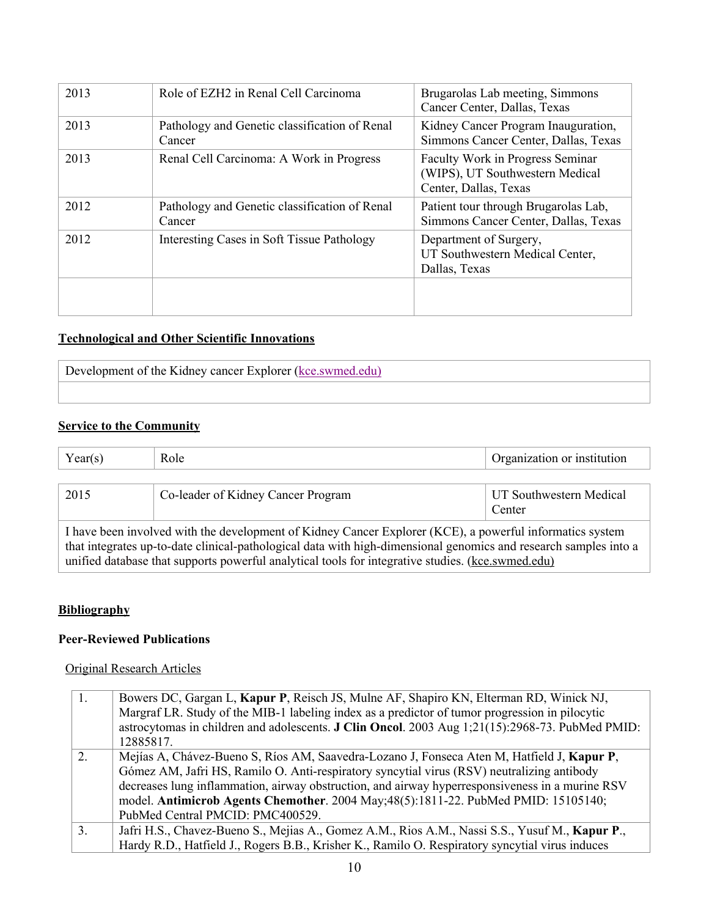| | | |
|---|---|---|
| 2013 | Role of EZH2 in Renal Cell Carcinoma | Brugarolas Lab meeting, Simmons Cancer Center, Dallas, Texas |
| 2013 | Pathology and Genetic classification of Renal Cancer | Kidney Cancer Program Inauguration, Simmons Cancer Center, Dallas, Texas |
| 2013 | Renal Cell Carcinoma: A Work in Progress | Faculty Work in Progress Seminar (WIPS), UT Southwestern Medical Center, Dallas, Texas |
| 2012 | Pathology and Genetic classification of Renal Cancer | Patient tour through Brugarolas Lab, Simmons Cancer Center, Dallas, Texas |
| 2012 | Interesting Cases in Soft Tissue Pathology | Department of Surgery, UT Southwestern Medical Center, Dallas, Texas |
| | | |

**<u>Technological and Other Scientific Innovations</u>**

| |
|---|
| Development of the Kidney cancer Explorer (kce.swmed.edu) |
| |

**<u>Service to the Community</u>**

| Year(s) | Role | Organization or institution |
|---|---|---|
| 2015 | Co-leader of Kidney Cancer Program | UT Southwestern Medical Center |

I have been involved with the development of Kidney Cancer Explorer (KCE), a powerful informatics system that integrates up-to-date clinical-pathological data with high-dimensional genomics and research samples into a unified database that supports powerful analytical tools for integrative studies. (kce.swmed.edu)

**<u>Bibliography</u>**

**Peer-Reviewed Publications**

<u>Original Research Articles</u>

| | |
|---|---|
| 1. | Bowers DC, Gargan L, **Kapur P**, Reisch JS, Mulne AF, Shapiro KN, Elterman RD, Winick NJ, Margraf LR. Study of the MIB-1 labeling index as a predictor of tumor progression in pilocytic astrocytomas in children and adolescents. **J Clin Oncol**. 2003 Aug 1;21(15):2968-73. PubMed PMID: 12885817. |
| 2. | Mejías A, Chávez-Bueno S, Ríos AM, Saavedra-Lozano J, Fonseca Aten M, Hatfield J, **Kapur P**, Gómez AM, Jafri HS, Ramilo O. Anti-respiratory syncytial virus (RSV) neutralizing antibody decreases lung inflammation, airway obstruction, and airway hyperresponsiveness in a murine RSV model. **Antimicrob Agents Chemother**. 2004 May;48(5):1811-22. PubMed PMID: 15105140; PubMed Central PMCID: PMC400529. |
| 3. | Jafri H.S., Chavez-Bueno S., Mejias A., Gomez A.M., Rios A.M., Nassi S.S., Yusuf M., **Kapur P**., Hardy R.D., Hatfield J., Rogers B.B., Krisher K., Ramilo O. Respiratory syncytial virus induces |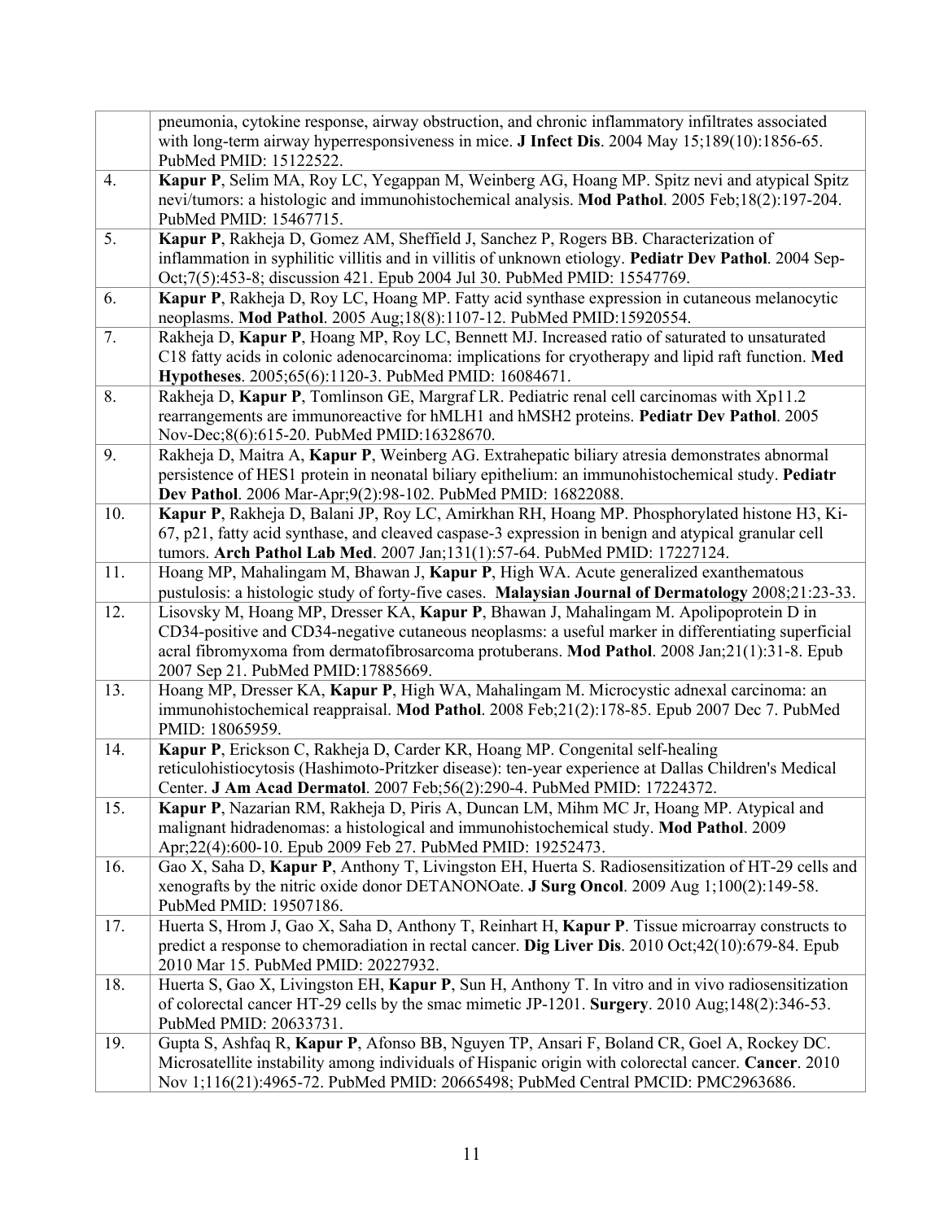| | |
|---|---|
| | pneumonia, cytokine response, airway obstruction, and chronic inflammatory infiltrates associated with long-term airway hyperresponsiveness in mice. **J Infect Dis**. 2004 May 15;189(10):1856-65. PubMed PMID: 15122522. |
| 4. | **Kapur P**, Selim MA, Roy LC, Yegappan M, Weinberg AG, Hoang MP. Spitz nevi and atypical Spitz nevi/tumors: a histologic and immunohistochemical analysis. **Mod Pathol**. 2005 Feb;18(2):197-204. PubMed PMID: 15467715. |
| 5. | **Kapur P**, Rakheja D, Gomez AM, Sheffield J, Sanchez P, Rogers BB. Characterization of inflammation in syphilitic villitis and in villitis of unknown etiology. **Pediatr Dev Pathol**. 2004 Sep-Oct;7(5):453-8; discussion 421. Epub 2004 Jul 30. PubMed PMID: 15547769. |
| 6. | **Kapur P**, Rakheja D, Roy LC, Hoang MP. Fatty acid synthase expression in cutaneous melanocytic neoplasms. **Mod Pathol**. 2005 Aug;18(8):1107-12. PubMed PMID:15920554. |
| 7. | Rakheja D, **Kapur P**, Hoang MP, Roy LC, Bennett MJ. Increased ratio of saturated to unsaturated C18 fatty acids in colonic adenocarcinoma: implications for cryotherapy and lipid raft function. **Med Hypotheses**. 2005;65(6):1120-3. PubMed PMID: 16084671. |
| 8. | Rakheja D, **Kapur P**, Tomlinson GE, Margraf LR. Pediatric renal cell carcinomas with Xp11.2 rearrangements are immunoreactive for hMLH1 and hMSH2 proteins. **Pediatr Dev Pathol**. 2005 Nov-Dec;8(6):615-20. PubMed PMID:16328670. |
| 9. | Rakheja D, Maitra A, **Kapur P**, Weinberg AG. Extrahepatic biliary atresia demonstrates abnormal persistence of HES1 protein in neonatal biliary epithelium: an immunohistochemical study. **Pediatr Dev Pathol**. 2006 Mar-Apr;9(2):98-102. PubMed PMID: 16822088. |
| 10. | **Kapur P**, Rakheja D, Balani JP, Roy LC, Amirkhan RH, Hoang MP. Phosphorylated histone H3, Ki-67, p21, fatty acid synthase, and cleaved caspase-3 expression in benign and atypical granular cell tumors. **Arch Pathol Lab Med**. 2007 Jan;131(1):57-64. PubMed PMID: 17227124. |
| 11. | Hoang MP, Mahalingam M, Bhawan J, **Kapur P**, High WA. Acute generalized exanthematous pustulosis: a histologic study of forty-five cases. **Malaysian Journal of Dermatology** 2008;21:23-33. |
| 12. | Lisovsky M, Hoang MP, Dresser KA, **Kapur P**, Bhawan J, Mahalingam M. Apolipoprotein D in CD34-positive and CD34-negative cutaneous neoplasms: a useful marker in differentiating superficial acral fibromyxoma from dermatofibrosarcoma protuberans. **Mod Pathol**. 2008 Jan;21(1):31-8. Epub 2007 Sep 21. PubMed PMID:17885669. |
| 13. | Hoang MP, Dresser KA, **Kapur P**, High WA, Mahalingam M. Microcystic adnexal carcinoma: an immunohistochemical reappraisal. **Mod Pathol**. 2008 Feb;21(2):178-85. Epub 2007 Dec 7. PubMed PMID: 18065959. |
| 14. | **Kapur P**, Erickson C, Rakheja D, Carder KR, Hoang MP. Congenital self-healing reticulohistiocytosis (Hashimoto-Pritzker disease): ten-year experience at Dallas Children's Medical Center. **J Am Acad Dermatol**. 2007 Feb;56(2):290-4. PubMed PMID: 17224372. |
| 15. | **Kapur P**, Nazarian RM, Rakheja D, Piris A, Duncan LM, Mihm MC Jr, Hoang MP. Atypical and malignant hidradenomas: a histological and immunohistochemical study. **Mod Pathol**. 2009 Apr;22(4):600-10. Epub 2009 Feb 27. PubMed PMID: 19252473. |
| 16. | Gao X, Saha D, **Kapur P**, Anthony T, Livingston EH, Huerta S. Radiosensitization of HT-29 cells and xenografts by the nitric oxide donor DETANONOate. **J Surg Oncol**. 2009 Aug 1;100(2):149-58. PubMed PMID: 19507186. |
| 17. | Huerta S, Hrom J, Gao X, Saha D, Anthony T, Reinhart H, **Kapur P**. Tissue microarray constructs to predict a response to chemoradiation in rectal cancer. **Dig Liver Dis**. 2010 Oct;42(10):679-84. Epub 2010 Mar 15. PubMed PMID: 20227932. |
| 18. | Huerta S, Gao X, Livingston EH, **Kapur P**, Sun H, Anthony T. In vitro and in vivo radiosensitization of colorectal cancer HT-29 cells by the smac mimetic JP-1201. **Surgery**. 2010 Aug;148(2):346-53. PubMed PMID: 20633731. |
| 19. | Gupta S, Ashfaq R, **Kapur P**, Afonso BB, Nguyen TP, Ansari F, Boland CR, Goel A, Rockey DC. Microsatellite instability among individuals of Hispanic origin with colorectal cancer. **Cancer**. 2010 Nov 1;116(21):4965-72. PubMed PMID: 20665498; PubMed Central PMCID: PMC2963686. |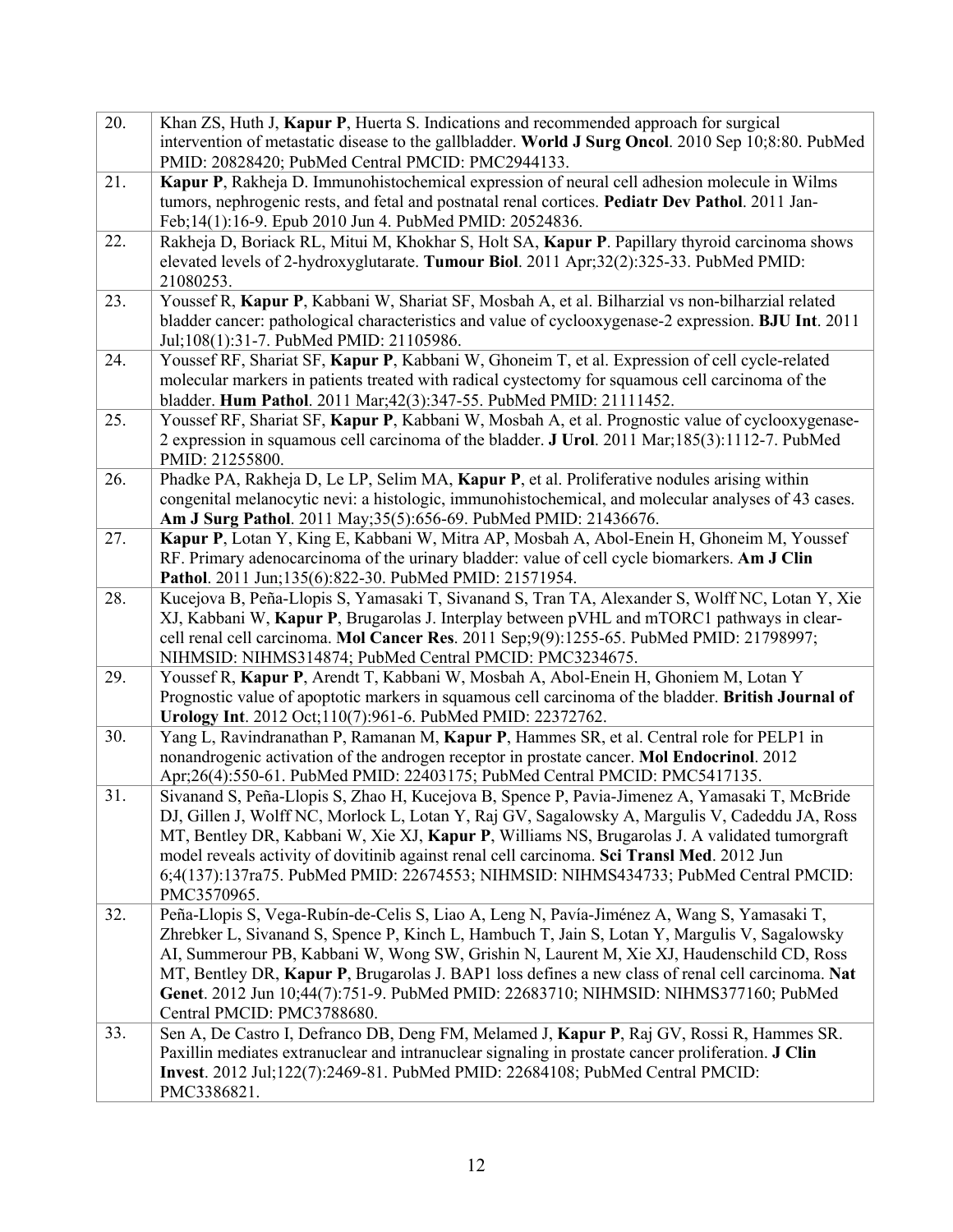| | |
|---|---|
| 20. | Khan ZS, Huth J, **Kapur P**, Huerta S. Indications and recommended approach for surgical intervention of metastatic disease to the gallbladder. **World J Surg Oncol**. 2010 Sep 10;8:80. PubMed PMID: 20828420; PubMed Central PMCID: PMC2944133. |
| 21. | **Kapur P**, Rakheja D. Immunohistochemical expression of neural cell adhesion molecule in Wilms tumors, nephrogenic rests, and fetal and postnatal renal cortices. **Pediatr Dev Pathol**. 2011 Jan-Feb;14(1):16-9. Epub 2010 Jun 4. PubMed PMID: 20524836. |
| 22. | Rakheja D, Boriack RL, Mitui M, Khokhar S, Holt SA, **Kapur P**. Papillary thyroid carcinoma shows elevated levels of 2-hydroxyglutarate. **Tumour Biol**. 2011 Apr;32(2):325-33. PubMed PMID: 21080253. |
| 23. | Youssef R, **Kapur P**, Kabbani W, Shariat SF, Mosbah A, et al. Bilharzial vs non-bilharzial related bladder cancer: pathological characteristics and value of cyclooxygenase-2 expression. **BJU Int**. 2011 Jul;108(1):31-7. PubMed PMID: 21105986. |
| 24. | Youssef RF, Shariat SF, **Kapur P**, Kabbani W, Ghoneim T, et al. Expression of cell cycle-related molecular markers in patients treated with radical cystectomy for squamous cell carcinoma of the bladder. **Hum Pathol**. 2011 Mar;42(3):347-55. PubMed PMID: 21111452. |
| 25. | Youssef RF, Shariat SF, **Kapur P**, Kabbani W, Mosbah A, et al. Prognostic value of cyclooxygenase-2 expression in squamous cell carcinoma of the bladder. **J Urol**. 2011 Mar;185(3):1112-7. PubMed PMID: 21255800. |
| 26. | Phadke PA, Rakheja D, Le LP, Selim MA, **Kapur P**, et al. Proliferative nodules arising within congenital melanocytic nevi: a histologic, immunohistochemical, and molecular analyses of 43 cases. **Am J Surg Pathol**. 2011 May;35(5):656-69. PubMed PMID: 21436676. |
| 27. | **Kapur P**, Lotan Y, King E, Kabbani W, Mitra AP, Mosbah A, Abol-Enein H, Ghoneim M, Youssef RF. Primary adenocarcinoma of the urinary bladder: value of cell cycle biomarkers. **Am J Clin Pathol**. 2011 Jun;135(6):822-30. PubMed PMID: 21571954. |
| 28. | Kucejova B, Peña-Llopis S, Yamasaki T, Sivanand S, Tran TA, Alexander S, Wolff NC, Lotan Y, Xie XJ, Kabbani W, **Kapur P**, Brugarolas J. Interplay between pVHL and mTORC1 pathways in clear-cell renal cell carcinoma. **Mol Cancer Res**. 2011 Sep;9(9):1255-65. PubMed PMID: 21798997; NIHMSID: NIHMS314874; PubMed Central PMCID: PMC3234675. |
| 29. | Youssef R, **Kapur P**, Arendt T, Kabbani W, Mosbah A, Abol-Enein H, Ghoniem M, Lotan Y Prognostic value of apoptotic markers in squamous cell carcinoma of the bladder. **British Journal of Urology Int**. 2012 Oct;110(7):961-6. PubMed PMID: 22372762. |
| 30. | Yang L, Ravindranathan P, Ramanan M, **Kapur P**, Hammes SR, et al. Central role for PELP1 in nonandrogenic activation of the androgen receptor in prostate cancer. **Mol Endocrinol**. 2012 Apr;26(4):550-61. PubMed PMID: 22403175; PubMed Central PMCID: PMC5417135. |
| 31. | Sivanand S, Peña-Llopis S, Zhao H, Kucejova B, Spence P, Pavia-Jimenez A, Yamasaki T, McBride DJ, Gillen J, Wolff NC, Morlock L, Lotan Y, Raj GV, Sagalowsky A, Margulis V, Cadeddu JA, Ross MT, Bentley DR, Kabbani W, Xie XJ, **Kapur P**, Williams NS, Brugarolas J. A validated tumorgraft model reveals activity of dovitinib against renal cell carcinoma. **Sci Transl Med**. 2012 Jun 6;4(137):137ra75. PubMed PMID: 22674553; NIHMSID: NIHMS434733; PubMed Central PMCID: PMC3570965. |
| 32. | Peña-Llopis S, Vega-Rubín-de-Celis S, Liao A, Leng N, Pavía-Jiménez A, Wang S, Yamasaki T, Zhrebker L, Sivanand S, Spence P, Kinch L, Hambuch T, Jain S, Lotan Y, Margulis V, Sagalowsky AI, Summerour PB, Kabbani W, Wong SW, Grishin N, Laurent M, Xie XJ, Haudenschild CD, Ross MT, Bentley DR, **Kapur P**, Brugarolas J. BAP1 loss defines a new class of renal cell carcinoma. **Nat Genet**. 2012 Jun 10;44(7):751-9. PubMed PMID: 22683710; NIHMSID: NIHMS377160; PubMed Central PMCID: PMC3788680. |
| 33. | Sen A, De Castro I, Defranco DB, Deng FM, Melamed J, **Kapur P**, Raj GV, Rossi R, Hammes SR. Paxillin mediates extranuclear and intranuclear signaling in prostate cancer proliferation. **J Clin Invest**. 2012 Jul;122(7):2469-81. PubMed PMID: 22684108; PubMed Central PMCID: PMC3386821. |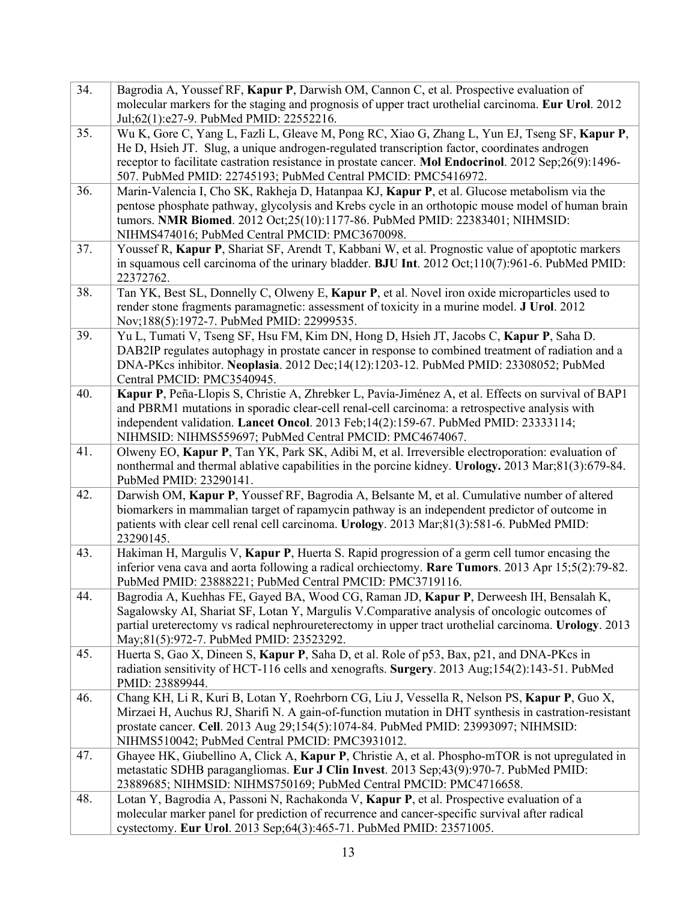| | |
|---|---|
| 34. | Bagrodia A, Youssef RF, **Kapur P**, Darwish OM, Cannon C, et al. Prospective evaluation of molecular markers for the staging and prognosis of upper tract urothelial carcinoma. **Eur Urol**. 2012 Jul;62(1):e27-9. PubMed PMID: 22552216. |
| 35. | Wu K, Gore C, Yang L, Fazli L, Gleave M, Pong RC, Xiao G, Zhang L, Yun EJ, Tseng SF, **Kapur P**, He D, Hsieh JT. Slug, a unique androgen-regulated transcription factor, coordinates androgen receptor to facilitate castration resistance in prostate cancer. **Mol Endocrinol**. 2012 Sep;26(9):1496-507. PubMed PMID: 22745193; PubMed Central PMCID: PMC5416972. |
| 36. | Marin-Valencia I, Cho SK, Rakheja D, Hatanpaa KJ, **Kapur P**, et al. Glucose metabolism via the pentose phosphate pathway, glycolysis and Krebs cycle in an orthotopic mouse model of human brain tumors. **NMR Biomed**. 2012 Oct;25(10):1177-86. PubMed PMID: 22383401; NIHMSID: NIHMS474016; PubMed Central PMCID: PMC3670098. |
| 37. | Youssef R, **Kapur P**, Shariat SF, Arendt T, Kabbani W, et al. Prognostic value of apoptotic markers in squamous cell carcinoma of the urinary bladder. **BJU Int**. 2012 Oct;110(7):961-6. PubMed PMID: 22372762. |
| 38. | Tan YK, Best SL, Donnelly C, Olweny E, **Kapur P**, et al. Novel iron oxide microparticles used to render stone fragments paramagnetic: assessment of toxicity in a murine model. **J Urol**. 2012 Nov;188(5):1972-7. PubMed PMID: 22999535. |
| 39. | Yu L, Tumati V, Tseng SF, Hsu FM, Kim DN, Hong D, Hsieh JT, Jacobs C, **Kapur P**, Saha D. DAB2IP regulates autophagy in prostate cancer in response to combined treatment of radiation and a DNA-PKcs inhibitor. **Neoplasia**. 2012 Dec;14(12):1203-12. PubMed PMID: 23308052; PubMed Central PMCID: PMC3540945. |
| 40. | **Kapur P**, Peña-Llopis S, Christie A, Zhrebker L, Pavía-Jiménez A, et al. Effects on survival of BAP1 and PBRM1 mutations in sporadic clear-cell renal-cell carcinoma: a retrospective analysis with independent validation. **Lancet Oncol**. 2013 Feb;14(2):159-67. PubMed PMID: 23333114; NIHMSID: NIHMS559697; PubMed Central PMCID: PMC4674067. |
| 41. | Olweny EO, **Kapur P**, Tan YK, Park SK, Adibi M, et al. Irreversible electroporation: evaluation of nonthermal and thermal ablative capabilities in the porcine kidney. **Urology.** 2013 Mar;81(3):679-84. PubMed PMID: 23290141. |
| 42. | Darwish OM, **Kapur P**, Youssef RF, Bagrodia A, Belsante M, et al. Cumulative number of altered biomarkers in mammalian target of rapamycin pathway is an independent predictor of outcome in patients with clear cell renal cell carcinoma. **Urology**. 2013 Mar;81(3):581-6. PubMed PMID: 23290145. |
| 43. | Hakiman H, Margulis V, **Kapur P**, Huerta S. Rapid progression of a germ cell tumor encasing the inferior vena cava and aorta following a radical orchiectomy. **Rare Tumors**. 2013 Apr 15;5(2):79-82. PubMed PMID: 23888221; PubMed Central PMCID: PMC3719116. |
| 44. | Bagrodia A, Kuehhas FE, Gayed BA, Wood CG, Raman JD, **Kapur P**, Derweesh IH, Bensalah K, Sagalowsky AI, Shariat SF, Lotan Y, Margulis V.Comparative analysis of oncologic outcomes of partial ureterectomy vs radical nephroureterectomy in upper tract urothelial carcinoma. **Urology**. 2013 May;81(5):972-7. PubMed PMID: 23523292. |
| 45. | Huerta S, Gao X, Dineen S, **Kapur P**, Saha D, et al. Role of p53, Bax, p21, and DNA-PKcs in radiation sensitivity of HCT-116 cells and xenografts. **Surgery**. 2013 Aug;154(2):143-51. PubMed PMID: 23889944. |
| 46. | Chang KH, Li R, Kuri B, Lotan Y, Roehrborn CG, Liu J, Vessella R, Nelson PS, **Kapur P**, Guo X, Mirzaei H, Auchus RJ, Sharifi N. A gain-of-function mutation in DHT synthesis in castration-resistant prostate cancer. **Cell**. 2013 Aug 29;154(5):1074-84. PubMed PMID: 23993097; NIHMSID: NIHMS510042; PubMed Central PMCID: PMC3931012. |
| 47. | Ghayee HK, Giubellino A, Click A, **Kapur P**, Christie A, et al. Phospho-mTOR is not upregulated in metastatic SDHB paragangliomas. **Eur J Clin Invest**. 2013 Sep;43(9):970-7. PubMed PMID: 23889685; NIHMSID: NIHMS750169; PubMed Central PMCID: PMC4716658. |
| 48. | Lotan Y, Bagrodia A, Passoni N, Rachakonda V, **Kapur P**, et al. Prospective evaluation of a molecular marker panel for prediction of recurrence and cancer-specific survival after radical cystectomy. **Eur Urol**. 2013 Sep;64(3):465-71. PubMed PMID: 23571005. |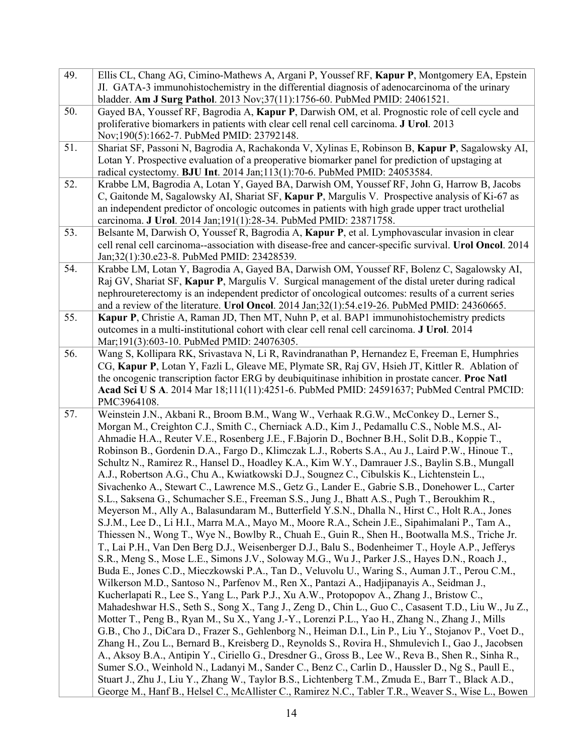| | |
|---|---|
| 49. | Ellis CL, Chang AG, Cimino-Mathews A, Argani P, Youssef RF, **Kapur P**, Montgomery EA, Epstein JI. GATA-3 immunohistochemistry in the differential diagnosis of adenocarcinoma of the urinary bladder. **Am J Surg Pathol**. 2013 Nov;37(11):1756-60. PubMed PMID: 24061521. |
| 50. | Gayed BA, Youssef RF, Bagrodia A, **Kapur P**, Darwish OM, et al. Prognostic role of cell cycle and proliferative biomarkers in patients with clear cell renal cell carcinoma. **J Urol**. 2013 Nov;190(5):1662-7. PubMed PMID: 23792148. |
| 51. | Shariat SF, Passoni N, Bagrodia A, Rachakonda V, Xylinas E, Robinson B, **Kapur P**, Sagalowsky AI, Lotan Y. Prospective evaluation of a preoperative biomarker panel for prediction of upstaging at radical cystectomy. **BJU Int**. 2014 Jan;113(1):70-6. PubMed PMID: 24053584. |
| 52. | Krabbe LM, Bagrodia A, Lotan Y, Gayed BA, Darwish OM, Youssef RF, John G, Harrow B, Jacobs C, Gaitonde M, Sagalowsky AI, Shariat SF, **Kapur P**, Margulis V. Prospective analysis of Ki-67 as an independent predictor of oncologic outcomes in patients with high grade upper tract urothelial carcinoma. **J Urol**. 2014 Jan;191(1):28-34. PubMed PMID: 23871758. |
| 53. | Belsante M, Darwish O, Youssef R, Bagrodia A, **Kapur P**, et al. Lymphovascular invasion in clear cell renal cell carcinoma--association with disease-free and cancer-specific survival. **Urol Oncol**. 2014 Jan;32(1):30.e23-8. PubMed PMID: 23428539. |
| 54. | Krabbe LM, Lotan Y, Bagrodia A, Gayed BA, Darwish OM, Youssef RF, Bolenz C, Sagalowsky AI, Raj GV, Shariat SF, **Kapur P**, Margulis V. Surgical management of the distal ureter during radical nephroureterectomy is an independent predictor of oncological outcomes: results of a current series and a review of the literature. **Urol Oncol**. 2014 Jan;32(1):54.e19-26. PubMed PMID: 24360665. |
| 55. | **Kapur P**, Christie A, Raman JD, Then MT, Nuhn P, et al. BAP1 immunohistochemistry predicts outcomes in a multi-institutional cohort with clear cell renal cell carcinoma. **J Urol**. 2014 Mar;191(3):603-10. PubMed PMID: 24076305. |
| 56. | Wang S, Kollipara RK, Srivastava N, Li R, Ravindranathan P, Hernandez E, Freeman E, Humphries CG, **Kapur P**, Lotan Y, Fazli L, Gleave ME, Plymate SR, Raj GV, Hsieh JT, Kittler R. Ablation of the oncogenic transcription factor ERG by deubiquitinase inhibition in prostate cancer. **Proc Natl Acad Sci U S A**. 2014 Mar 18;111(11):4251-6. PubMed PMID: 24591637; PubMed Central PMCID: PMC3964108. |
| 57. | Weinstein J.N., Akbani R., Broom B.M., Wang W., Verhaak R.G.W., McConkey D., Lerner S., Morgan M., Creighton C.J., Smith C., Cherniack A.D., Kim J., Pedamallu C.S., Noble M.S., Al-Ahmadie H.A., Reuter V.E., Rosenberg J.E., F.Bajorin D., Bochner B.H., Solit D.B., Koppie T., Robinson B., Gordenin D.A., Fargo D., Klimczak L.J., Roberts S.A., Au J., Laird P.W., Hinoue T., Schultz N., Ramirez R., Hansel D., Hoadley K.A., Kim W.Y., Damrauer J.S., Baylin S.B., Mungall A.J., Robertson A.G., Chu A., Kwiatkowski D.J., Sougnez C., Cibulskis K., Lichtenstein L., Sivachenko A., Stewart C., Lawrence M.S., Getz G., Lander E., Gabrie S.B., Donehower L., Carter S.L., Saksena G., Schumacher S.E., Freeman S.S., Jung J., Bhatt A.S., Pugh T., Beroukhim R., Meyerson M., Ally A., Balasundaram M., Butterfield Y.S.N., Dhalla N., Hirst C., Holt R.A., Jones S.J.M., Lee D., Li H.I., Marra M.A., Mayo M., Moore R.A., Schein J.E., Sipahimalani P., Tam A., Thiessen N., Wong T., Wye N., Bowlby R., Chuah E., Guin R., Shen H., Bootwalla M.S., Triche Jr. T., Lai P.H., Van Den Berg D.J., Weisenberger D.J., Balu S., Bodenheimer T., Hoyle A.P., Jefferys S.R., Meng S., Mose L.E., Simons J.V., Soloway M.G., Wu J., Parker J.S., Hayes D.N., Roach J., Buda E., Jones C.D., Mieczkowski P.A., Tan D., Veluvolu U., Waring S., Auman J.T., Perou C.M., Wilkerson M.D., Santoso N., Parfenov M., Ren X., Pantazi A., Hadjipanayis A., Seidman J., Kucherlapati R., Lee S., Yang L., Park P.J., Xu A.W., Protopopov A., Zhang J., Bristow C., Mahadeshwar H.S., Seth S., Song X., Tang J., Zeng D., Chin L., Guo C., Casasent T.D., Liu W., Ju Z., Motter T., Peng B., Ryan M., Su X., Yang J.-Y., Lorenzi P.L., Yao H., Zhang N., Zhang J., Mills G.B., Cho J., DiCara D., Frazer S., Gehlenborg N., Heiman D.I., Lin P., Liu Y., Stojanov P., Voet D., Zhang H., Zou L., Bernard B., Kreisberg D., Reynolds S., Rovira H., Shmulevich I., Gao J., Jacobsen A., Aksoy B.A., Antipin Y., Ciriello G., Dresdner G., Gross B., Lee W., Reva B., Shen R., Sinha R., Sumer S.O., Weinhold N., Ladanyi M., Sander C., Benz C., Carlin D., Haussler D., Ng S., Paull E., Stuart J., Zhu J., Liu Y., Zhang W., Taylor B.S., Lichtenberg T.M., Zmuda E., Barr T., Black A.D., George M., Hanf B., Helsel C., McAllister C., Ramirez N.C., Tabler T.R., Weaver S., Wise L., Bowen |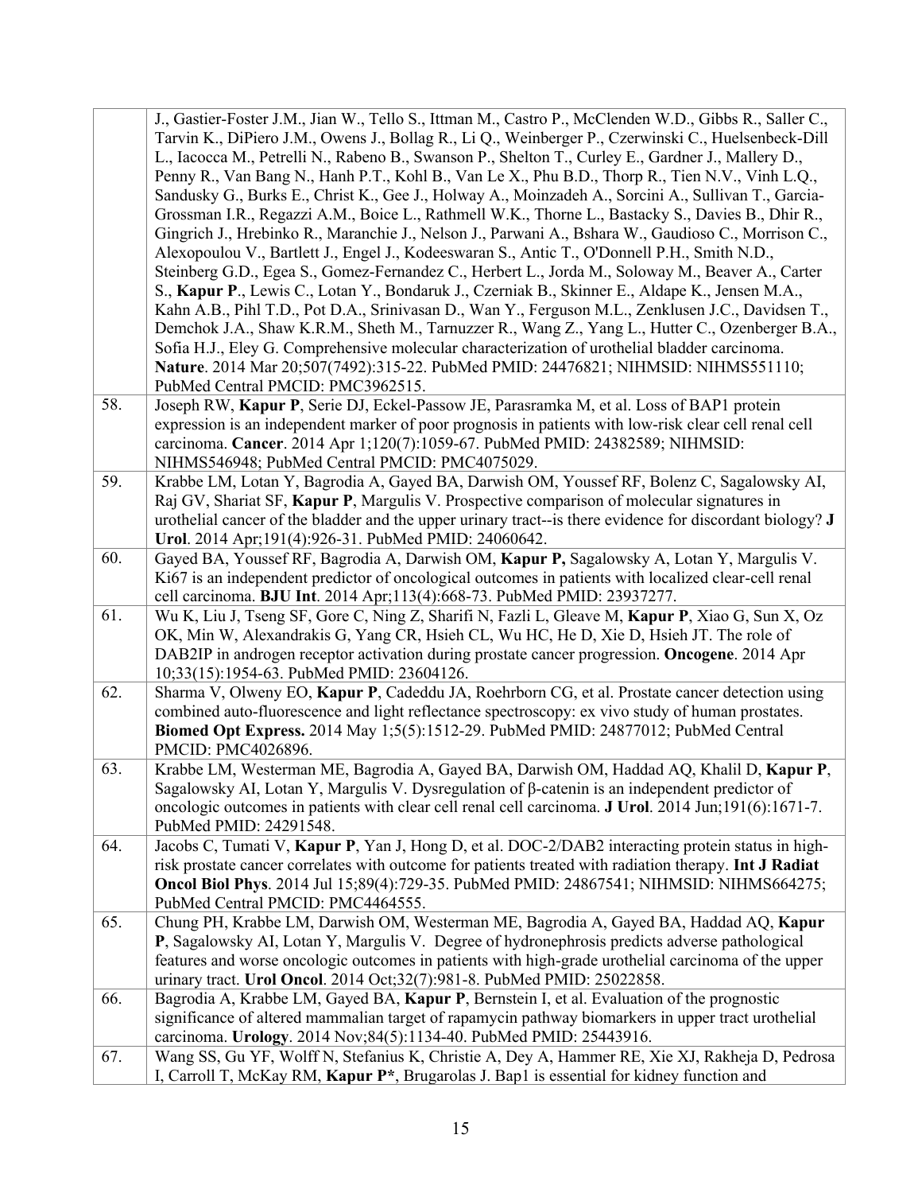|  |  |
|---|---|
|  | J., Gastier-Foster J.M., Jian W., Tello S., Ittman M., Castro P., McClenden W.D., Gibbs R., Saller C., Tarvin K., DiPiero J.M., Owens J., Bollag R., Li Q., Weinberger P., Czerwinski C., Huelsenbeck-Dill L., Iacocca M., Petrelli N., Rabeno B., Swanson P., Shelton T., Curley E., Gardner J., Mallery D., Penny R., Van Bang N., Hanh P.T., Kohl B., Van Le X., Phu B.D., Thorp R., Tien N.V., Vinh L.Q., Sandusky G., Burks E., Christ K., Gee J., Holway A., Moinzadeh A., Sorcini A., Sullivan T., Garcia-Grossman I.R., Regazzi A.M., Boice L., Rathmell W.K., Thorne L., Bastacky S., Davies B., Dhir R., Gingrich J., Hrebinko R., Maranchie J., Nelson J., Parwani A., Bshara W., Gaudioso C., Morrison C., Alexopoulou V., Bartlett J., Engel J., Kodeeswaran S., Antic T., O'Donnell P.H., Smith N.D., Steinberg G.D., Egea S., Gomez-Fernandez C., Herbert L., Jorda M., Soloway M., Beaver A., Carter S., **Kapur P**., Lewis C., Lotan Y., Bondaruk J., Czerniak B., Skinner E., Aldape K., Jensen M.A., Kahn A.B., Pihl T.D., Pot D.A., Srinivasan D., Wan Y., Ferguson M.L., Zenklusen J.C., Davidsen T., Demchok J.A., Shaw K.R.M., Sheth M., Tarnuzzer R., Wang Z., Yang L., Hutter C., Ozenberger B.A., Sofia H.J., Eley G. Comprehensive molecular characterization of urothelial bladder carcinoma. **Nature**. 2014 Mar 20;507(7492):315-22. PubMed PMID: 24476821; NIHMSID: NIHMS551110; PubMed Central PMCID: PMC3962515. |
| 58. | Joseph RW, **Kapur P**, Serie DJ, Eckel-Passow JE, Parasramka M, et al. Loss of BAP1 protein expression is an independent marker of poor prognosis in patients with low-risk clear cell renal cell carcinoma. **Cancer**. 2014 Apr 1;120(7):1059-67. PubMed PMID: 24382589; NIHMSID: NIHMS546948; PubMed Central PMCID: PMC4075029. |
| 59. | Krabbe LM, Lotan Y, Bagrodia A, Gayed BA, Darwish OM, Youssef RF, Bolenz C, Sagalowsky AI, Raj GV, Shariat SF, **Kapur P**, Margulis V. Prospective comparison of molecular signatures in urothelial cancer of the bladder and the upper urinary tract--is there evidence for discordant biology? **J Urol**. 2014 Apr;191(4):926-31. PubMed PMID: 24060642. |
| 60. | Gayed BA, Youssef RF, Bagrodia A, Darwish OM, **Kapur P,** Sagalowsky A, Lotan Y, Margulis V. Ki67 is an independent predictor of oncological outcomes in patients with localized clear-cell renal cell carcinoma. **BJU Int**. 2014 Apr;113(4):668-73. PubMed PMID: 23937277. |
| 61. | Wu K, Liu J, Tseng SF, Gore C, Ning Z, Sharifi N, Fazli L, Gleave M, **Kapur P**, Xiao G, Sun X, Oz OK, Min W, Alexandrakis G, Yang CR, Hsieh CL, Wu HC, He D, Xie D, Hsieh JT. The role of DAB2IP in androgen receptor activation during prostate cancer progression. **Oncogene**. 2014 Apr 10;33(15):1954-63. PubMed PMID: 23604126. |
| 62. | Sharma V, Olweny EO, **Kapur P**, Cadeddu JA, Roehrborn CG, et al. Prostate cancer detection using combined auto-fluorescence and light reflectance spectroscopy: ex vivo study of human prostates. **Biomed Opt Express.** 2014 May 1;5(5):1512-29. PubMed PMID: 24877012; PubMed Central PMCID: PMC4026896. |
| 63. | Krabbe LM, Westerman ME, Bagrodia A, Gayed BA, Darwish OM, Haddad AQ, Khalil D, **Kapur P**, Sagalowsky AI, Lotan Y, Margulis V. Dysregulation of β-catenin is an independent predictor of oncologic outcomes in patients with clear cell renal cell carcinoma. **J Urol**. 2014 Jun;191(6):1671-7. PubMed PMID: 24291548. |
| 64. | Jacobs C, Tumati V, **Kapur P**, Yan J, Hong D, et al. DOC-2/DAB2 interacting protein status in high-risk prostate cancer correlates with outcome for patients treated with radiation therapy. **Int J Radiat Oncol Biol Phys**. 2014 Jul 15;89(4):729-35. PubMed PMID: 24867541; NIHMSID: NIHMS664275; PubMed Central PMCID: PMC4464555. |
| 65. | Chung PH, Krabbe LM, Darwish OM, Westerman ME, Bagrodia A, Gayed BA, Haddad AQ, **Kapur P**, Sagalowsky AI, Lotan Y, Margulis V. Degree of hydronephrosis predicts adverse pathological features and worse oncologic outcomes in patients with high-grade urothelial carcinoma of the upper urinary tract. **Urol Oncol**. 2014 Oct;32(7):981-8. PubMed PMID: 25022858. |
| 66. | Bagrodia A, Krabbe LM, Gayed BA, **Kapur P**, Bernstein I, et al. Evaluation of the prognostic significance of altered mammalian target of rapamycin pathway biomarkers in upper tract urothelial carcinoma. **Urology**. 2014 Nov;84(5):1134-40. PubMed PMID: 25443916. |
| 67. | Wang SS, Gu YF, Wolff N, Stefanius K, Christie A, Dey A, Hammer RE, Xie XJ, Rakheja D, Pedrosa I, Carroll T, McKay RM, **Kapur P***, Brugarolas J. Bap1 is essential for kidney function and |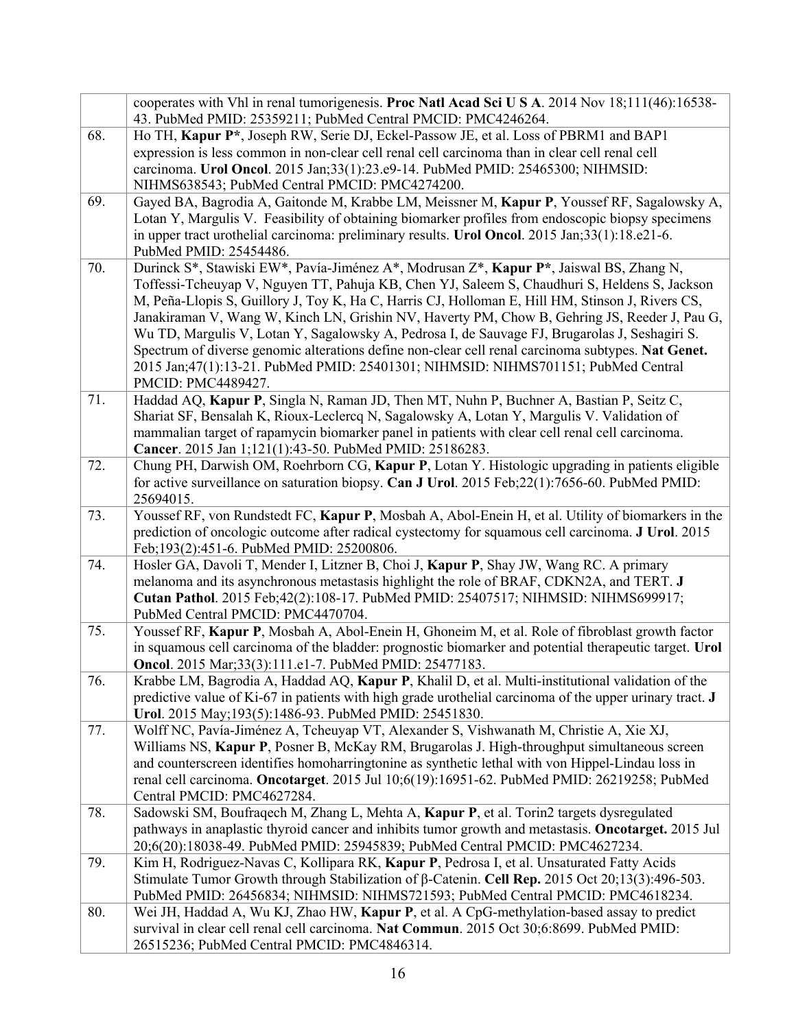| | |
|---|---|
| | cooperates with Vhl in renal tumorigenesis. **Proc Natl Acad Sci U S A**. 2014 Nov 18;111(46):16538-43. PubMed PMID: 25359211; PubMed Central PMCID: PMC4246264. |
| 68. | Ho TH, **Kapur P***, Joseph RW, Serie DJ, Eckel-Passow JE, et al. Loss of PBRM1 and BAP1 expression is less common in non-clear cell renal cell carcinoma than in clear cell renal cell carcinoma. **Urol Oncol**. 2015 Jan;33(1):23.e9-14. PubMed PMID: 25465300; NIHMSID: NIHMS638543; PubMed Central PMCID: PMC4274200. |
| 69. | Gayed BA, Bagrodia A, Gaitonde M, Krabbe LM, Meissner M, **Kapur P**, Youssef RF, Sagalowsky A, Lotan Y, Margulis V. Feasibility of obtaining biomarker profiles from endoscopic biopsy specimens in upper tract urothelial carcinoma: preliminary results. **Urol Oncol**. 2015 Jan;33(1):18.e21-6. PubMed PMID: 25454486. |
| 70. | Durinck S*, Stawiski EW*, Pavía-Jiménez A*, Modrusan Z*, **Kapur P***, Jaiswal BS, Zhang N, Toffessi-Tcheuyap V, Nguyen TT, Pahuja KB, Chen YJ, Saleem S, Chaudhuri S, Heldens S, Jackson M, Peña-Llopis S, Guillory J, Toy K, Ha C, Harris CJ, Holloman E, Hill HM, Stinson J, Rivers CS, Janakiraman V, Wang W, Kinch LN, Grishin NV, Haverty PM, Chow B, Gehring JS, Reeder J, Pau G, Wu TD, Margulis V, Lotan Y, Sagalowsky A, Pedrosa I, de Sauvage FJ, Brugarolas J, Seshagiri S. Spectrum of diverse genomic alterations define non-clear cell renal carcinoma subtypes. **Nat Genet.** 2015 Jan;47(1):13-21. PubMed PMID: 25401301; NIHMSID: NIHMS701151; PubMed Central PMCID: PMC4489427. |
| 71. | Haddad AQ, **Kapur P**, Singla N, Raman JD, Then MT, Nuhn P, Buchner A, Bastian P, Seitz C, Shariat SF, Bensalah K, Rioux-Leclercq N, Sagalowsky A, Lotan Y, Margulis V. Validation of mammalian target of rapamycin biomarker panel in patients with clear cell renal cell carcinoma. **Cancer**. 2015 Jan 1;121(1):43-50. PubMed PMID: 25186283. |
| 72. | Chung PH, Darwish OM, Roehrborn CG, **Kapur P**, Lotan Y. Histologic upgrading in patients eligible for active surveillance on saturation biopsy. **Can J Urol**. 2015 Feb;22(1):7656-60. PubMed PMID: 25694015. |
| 73. | Youssef RF, von Rundstedt FC, **Kapur P**, Mosbah A, Abol-Enein H, et al. Utility of biomarkers in the prediction of oncologic outcome after radical cystectomy for squamous cell carcinoma. **J Urol**. 2015 Feb;193(2):451-6. PubMed PMID: 25200806. |
| 74. | Hosler GA, Davoli T, Mender I, Litzner B, Choi J, **Kapur P**, Shay JW, Wang RC. A primary melanoma and its asynchronous metastasis highlight the role of BRAF, CDKN2A, and TERT. **J Cutan Pathol**. 2015 Feb;42(2):108-17. PubMed PMID: 25407517; NIHMSID: NIHMS699917; PubMed Central PMCID: PMC4470704. |
| 75. | Youssef RF, **Kapur P**, Mosbah A, Abol-Enein H, Ghoneim M, et al. Role of fibroblast growth factor in squamous cell carcinoma of the bladder: prognostic biomarker and potential therapeutic target. **Urol Oncol**. 2015 Mar;33(3):111.e1-7. PubMed PMID: 25477183. |
| 76. | Krabbe LM, Bagrodia A, Haddad AQ, **Kapur P**, Khalil D, et al. Multi-institutional validation of the predictive value of Ki-67 in patients with high grade urothelial carcinoma of the upper urinary tract. **J Urol**. 2015 May;193(5):1486-93. PubMed PMID: 25451830. |
| 77. | Wolff NC, Pavía-Jiménez A, Tcheuyap VT, Alexander S, Vishwanath M, Christie A, Xie XJ, Williams NS, **Kapur P**, Posner B, McKay RM, Brugarolas J. High-throughput simultaneous screen and counterscreen identifies homoharringtonine as synthetic lethal with von Hippel-Lindau loss in renal cell carcinoma. **Oncotarget**. 2015 Jul 10;6(19):16951-62. PubMed PMID: 26219258; PubMed Central PMCID: PMC4627284. |
| 78. | Sadowski SM, Boufraqech M, Zhang L, Mehta A, **Kapur P**, et al. Torin2 targets dysregulated pathways in anaplastic thyroid cancer and inhibits tumor growth and metastasis. **Oncotarget.** 2015 Jul 20;6(20):18038-49. PubMed PMID: 25945839; PubMed Central PMCID: PMC4627234. |
| 79. | Kim H, Rodriguez-Navas C, Kollipara RK, **Kapur P**, Pedrosa I, et al. Unsaturated Fatty Acids Stimulate Tumor Growth through Stabilization of β-Catenin. **Cell Rep.** 2015 Oct 20;13(3):496-503. PubMed PMID: 26456834; NIHMSID: NIHMS721593; PubMed Central PMCID: PMC4618234. |
| 80. | Wei JH, Haddad A, Wu KJ, Zhao HW, **Kapur P**, et al. A CpG-methylation-based assay to predict survival in clear cell renal cell carcinoma. **Nat Commun**. 2015 Oct 30;6:8699. PubMed PMID: 26515236; PubMed Central PMCID: PMC4846314. |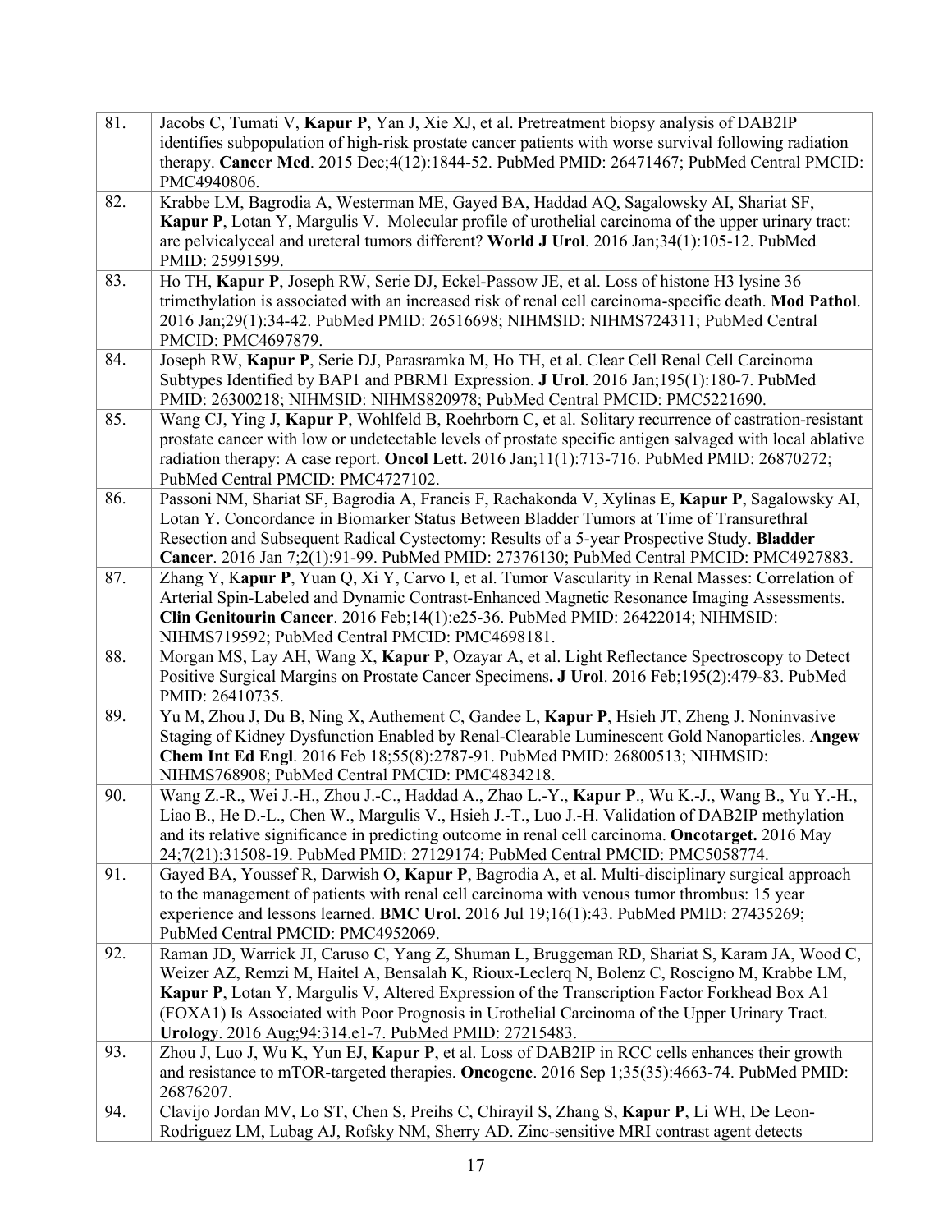| | |
|---|---|
| 81. | Jacobs C, Tumati V, **Kapur P**, Yan J, Xie XJ, et al. Pretreatment biopsy analysis of DAB2IP identifies subpopulation of high-risk prostate cancer patients with worse survival following radiation therapy. **Cancer Med**. 2015 Dec;4(12):1844-52. PubMed PMID: 26471467; PubMed Central PMCID: PMC4940806. |
| 82. | Krabbe LM, Bagrodia A, Westerman ME, Gayed BA, Haddad AQ, Sagalowsky AI, Shariat SF, **Kapur P**, Lotan Y, Margulis V. Molecular profile of urothelial carcinoma of the upper urinary tract: are pelvicalyceal and ureteral tumors different? **World J Urol**. 2016 Jan;34(1):105-12. PubMed PMID: 25991599. |
| 83. | Ho TH, **Kapur P**, Joseph RW, Serie DJ, Eckel-Passow JE, et al. Loss of histone H3 lysine 36 trimethylation is associated with an increased risk of renal cell carcinoma-specific death. **Mod Pathol**. 2016 Jan;29(1):34-42. PubMed PMID: 26516698; NIHMSID: NIHMS724311; PubMed Central PMCID: PMC4697879. |
| 84. | Joseph RW, **Kapur P**, Serie DJ, Parasramka M, Ho TH, et al. Clear Cell Renal Cell Carcinoma Subtypes Identified by BAP1 and PBRM1 Expression. **J Urol**. 2016 Jan;195(1):180-7. PubMed PMID: 26300218; NIHMSID: NIHMS820978; PubMed Central PMCID: PMC5221690. |
| 85. | Wang CJ, Ying J, **Kapur P**, Wohlfeld B, Roehrborn C, et al. Solitary recurrence of castration-resistant prostate cancer with low or undetectable levels of prostate specific antigen salvaged with local ablative radiation therapy: A case report. **Oncol Lett.** 2016 Jan;11(1):713-716. PubMed PMID: 26870272; PubMed Central PMCID: PMC4727102. |
| 86. | Passoni NM, Shariat SF, Bagrodia A, Francis F, Rachakonda V, Xylinas E, **Kapur P**, Sagalowsky AI, Lotan Y. Concordance in Biomarker Status Between Bladder Tumors at Time of Transurethral Resection and Subsequent Radical Cystectomy: Results of a 5-year Prospective Study. **Bladder Cancer**. 2016 Jan 7;2(1):91-99. PubMed PMID: 27376130; PubMed Central PMCID: PMC4927883. |
| 87. | Zhang Y, **Kapur P**, Yuan Q, Xi Y, Carvo I, et al. Tumor Vascularity in Renal Masses: Correlation of Arterial Spin-Labeled and Dynamic Contrast-Enhanced Magnetic Resonance Imaging Assessments. **Clin Genitourin Cancer**. 2016 Feb;14(1):e25-36. PubMed PMID: 26422014; NIHMSID: NIHMS719592; PubMed Central PMCID: PMC4698181. |
| 88. | Morgan MS, Lay AH, Wang X, **Kapur P**, Ozayar A, et al. Light Reflectance Spectroscopy to Detect Positive Surgical Margins on Prostate Cancer Specimens**.** **J Urol**. 2016 Feb;195(2):479-83. PubMed PMID: 26410735. |
| 89. | Yu M, Zhou J, Du B, Ning X, Authement C, Gandee L, **Kapur P**, Hsieh JT, Zheng J. Noninvasive Staging of Kidney Dysfunction Enabled by Renal-Clearable Luminescent Gold Nanoparticles. **Angew Chem Int Ed Engl**. 2016 Feb 18;55(8):2787-91. PubMed PMID: 26800513; NIHMSID: NIHMS768908; PubMed Central PMCID: PMC4834218. |
| 90. | Wang Z.-R., Wei J.-H., Zhou J.-C., Haddad A., Zhao L.-Y., **Kapur P**., Wu K.-J., Wang B., Yu Y.-H., Liao B., He D.-L., Chen W., Margulis V., Hsieh J.-T., Luo J.-H. Validation of DAB2IP methylation and its relative significance in predicting outcome in renal cell carcinoma. **Oncotarget.** 2016 May 24;7(21):31508-19. PubMed PMID: 27129174; PubMed Central PMCID: PMC5058774. |
| 91. | Gayed BA, Youssef R, Darwish O, **Kapur P**, Bagrodia A, et al. Multi-disciplinary surgical approach to the management of patients with renal cell carcinoma with venous tumor thrombus: 15 year experience and lessons learned. **BMC Urol.** 2016 Jul 19;16(1):43. PubMed PMID: 27435269; PubMed Central PMCID: PMC4952069. |
| 92. | Raman JD, Warrick JI, Caruso C, Yang Z, Shuman L, Bruggeman RD, Shariat S, Karam JA, Wood C, Weizer AZ, Remzi M, Haitel A, Bensalah K, Rioux-Leclerq N, Bolenz C, Roscigno M, Krabbe LM, **Kapur P**, Lotan Y, Margulis V, Altered Expression of the Transcription Factor Forkhead Box A1 (FOXA1) Is Associated with Poor Prognosis in Urothelial Carcinoma of the Upper Urinary Tract. **Urology**. 2016 Aug;94:314.e1-7. PubMed PMID: 27215483. |
| 93. | Zhou J, Luo J, Wu K, Yun EJ, **Kapur P**, et al. Loss of DAB2IP in RCC cells enhances their growth and resistance to mTOR-targeted therapies. **Oncogene**. 2016 Sep 1;35(35):4663-74. PubMed PMID: 26876207. |
| 94. | Clavijo Jordan MV, Lo ST, Chen S, Preihs C, Chirayil S, Zhang S, **Kapur P**, Li WH, De Leon-Rodriguez LM, Lubag AJ, Rofsky NM, Sherry AD. Zinc-sensitive MRI contrast agent detects |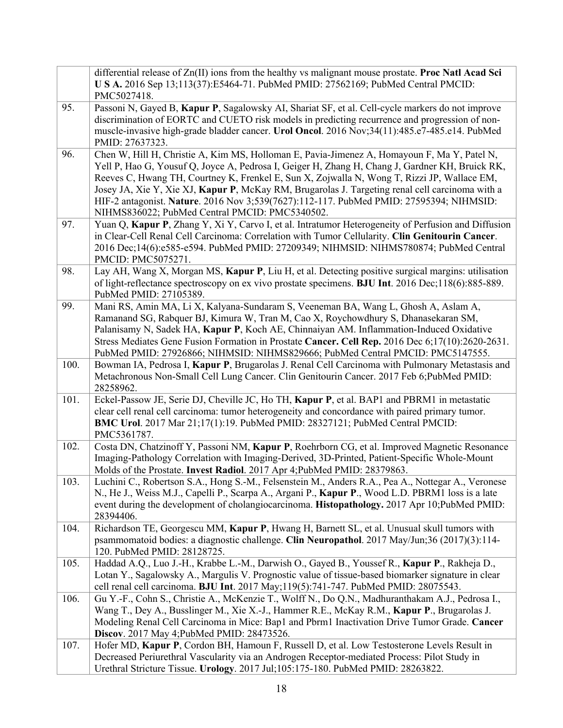| | |
|---|---|
| | differential release of Zn(II) ions from the healthy vs malignant mouse prostate. **Proc Natl Acad Sci U S A.** 2016 Sep 13;113(37):E5464-71. PubMed PMID: 27562169; PubMed Central PMCID: PMC5027418. |
| 95. | Passoni N, Gayed B, **Kapur P**, Sagalowsky AI, Shariat SF, et al. Cell-cycle markers do not improve discrimination of EORTC and CUETO risk models in predicting recurrence and progression of non-muscle-invasive high-grade bladder cancer. **Urol Oncol**. 2016 Nov;34(11):485.e7-485.e14. PubMed PMID: 27637323. |
| 96. | Chen W, Hill H, Christie A, Kim MS, Holloman E, Pavia-Jimenez A, Homayoun F, Ma Y, Patel N, Yell P, Hao G, Yousuf Q, Joyce A, Pedrosa I, Geiger H, Zhang H, Chang J, Gardner KH, Bruick RK, Reeves C, Hwang TH, Courtney K, Frenkel E, Sun X, Zojwalla N, Wong T, Rizzi JP, Wallace EM, Josey JA, Xie Y, Xie XJ, **Kapur P**, McKay RM, Brugarolas J. Targeting renal cell carcinoma with a HIF-2 antagonist. **Nature**. 2016 Nov 3;539(7627):112-117. PubMed PMID: 27595394; NIHMSID: NIHMS836022; PubMed Central PMCID: PMC5340502. |
| 97. | Yuan Q, **Kapur P**, Zhang Y, Xi Y, Carvo I, et al. Intratumor Heterogeneity of Perfusion and Diffusion in Clear-Cell Renal Cell Carcinoma: Correlation with Tumor Cellularity. **Clin Genitourin Cancer**. 2016 Dec;14(6):e585-e594. PubMed PMID: 27209349; NIHMSID: NIHMS780874; PubMed Central PMCID: PMC5075271. |
| 98. | Lay AH, Wang X, Morgan MS, **Kapur P**, Liu H, et al. Detecting positive surgical margins: utilisation of light-reflectance spectroscopy on ex vivo prostate specimens. **BJU Int**. 2016 Dec;118(6):885-889. PubMed PMID: 27105389. |
| 99. | Mani RS, Amin MA, Li X, Kalyana-Sundaram S, Veeneman BA, Wang L, Ghosh A, Aslam A, Ramanand SG, Rabquer BJ, Kimura W, Tran M, Cao X, Roychowdhury S, Dhanasekaran SM, Palanisamy N, Sadek HA, **Kapur P**, Koch AE, Chinnaiyan AM. Inflammation-Induced Oxidative Stress Mediates Gene Fusion Formation in Prostate **Cancer. Cell Rep.** 2016 Dec 6;17(10):2620-2631. PubMed PMID: 27926866; NIHMSID: NIHMS829666; PubMed Central PMCID: PMC5147555. |
| 100. | Bowman IA, Pedrosa I, **Kapur P**, Brugarolas J. Renal Cell Carcinoma with Pulmonary Metastasis and Metachronous Non-Small Cell Lung Cancer. Clin Genitourin Cancer. 2017 Feb 6;PubMed PMID: 28258962. |
| 101. | Eckel-Passow JE, Serie DJ, Cheville JC, Ho TH, **Kapur P**, et al. BAP1 and PBRM1 in metastatic clear cell renal cell carcinoma: tumor heterogeneity and concordance with paired primary tumor. **BMC Urol**. 2017 Mar 21;17(1):19. PubMed PMID: 28327121; PubMed Central PMCID: PMC5361787. |
| 102. | Costa DN, Chatzinoff Y, Passoni NM, **Kapur P**, Roehrborn CG, et al. Improved Magnetic Resonance Imaging-Pathology Correlation with Imaging-Derived, 3D-Printed, Patient-Specific Whole-Mount Molds of the Prostate. **Invest Radiol**. 2017 Apr 4;PubMed PMID: 28379863. |
| 103. | Luchini C., Robertson S.A., Hong S.-M., Felsenstein M., Anders R.A., Pea A., Nottegar A., Veronese N., He J., Weiss M.J., Capelli P., Scarpa A., Argani P., **Kapur P**., Wood L.D. PBRM1 loss is a late event during the development of cholangiocarcinoma. **Histopathology.** 2017 Apr 10;PubMed PMID: 28394406. |
| 104. | Richardson TE, Georgescu MM, **Kapur P**, Hwang H, Barnett SL, et al. Unusual skull tumors with psammomatoid bodies: a diagnostic challenge. **Clin Neuropathol**. 2017 May/Jun;36 (2017)(3):114-120. PubMed PMID: 28128725. |
| 105. | Haddad A.Q., Luo J.-H., Krabbe L.-M., Darwish O., Gayed B., Youssef R., **Kapur P**., Rakheja D., Lotan Y., Sagalowsky A., Margulis V. Prognostic value of tissue-based biomarker signature in clear cell renal cell carcinoma. **BJU Int**. 2017 May;119(5):741-747. PubMed PMID: 28075543. |
| 106. | Gu Y.-F., Cohn S., Christie A., McKenzie T., Wolff N., Do Q.N., Madhuranthakam A.J., Pedrosa I., Wang T., Dey A., Busslinger M., Xie X.-J., Hammer R.E., McKay R.M., **Kapur P**., Brugarolas J. Modeling Renal Cell Carcinoma in Mice: Bap1 and Pbrm1 Inactivation Drive Tumor Grade. **Cancer Discov**. 2017 May 4;PubMed PMID: 28473526. |
| 107. | Hofer MD, **Kapur P**, Cordon BH, Hamoun F, Russell D, et al. Low Testosterone Levels Result in Decreased Periurethral Vascularity via an Androgen Receptor-mediated Process: Pilot Study in Urethral Stricture Tissue. **Urology**. 2017 Jul;105:175-180. PubMed PMID: 28263822. |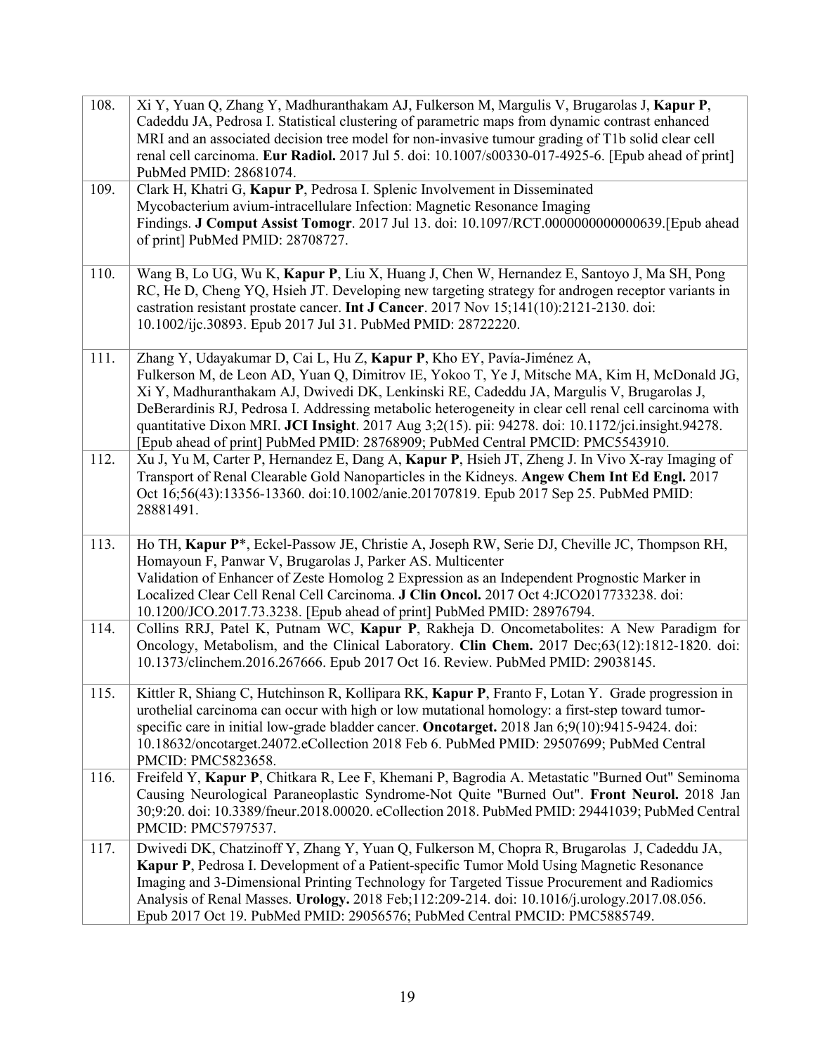| | |
|---|---|
| 108. | Xi Y, Yuan Q, Zhang Y, Madhuranthakam AJ, Fulkerson M, Margulis V, Brugarolas J, **Kapur P**, Cadeddu JA, Pedrosa I. Statistical clustering of parametric maps from dynamic contrast enhanced MRI and an associated decision tree model for non-invasive tumour grading of T1b solid clear cell renal cell carcinoma. **Eur Radiol.** 2017 Jul 5. doi: 10.1007/s00330-017-4925-6. [Epub ahead of print] PubMed PMID: 28681074. |
| 109. | Clark H, Khatri G, **Kapur P**, Pedrosa I. Splenic Involvement in Disseminated Mycobacterium avium-intracellulare Infection: Magnetic Resonance Imaging Findings. **J Comput Assist Tomogr**. 2017 Jul 13. doi: 10.1097/RCT.0000000000000639.[Epub ahead of print] PubMed PMID: 28708727. |
| 110. | Wang B, Lo UG, Wu K, **Kapur P**, Liu X, Huang J, Chen W, Hernandez E, Santoyo J, Ma SH, Pong RC, He D, Cheng YQ, Hsieh JT. Developing new targeting strategy for androgen receptor variants in castration resistant prostate cancer. **Int J Cancer**. 2017 Nov 15;141(10):2121-2130. doi: 10.1002/ijc.30893. Epub 2017 Jul 31. PubMed PMID: 28722220. |
| 111. | Zhang Y, Udayakumar D, Cai L, Hu Z, **Kapur P**, Kho EY, Pavía-Jiménez A, Fulkerson M, de Leon AD, Yuan Q, Dimitrov IE, Yokoo T, Ye J, Mitsche MA, Kim H, McDonald JG, Xi Y, Madhuranthakam AJ, Dwivedi DK, Lenkinski RE, Cadeddu JA, Margulis V, Brugarolas J, DeBerardinis RJ, Pedrosa I. Addressing metabolic heterogeneity in clear cell renal cell carcinoma with quantitative Dixon MRI. **JCI Insight**. 2017 Aug 3;2(15). pii: 94278. doi: 10.1172/jci.insight.94278. [Epub ahead of print] PubMed PMID: 28768909; PubMed Central PMCID: PMC5543910. |
| 112. | Xu J, Yu M, Carter P, Hernandez E, Dang A, **Kapur P**, Hsieh JT, Zheng J. In Vivo X-ray Imaging of Transport of Renal Clearable Gold Nanoparticles in the Kidneys. **Angew Chem Int Ed Engl.** 2017 Oct 16;56(43):13356-13360. doi:10.1002/anie.201707819. Epub 2017 Sep 25. PubMed PMID: 28881491. |
| 113. | Ho TH, **Kapur P***, Eckel-Passow JE, Christie A, Joseph RW, Serie DJ, Cheville JC, Thompson RH, Homayoun F, Panwar V, Brugarolas J, Parker AS. Multicenter Validation of Enhancer of Zeste Homolog 2 Expression as an Independent Prognostic Marker in Localized Clear Cell Renal Cell Carcinoma. **J Clin Oncol.** 2017 Oct 4:JCO2017733238. doi: 10.1200/JCO.2017.73.3238. [Epub ahead of print] PubMed PMID: 28976794. |
| 114. | Collins RRJ, Patel K, Putnam WC, **Kapur P**, Rakheja D. Oncometabolites: A New Paradigm for Oncology, Metabolism, and the Clinical Laboratory. **Clin Chem.** 2017 Dec;63(12):1812-1820. doi: 10.1373/clinchem.2016.267666. Epub 2017 Oct 16. Review. PubMed PMID: 29038145. |
| 115. | Kittler R, Shiang C, Hutchinson R, Kollipara RK, **Kapur P**, Franto F, Lotan Y. Grade progression in urothelial carcinoma can occur with high or low mutational homology: a first-step toward tumor-specific care in initial low-grade bladder cancer. **Oncotarget.** 2018 Jan 6;9(10):9415-9424. doi: 10.18632/oncotarget.24072.eCollection 2018 Feb 6. PubMed PMID: 29507699; PubMed Central PMCID: PMC5823658. |
| 116. | Freifeld Y, **Kapur P**, Chitkara R, Lee F, Khemani P, Bagrodia A. Metastatic "Burned Out" Seminoma Causing Neurological Paraneoplastic Syndrome-Not Quite "Burned Out". **Front Neurol.** 2018 Jan 30;9:20. doi: 10.3389/fneur.2018.00020. eCollection 2018. PubMed PMID: 29441039; PubMed Central PMCID: PMC5797537. |
| 117. | Dwivedi DK, Chatzinoff Y, Zhang Y, Yuan Q, Fulkerson M, Chopra R, Brugarolas J, Cadeddu JA, **Kapur P**, Pedrosa I. Development of a Patient-specific Tumor Mold Using Magnetic Resonance Imaging and 3-Dimensional Printing Technology for Targeted Tissue Procurement and Radiomics Analysis of Renal Masses. **Urology.** 2018 Feb;112:209-214. doi: 10.1016/j.urology.2017.08.056. Epub 2017 Oct 19. PubMed PMID: 29056576; PubMed Central PMCID: PMC5885749. |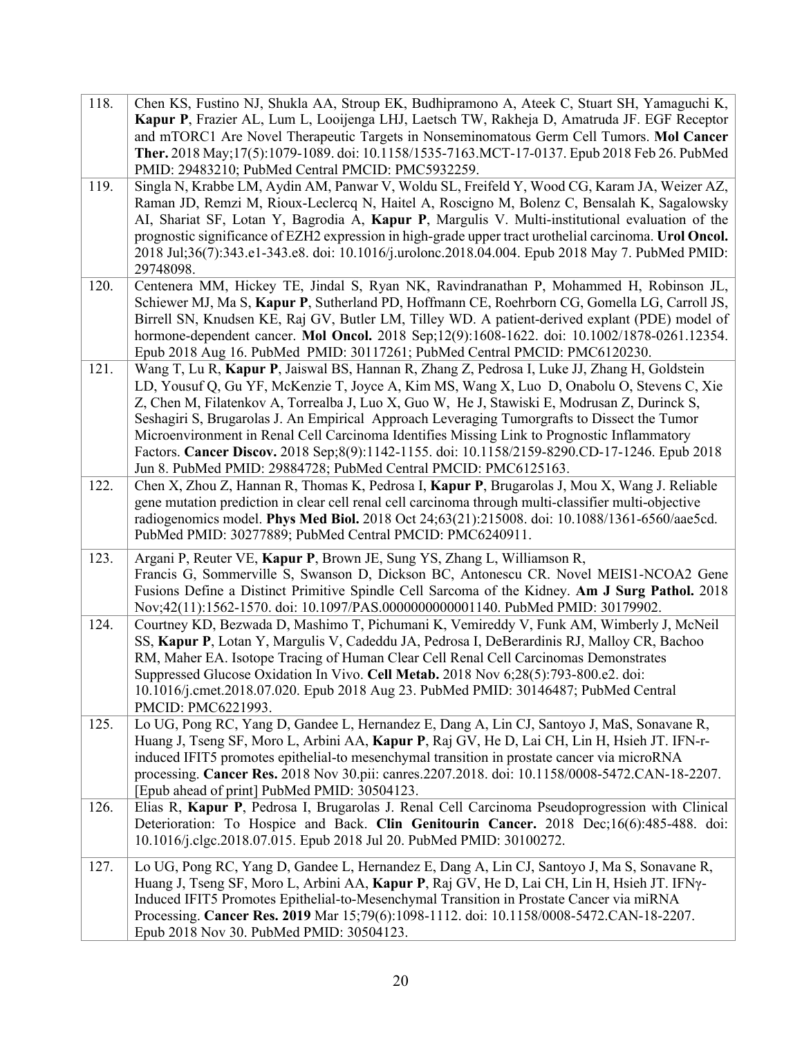| | |
|---|---|
| 118. | Chen KS, Fustino NJ, Shukla AA, Stroup EK, Budhipramono A, Ateek C, Stuart SH, Yamaguchi K, **Kapur P**, Frazier AL, Lum L, Looijenga LHJ, Laetsch TW, Rakheja D, Amatruda JF. EGF Receptor and mTORC1 Are Novel Therapeutic Targets in Nonseminomatous Germ Cell Tumors. **Mol Cancer Ther.** 2018 May;17(5):1079-1089. doi: 10.1158/1535-7163.MCT-17-0137. Epub 2018 Feb 26. PubMed PMID: 29483210; PubMed Central PMCID: PMC5932259. |
| 119. | Singla N, Krabbe LM, Aydin AM, Panwar V, Woldu SL, Freifeld Y, Wood CG, Karam JA, Weizer AZ, Raman JD, Remzi M, Rioux-Leclercq N, Haitel A, Roscigno M, Bolenz C, Bensalah K, Sagalowsky AI, Shariat SF, Lotan Y, Bagrodia A, **Kapur P**, Margulis V. Multi-institutional evaluation of the prognostic significance of EZH2 expression in high-grade upper tract urothelial carcinoma. **Urol Oncol.** 2018 Jul;36(7):343.e1-343.e8. doi: 10.1016/j.urolonc.2018.04.004. Epub 2018 May 7. PubMed PMID: 29748098. |
| 120. | Centenera MM, Hickey TE, Jindal S, Ryan NK, Ravindranathan P, Mohammed H, Robinson JL, Schiewer MJ, Ma S, **Kapur P**, Sutherland PD, Hoffmann CE, Roehrborn CG, Gomella LG, Carroll JS, Birrell SN, Knudsen KE, Raj GV, Butler LM, Tilley WD. A patient-derived explant (PDE) model of hormone-dependent cancer. **Mol Oncol.** 2018 Sep;12(9):1608-1622. doi: 10.1002/1878-0261.12354. Epub 2018 Aug 16. PubMed PMID: 30117261; PubMed Central PMCID: PMC6120230. |
| 121. | Wang T, Lu R, **Kapur P**, Jaiswal BS, Hannan R, Zhang Z, Pedrosa I, Luke JJ, Zhang H, Goldstein LD, Yousuf Q, Gu YF, McKenzie T, Joyce A, Kim MS, Wang X, Luo D, Onabolu O, Stevens C, Xie Z, Chen M, Filatenkov A, Torrealba J, Luo X, Guo W, He J, Stawiski E, Modrusan Z, Durinck S, Seshagiri S, Brugarolas J. An Empirical Approach Leveraging Tumorgrafts to Dissect the Tumor Microenvironment in Renal Cell Carcinoma Identifies Missing Link to Prognostic Inflammatory Factors. **Cancer Discov.** 2018 Sep;8(9):1142-1155. doi: 10.1158/2159-8290.CD-17-1246. Epub 2018 Jun 8. PubMed PMID: 29884728; PubMed Central PMCID: PMC6125163. |
| 122. | Chen X, Zhou Z, Hannan R, Thomas K, Pedrosa I, **Kapur P**, Brugarolas J, Mou X, Wang J. Reliable gene mutation prediction in clear cell renal cell carcinoma through multi-classifier multi-objective radiogenomics model. **Phys Med Biol.** 2018 Oct 24;63(21):215008. doi: 10.1088/1361-6560/aae5cd. PubMed PMID: 30277889; PubMed Central PMCID: PMC6240911. |
| 123. | Argani P, Reuter VE, **Kapur P**, Brown JE, Sung YS, Zhang L, Williamson R, Francis G, Sommerville S, Swanson D, Dickson BC, Antonescu CR. Novel MEIS1-NCOA2 Gene Fusions Define a Distinct Primitive Spindle Cell Sarcoma of the Kidney. **Am J Surg Pathol.** 2018 Nov;42(11):1562-1570. doi: 10.1097/PAS.0000000000001140. PubMed PMID: 30179902. |
| 124. | Courtney KD, Bezwada D, Mashimo T, Pichumani K, Vemireddy V, Funk AM, Wimberly J, McNeil SS, **Kapur P**, Lotan Y, Margulis V, Cadeddu JA, Pedrosa I, DeBerardinis RJ, Malloy CR, Bachoo RM, Maher EA. Isotope Tracing of Human Clear Cell Renal Cell Carcinomas Demonstrates Suppressed Glucose Oxidation In Vivo. **Cell Metab.** 2018 Nov 6;28(5):793-800.e2. doi: 10.1016/j.cmet.2018.07.020. Epub 2018 Aug 23. PubMed PMID: 30146487; PubMed Central PMCID: PMC6221993. |
| 125. | Lo UG, Pong RC, Yang D, Gandee L, Hernandez E, Dang A, Lin CJ, Santoyo J, MaS, Sonavane R, Huang J, Tseng SF, Moro L, Arbini AA, **Kapur P**, Raj GV, He D, Lai CH, Lin H, Hsieh JT. IFN-r-induced IFIT5 promotes epithelial-to mesenchymal transition in prostate cancer via microRNA processing. **Cancer Res.** 2018 Nov 30.pii: canres.2207.2018. doi: 10.1158/0008-5472.CAN-18-2207. [Epub ahead of print] PubMed PMID: 30504123. |
| 126. | Elias R, **Kapur P**, Pedrosa I, Brugarolas J. Renal Cell Carcinoma Pseudoprogression with Clinical Deterioration: To Hospice and Back. **Clin Genitourin Cancer.** 2018 Dec;16(6):485-488. doi: 10.1016/j.clgc.2018.07.015. Epub 2018 Jul 20. PubMed PMID: 30100272. |
| 127. | Lo UG, Pong RC, Yang D, Gandee L, Hernandez E, Dang A, Lin CJ, Santoyo J, Ma S, Sonavane R, Huang J, Tseng SF, Moro L, Arbini AA, **Kapur P**, Raj GV, He D, Lai CH, Lin H, Hsieh JT. IFNγ-Induced IFIT5 Promotes Epithelial-to-Mesenchymal Transition in Prostate Cancer via miRNA Processing. **Cancer Res. 2019** Mar 15;79(6):1098-1112. doi: 10.1158/0008-5472.CAN-18-2207. Epub 2018 Nov 30. PubMed PMID: 30504123. |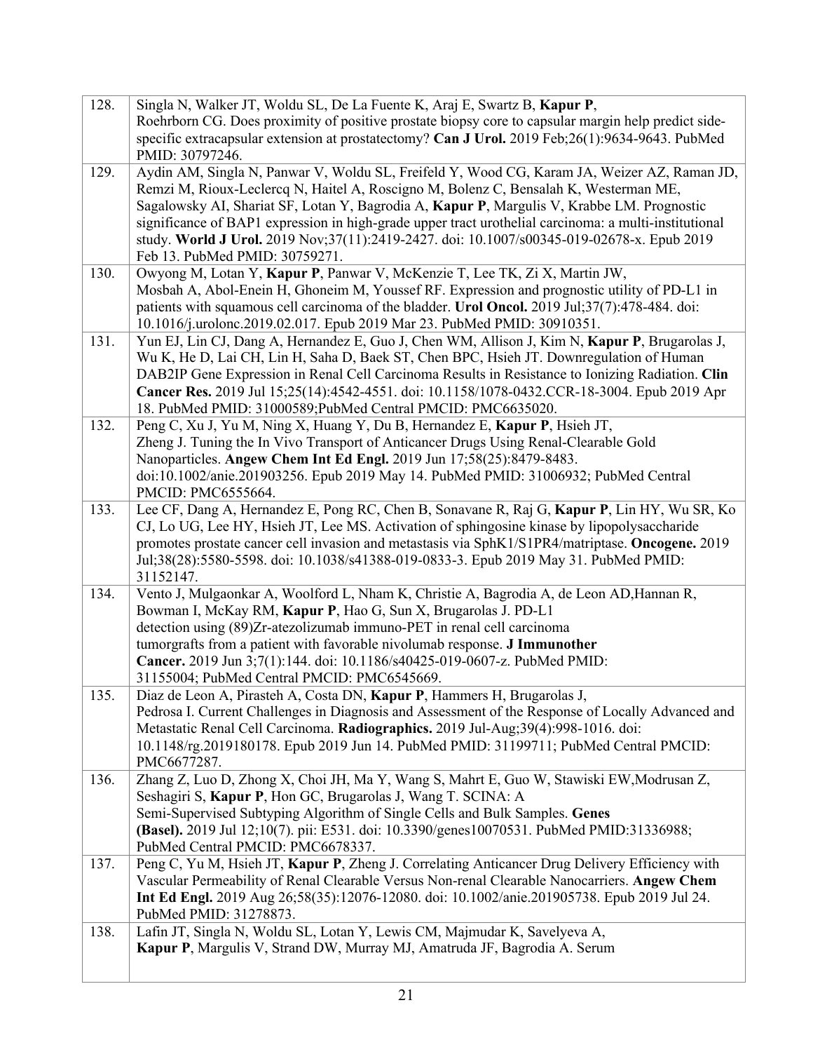| | |
|---|---|
| 128. | Singla N, Walker JT, Woldu SL, De La Fuente K, Araj E, Swartz B, **Kapur P**, Roehrborn CG. Does proximity of positive prostate biopsy core to capsular margin help predict side-specific extracapsular extension at prostatectomy? **Can J Urol.** 2019 Feb;26(1):9634-9643. PubMed PMID: 30797246. |
| 129. | Aydin AM, Singla N, Panwar V, Woldu SL, Freifeld Y, Wood CG, Karam JA, Weizer AZ, Raman JD, Remzi M, Rioux-Leclercq N, Haitel A, Roscigno M, Bolenz C, Bensalah K, Westerman ME, Sagalowsky AI, Shariat SF, Lotan Y, Bagrodia A, **Kapur P**, Margulis V, Krabbe LM. Prognostic significance of BAP1 expression in high-grade upper tract urothelial carcinoma: a multi-institutional study. **World J Urol.** 2019 Nov;37(11):2419-2427. doi: 10.1007/s00345-019-02678-x. Epub 2019 Feb 13. PubMed PMID: 30759271. |
| 130. | Owyong M, Lotan Y, **Kapur P**, Panwar V, McKenzie T, Lee TK, Zi X, Martin JW, Mosbah A, Abol-Enein H, Ghoneim M, Youssef RF. Expression and prognostic utility of PD-L1 in patients with squamous cell carcinoma of the bladder. **Urol Oncol.** 2019 Jul;37(7):478-484. doi: 10.1016/j.urolonc.2019.02.017. Epub 2019 Mar 23. PubMed PMID: 30910351. |
| 131. | Yun EJ, Lin CJ, Dang A, Hernandez E, Guo J, Chen WM, Allison J, Kim N, **Kapur P**, Brugarolas J, Wu K, He D, Lai CH, Lin H, Saha D, Baek ST, Chen BPC, Hsieh JT. Downregulation of Human DAB2IP Gene Expression in Renal Cell Carcinoma Results in Resistance to Ionizing Radiation. **Clin Cancer Res.** 2019 Jul 15;25(14):4542-4551. doi: 10.1158/1078-0432.CCR-18-3004. Epub 2019 Apr 18. PubMed PMID: 31000589;PubMed Central PMCID: PMC6635020. |
| 132. | Peng C, Xu J, Yu M, Ning X, Huang Y, Du B, Hernandez E, **Kapur P**, Hsieh JT, Zheng J. Tuning the In Vivo Transport of Anticancer Drugs Using Renal-Clearable Gold Nanoparticles. **Angew Chem Int Ed Engl.** 2019 Jun 17;58(25):8479-8483. doi:10.1002/anie.201903256. Epub 2019 May 14. PubMed PMID: 31006932; PubMed Central PMCID: PMC6555664. |
| 133. | Lee CF, Dang A, Hernandez E, Pong RC, Chen B, Sonavane R, Raj G, **Kapur P**, Lin HY, Wu SR, Ko CJ, Lo UG, Lee HY, Hsieh JT, Lee MS. Activation of sphingosine kinase by lipopolysaccharide promotes prostate cancer cell invasion and metastasis via SphK1/S1PR4/matriptase. **Oncogene.** 2019 Jul;38(28):5580-5598. doi: 10.1038/s41388-019-0833-3. Epub 2019 May 31. PubMed PMID: 31152147. |
| 134. | Vento J, Mulgaonkar A, Woolford L, Nham K, Christie A, Bagrodia A, de Leon AD,Hannan R, Bowman I, McKay RM, **Kapur P**, Hao G, Sun X, Brugarolas J. PD-L1 detection using (89)Zr-atezolizumab immuno-PET in renal cell carcinoma tumorgrafts from a patient with favorable nivolumab response. **J Immunother Cancer.** 2019 Jun 3;7(1):144. doi: 10.1186/s40425-019-0607-z. PubMed PMID: 31155004; PubMed Central PMCID: PMC6545669. |
| 135. | Diaz de Leon A, Pirasteh A, Costa DN, **Kapur P**, Hammers H, Brugarolas J, Pedrosa I. Current Challenges in Diagnosis and Assessment of the Response of Locally Advanced and Metastatic Renal Cell Carcinoma. **Radiographics.** 2019 Jul-Aug;39(4):998-1016. doi: 10.1148/rg.2019180178. Epub 2019 Jun 14. PubMed PMID: 31199711; PubMed Central PMCID: PMC6677287. |
| 136. | Zhang Z, Luo D, Zhong X, Choi JH, Ma Y, Wang S, Mahrt E, Guo W, Stawiski EW,Modrusan Z, Seshagiri S, **Kapur P**, Hon GC, Brugarolas J, Wang T. SCINA: A Semi-Supervised Subtyping Algorithm of Single Cells and Bulk Samples. **Genes (Basel).** 2019 Jul 12;10(7). pii: E531. doi: 10.3390/genes10070531. PubMed PMID:31336988; PubMed Central PMCID: PMC6678337. |
| 137. | Peng C, Yu M, Hsieh JT, **Kapur P**, Zheng J. Correlating Anticancer Drug Delivery Efficiency with Vascular Permeability of Renal Clearable Versus Non-renal Clearable Nanocarriers. **Angew Chem Int Ed Engl.** 2019 Aug 26;58(35):12076-12080. doi: 10.1002/anie.201905738. Epub 2019 Jul 24. PubMed PMID: 31278873. |
| 138. | Lafin JT, Singla N, Woldu SL, Lotan Y, Lewis CM, Majmudar K, Savelyeva A, **Kapur P**, Margulis V, Strand DW, Murray MJ, Amatruda JF, Bagrodia A. Serum |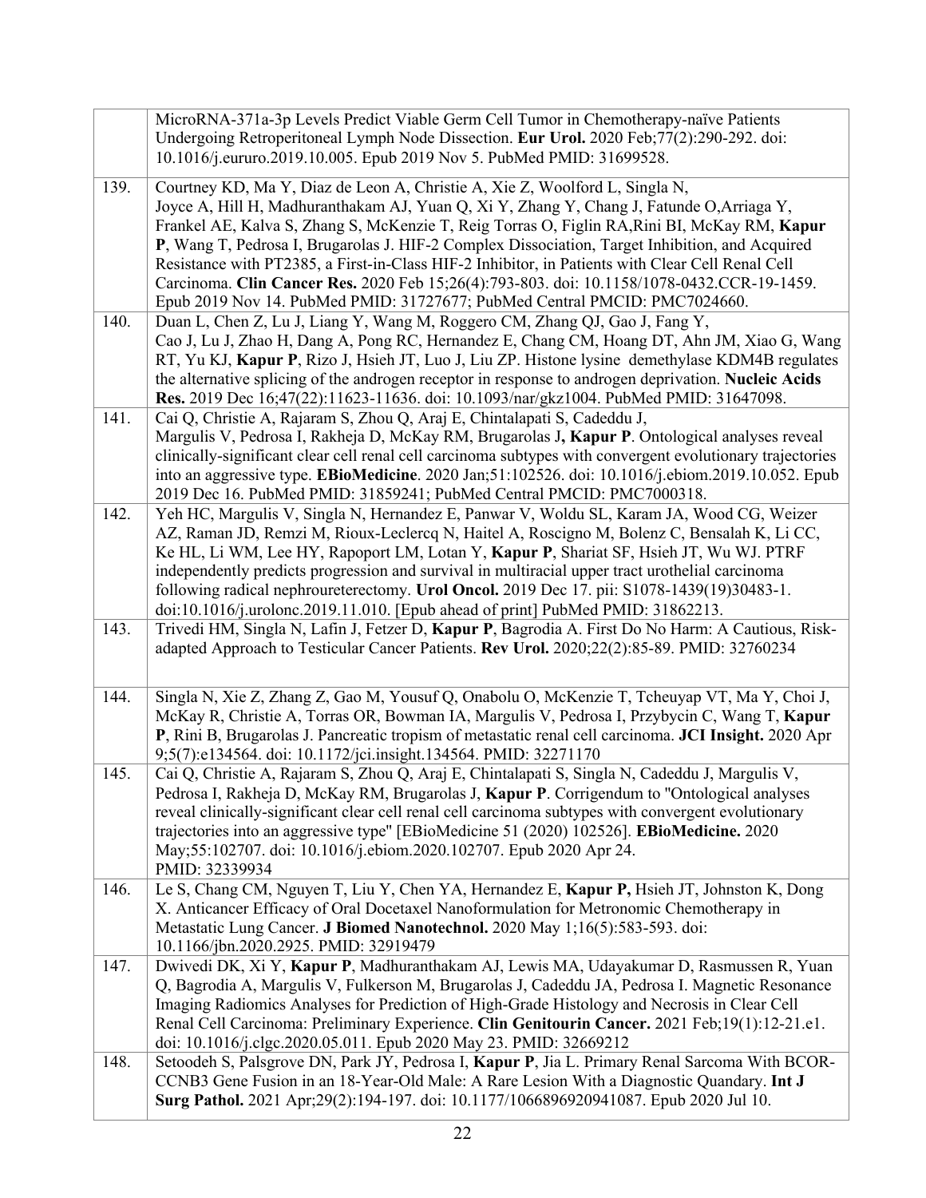| | |
|---|---|
| | MicroRNA-371a-3p Levels Predict Viable Germ Cell Tumor in Chemotherapy-naïve Patients Undergoing Retroperitoneal Lymph Node Dissection. **Eur Urol.** 2020 Feb;77(2):290-292. doi: 10.1016/j.eururo.2019.10.005. Epub 2019 Nov 5. PubMed PMID: 31699528. |
| 139. | Courtney KD, Ma Y, Diaz de Leon A, Christie A, Xie Z, Woolford L, Singla N, Joyce A, Hill H, Madhuranthakam AJ, Yuan Q, Xi Y, Zhang Y, Chang J, Fatunde O,Arriaga Y, Frankel AE, Kalva S, Zhang S, McKenzie T, Reig Torras O, Figlin RA,Rini BI, McKay RM, **Kapur P**, Wang T, Pedrosa I, Brugarolas J. HIF-2 Complex Dissociation, Target Inhibition, and Acquired Resistance with PT2385, a First-in-Class HIF-2 Inhibitor, in Patients with Clear Cell Renal Cell Carcinoma. **Clin Cancer Res.** 2020 Feb 15;26(4):793-803. doi: 10.1158/1078-0432.CCR-19-1459. Epub 2019 Nov 14. PubMed PMID: 31727677; PubMed Central PMCID: PMC7024660. |
| 140. | Duan L, Chen Z, Lu J, Liang Y, Wang M, Roggero CM, Zhang QJ, Gao J, Fang Y, Cao J, Lu J, Zhao H, Dang A, Pong RC, Hernandez E, Chang CM, Hoang DT, Ahn JM, Xiao G, Wang RT, Yu KJ, **Kapur P**, Rizo J, Hsieh JT, Luo J, Liu ZP. Histone lysine demethylase KDM4B regulates the alternative splicing of the androgen receptor in response to androgen deprivation. **Nucleic Acids Res.** 2019 Dec 16;47(22):11623-11636. doi: 10.1093/nar/gkz1004. PubMed PMID: 31647098. |
| 141. | Cai Q, Christie A, Rajaram S, Zhou Q, Araj E, Chintalapati S, Cadeddu J, Margulis V, Pedrosa I, Rakheja D, McKay RM, Brugarolas J**, Kapur P**. Ontological analyses reveal clinically-significant clear cell renal cell carcinoma subtypes with convergent evolutionary trajectories into an aggressive type. **EBioMedicine**. 2020 Jan;51:102526. doi: 10.1016/j.ebiom.2019.10.052. Epub 2019 Dec 16. PubMed PMID: 31859241; PubMed Central PMCID: PMC7000318. |
| 142. | Yeh HC, Margulis V, Singla N, Hernandez E, Panwar V, Woldu SL, Karam JA, Wood CG, Weizer AZ, Raman JD, Remzi M, Rioux-Leclercq N, Haitel A, Roscigno M, Bolenz C, Bensalah K, Li CC, Ke HL, Li WM, Lee HY, Rapoport LM, Lotan Y, **Kapur P**, Shariat SF, Hsieh JT, Wu WJ. PTRF independently predicts progression and survival in multiracial upper tract urothelial carcinoma following radical nephroureterectomy. **Urol Oncol.** 2019 Dec 17. pii: S1078-1439(19)30483-1. doi:10.1016/j.urolonc.2019.11.010. [Epub ahead of print] PubMed PMID: 31862213. |
| 143. | Trivedi HM, Singla N, Lafin J, Fetzer D, **Kapur P**, Bagrodia A. First Do No Harm: A Cautious, Risk-adapted Approach to Testicular Cancer Patients. **Rev Urol.** 2020;22(2):85-89. PMID: 32760234 |
| 144. | Singla N, Xie Z, Zhang Z, Gao M, Yousuf Q, Onabolu O, McKenzie T, Tcheuyap VT, Ma Y, Choi J, McKay R, Christie A, Torras OR, Bowman IA, Margulis V, Pedrosa I, Przybycin C, Wang T, **Kapur P**, Rini B, Brugarolas J. Pancreatic tropism of metastatic renal cell carcinoma. **JCI Insight.** 2020 Apr 9;5(7):e134564. doi: 10.1172/jci.insight.134564. PMID: 32271170 |
| 145. | Cai Q, Christie A, Rajaram S, Zhou Q, Araj E, Chintalapati S, Singla N, Cadeddu J, Margulis V, Pedrosa I, Rakheja D, McKay RM, Brugarolas J, **Kapur P**. Corrigendum to "Ontological analyses reveal clinically-significant clear cell renal cell carcinoma subtypes with convergent evolutionary trajectories into an aggressive type" [EBioMedicine 51 (2020) 102526]. **EBioMedicine.** 2020 May;55:102707. doi: 10.1016/j.ebiom.2020.102707. Epub 2020 Apr 24. PMID: 32339934 |
| 146. | Le S, Chang CM, Nguyen T, Liu Y, Chen YA, Hernandez E, **Kapur P,** Hsieh JT, Johnston K, Dong X. Anticancer Efficacy of Oral Docetaxel Nanoformulation for Metronomic Chemotherapy in Metastatic Lung Cancer. **J Biomed Nanotechnol.** 2020 May 1;16(5):583-593. doi: 10.1166/jbn.2020.2925. PMID: 32919479 |
| 147. | Dwivedi DK, Xi Y, **Kapur P**, Madhuranthakam AJ, Lewis MA, Udayakumar D, Rasmussen R, Yuan Q, Bagrodia A, Margulis V, Fulkerson M, Brugarolas J, Cadeddu JA, Pedrosa I. Magnetic Resonance Imaging Radiomics Analyses for Prediction of High-Grade Histology and Necrosis in Clear Cell Renal Cell Carcinoma: Preliminary Experience. **Clin Genitourin Cancer.** 2021 Feb;19(1):12-21.e1. doi: 10.1016/j.clgc.2020.05.011. Epub 2020 May 23. PMID: 32669212 |
| 148. | Setoodeh S, Palsgrove DN, Park JY, Pedrosa I, **Kapur P**, Jia L. Primary Renal Sarcoma With BCOR-CCNB3 Gene Fusion in an 18-Year-Old Male: A Rare Lesion With a Diagnostic Quandary. **Int J Surg Pathol.** 2021 Apr;29(2):194-197. doi: 10.1177/1066896920941087. Epub 2020 Jul 10. |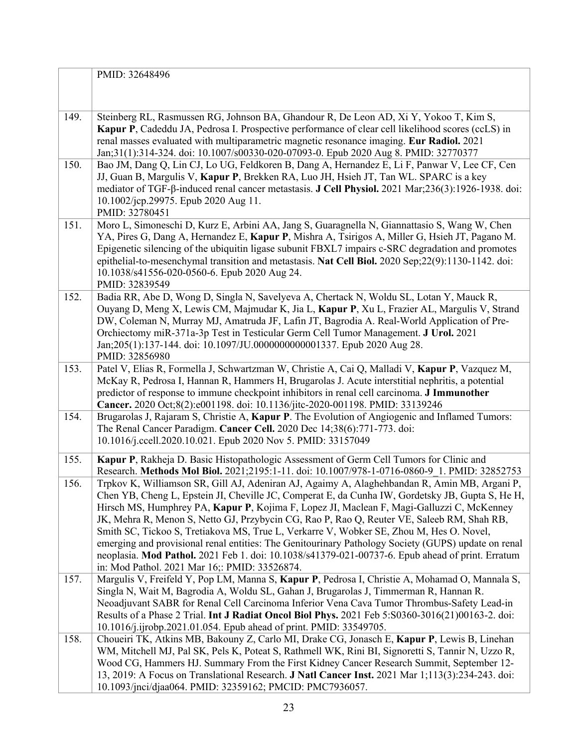| | |
|---|---|
| | PMID: 32648496 |
| 149. | Steinberg RL, Rasmussen RG, Johnson BA, Ghandour R, De Leon AD, Xi Y, Yokoo T, Kim S, **Kapur P**, Cadeddu JA, Pedrosa I. Prospective performance of clear cell likelihood scores (ccLS) in renal masses evaluated with multiparametric magnetic resonance imaging. **Eur Radiol.** 2021 Jan;31(1):314-324. doi: 10.1007/s00330-020-07093-0. Epub 2020 Aug 8. PMID: 32770377 |
| 150. | Bao JM, Dang Q, Lin CJ, Lo UG, Feldkoren B, Dang A, Hernandez E, Li F, Panwar V, Lee CF, Cen JJ, Guan B, Margulis V, **Kapur P**, Brekken RA, Luo JH, Hsieh JT, Tan WL. SPARC is a key mediator of TGF-β-induced renal cancer metastasis. **J Cell Physiol.** 2021 Mar;236(3):1926-1938. doi: 10.1002/jcp.29975. Epub 2020 Aug 11. PMID: 32780451 |
| 151. | Moro L, Simoneschi D, Kurz E, Arbini AA, Jang S, Guaragnella N, Giannattasio S, Wang W, Chen YA, Pires G, Dang A, Hernandez E, **Kapur P**, Mishra A, Tsirigos A, Miller G, Hsieh JT, Pagano M. Epigenetic silencing of the ubiquitin ligase subunit FBXL7 impairs c-SRC degradation and promotes epithelial-to-mesenchymal transition and metastasis. **Nat Cell Biol.** 2020 Sep;22(9):1130-1142. doi: 10.1038/s41556-020-0560-6. Epub 2020 Aug 24. PMID: 32839549 |
| 152. | Badia RR, Abe D, Wong D, Singla N, Savelyeva A, Chertack N, Woldu SL, Lotan Y, Mauck R, Ouyang D, Meng X, Lewis CM, Majmudar K, Jia L, **Kapur P**, Xu L, Frazier AL, Margulis V, Strand DW, Coleman N, Murray MJ, Amatruda JF, Lafin JT, Bagrodia A. Real-World Application of Pre-Orchiectomy miR-371a-3p Test in Testicular Germ Cell Tumor Management. **J Urol.** 2021 Jan;205(1):137-144. doi: 10.1097/JU.0000000000001337. Epub 2020 Aug 28. PMID: 32856980 |
| 153. | Patel V, Elias R, Formella J, Schwartzman W, Christie A, Cai Q, Malladi V, **Kapur P**, Vazquez M, McKay R, Pedrosa I, Hannan R, Hammers H, Brugarolas J. Acute interstitial nephritis, a potential predictor of response to immune checkpoint inhibitors in renal cell carcinoma. **J Immunother Cancer.** 2020 Oct;8(2):e001198. doi: 10.1136/jitc-2020-001198. PMID: 33139246 |
| 154. | Brugarolas J, Rajaram S, Christie A, **Kapur P**. The Evolution of Angiogenic and Inflamed Tumors: The Renal Cancer Paradigm. **Cancer Cell.** 2020 Dec 14;38(6):771-773. doi: 10.1016/j.ccell.2020.10.021. Epub 2020 Nov 5. PMID: 33157049 |
| 155. | **Kapur P**, Rakheja D. Basic Histopathologic Assessment of Germ Cell Tumors for Clinic and Research. **Methods Mol Biol.** 2021;2195:1-11. doi: 10.1007/978-1-0716-0860-9_1. PMID: 32852753 |
| 156. | Trpkov K, Williamson SR, Gill AJ, Adeniran AJ, Agaimy A, Alaghehbandan R, Amin MB, Argani P, Chen YB, Cheng L, Epstein JI, Cheville JC, Comperat E, da Cunha IW, Gordetsky JB, Gupta S, He H, Hirsch MS, Humphrey PA, **Kapur P**, Kojima F, Lopez JI, Maclean F, Magi-Galluzzi C, McKenney JK, Mehra R, Menon S, Netto GJ, Przybycin CG, Rao P, Rao Q, Reuter VE, Saleeb RM, Shah RB, Smith SC, Tickoo S, Tretiakova MS, True L, Verkarre V, Wobker SE, Zhou M, Hes O. Novel, emerging and provisional renal entities: The Genitourinary Pathology Society (GUPS) update on renal neoplasia. **Mod Pathol.** 2021 Feb 1. doi: 10.1038/s41379-021-00737-6. Epub ahead of print. Erratum in: Mod Pathol. 2021 Mar 16;: PMID: 33526874. |
| 157. | Margulis V, Freifeld Y, Pop LM, Manna S, **Kapur P**, Pedrosa I, Christie A, Mohamad O, Mannala S, Singla N, Wait M, Bagrodia A, Woldu SL, Gahan J, Brugarolas J, Timmerman R, Hannan R. Neoadjuvant SABR for Renal Cell Carcinoma Inferior Vena Cava Tumor Thrombus-Safety Lead-in Results of a Phase 2 Trial. **Int J Radiat Oncol Biol Phys.** 2021 Feb 5:S0360-3016(21)00163-2. doi: 10.1016/j.ijrobp.2021.01.054. Epub ahead of print. PMID: 33549705. |
| 158. | Choueiri TK, Atkins MB, Bakouny Z, Carlo MI, Drake CG, Jonasch E, **Kapur P**, Lewis B, Linehan WM, Mitchell MJ, Pal SK, Pels K, Poteat S, Rathmell WK, Rini BI, Signoretti S, Tannir N, Uzzo R, Wood CG, Hammers HJ. Summary From the First Kidney Cancer Research Summit, September 12-13, 2019: A Focus on Translational Research. **J Natl Cancer Inst.** 2021 Mar 1;113(3):234-243. doi: 10.1093/jnci/djaa064. PMID: 32359162; PMCID: PMC7936057. |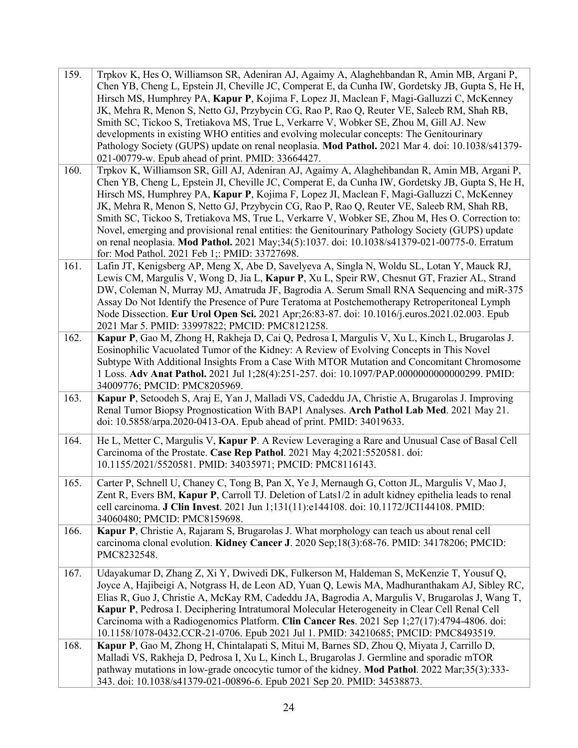| | |
|---|---|
| 159. | Trpkov K, Hes O, Williamson SR, Adeniran AJ, Agaimy A, Alaghehbandan R, Amin MB, Argani P, Chen YB, Cheng L, Epstein JI, Cheville JC, Comperat E, da Cunha IW, Gordetsky JB, Gupta S, He H, Hirsch MS, Humphrey PA, **Kapur P**, Kojima F, Lopez JI, Maclean F, Magi-Galluzzi C, McKenney JK, Mehra R, Menon S, Netto GJ, Przybycin CG, Rao P, Rao Q, Reuter VE, Saleeb RM, Shah RB, Smith SC, Tickoo S, Tretiakova MS, True L, Verkarre V, Wobker SE, Zhou M, Gill AJ. New developments in existing WHO entities and evolving molecular concepts: The Genitourinary Pathology Society (GUPS) update on renal neoplasia. **Mod Pathol.** 2021 Mar 4. doi: 10.1038/s41379-021-00779-w. Epub ahead of print. PMID: 33664427. |
| 160. | Trpkov K, Williamson SR, Gill AJ, Adeniran AJ, Agaimy A, Alaghehbandan R, Amin MB, Argani P, Chen YB, Cheng L, Epstein JI, Cheville JC, Comperat E, da Cunha IW, Gordetsky JB, Gupta S, He H, Hirsch MS, Humphrey PA, **Kapur P**, Kojima F, Lopez JI, Maclean F, Magi-Galluzzi C, McKenney JK, Mehra R, Menon S, Netto GJ, Przybycin CG, Rao P, Rao Q, Reuter VE, Saleeb RM, Shah RB, Smith SC, Tickoo S, Tretiakova MS, True L, Verkarre V, Wobker SE, Zhou M, Hes O. Correction to: Novel, emerging and provisional renal entities: the Genitourinary Pathology Society (GUPS) update on renal neoplasia. **Mod Pathol.** 2021 May;34(5):1037. doi: 10.1038/s41379-021-00775-0. Erratum for: Mod Pathol. 2021 Feb 1;: PMID: 33727698. |
| 161. | Lafin JT, Kenigsberg AP, Meng X, Abe D, Savelyeva A, Singla N, Woldu SL, Lotan Y, Mauck RJ, Lewis CM, Margulis V, Wong D, Jia L, **Kapur P**, Xu L, Speir RW, Chesnut GT, Frazier AL, Strand DW, Coleman N, Murray MJ, Amatruda JF, Bagrodia A. Serum Small RNA Sequencing and miR-375 Assay Do Not Identify the Presence of Pure Teratoma at Postchemotherapy Retroperitoneal Lymph Node Dissection. **Eur Urol Open Sci.** 2021 Apr;26:83-87. doi: 10.1016/j.euros.2021.02.003. Epub 2021 Mar 5. PMID: 33997822; PMCID: PMC8121258. |
| 162. | **Kapur P**, Gao M, Zhong H, Rakheja D, Cai Q, Pedrosa I, Margulis V, Xu L, Kinch L, Brugarolas J. Eosinophilic Vacuolated Tumor of the Kidney: A Review of Evolving Concepts in This Novel Subtype With Additional Insights From a Case With MTOR Mutation and Concomitant Chromosome 1 Loss. **Adv Anat Pathol.** 2021 Jul 1;28(4):251-257. doi: 10.1097/PAP.0000000000000299. PMID: 34009776; PMCID: PMC8205969. |
| 163. | **Kapur P**, Setoodeh S, Araj E, Yan J, Malladi VS, Cadeddu JA, Christie A, Brugarolas J. Improving Renal Tumor Biopsy Prognostication With BAP1 Analyses. **Arch Pathol Lab Med**. 2021 May 21. doi: 10.5858/arpa.2020-0413-OA. Epub ahead of print. PMID: 34019633. |
| 164. | He L, Metter C, Margulis V, **Kapur P**. A Review Leveraging a Rare and Unusual Case of Basal Cell Carcinoma of the Prostate. **Case Rep Pathol**. 2021 May 4;2021:5520581. doi: 10.1155/2021/5520581. PMID: 34035971; PMCID: PMC8116143. |
| 165. | Carter P, Schnell U, Chaney C, Tong B, Pan X, Ye J, Mernaugh G, Cotton JL, Margulis V, Mao J, Zent R, Evers BM, **Kapur P**, Carroll TJ. Deletion of Lats1/2 in adult kidney epithelia leads to renal cell carcinoma. **J Clin Invest**. 2021 Jun 1;131(11):e144108. doi: 10.1172/JCI144108. PMID: 34060480; PMCID: PMC8159698. |
| 166. | **Kapur P**, Christie A, Rajaram S, Brugarolas J. What morphology can teach us about renal cell carcinoma clonal evolution. **Kidney Cancer J**. 2020 Sep;18(3):68-76. PMID: 34178206; PMCID: PMC8232548. |
| 167. | Udayakumar D, Zhang Z, Xi Y, Dwivedi DK, Fulkerson M, Haldeman S, McKenzie T, Yousuf Q, Joyce A, Hajibeigi A, Notgrass H, de Leon AD, Yuan Q, Lewis MA, Madhuranthakam AJ, Sibley RC, Elias R, Guo J, Christie A, McKay RM, Cadeddu JA, Bagrodia A, Margulis V, Brugarolas J, Wang T, **Kapur P**, Pedrosa I. Deciphering Intratumoral Molecular Heterogeneity in Clear Cell Renal Cell Carcinoma with a Radiogenomics Platform. **Clin Cancer Res**. 2021 Sep 1;27(17):4794-4806. doi: 10.1158/1078-0432.CCR-21-0706. Epub 2021 Jul 1. PMID: 34210685; PMCID: PMC8493519. |
| 168. | **Kapur P**, Gao M, Zhong H, Chintalapati S, Mitui M, Barnes SD, Zhou Q, Miyata J, Carrillo D, Malladi VS, Rakheja D, Pedrosa I, Xu L, Kinch L, Brugarolas J. Germline and sporadic mTOR pathway mutations in low-grade oncocytic tumor of the kidney. **Mod Pathol**. 2022 Mar;35(3):333-343. doi: 10.1038/s41379-021-00896-6. Epub 2021 Sep 20. PMID: 34538873. |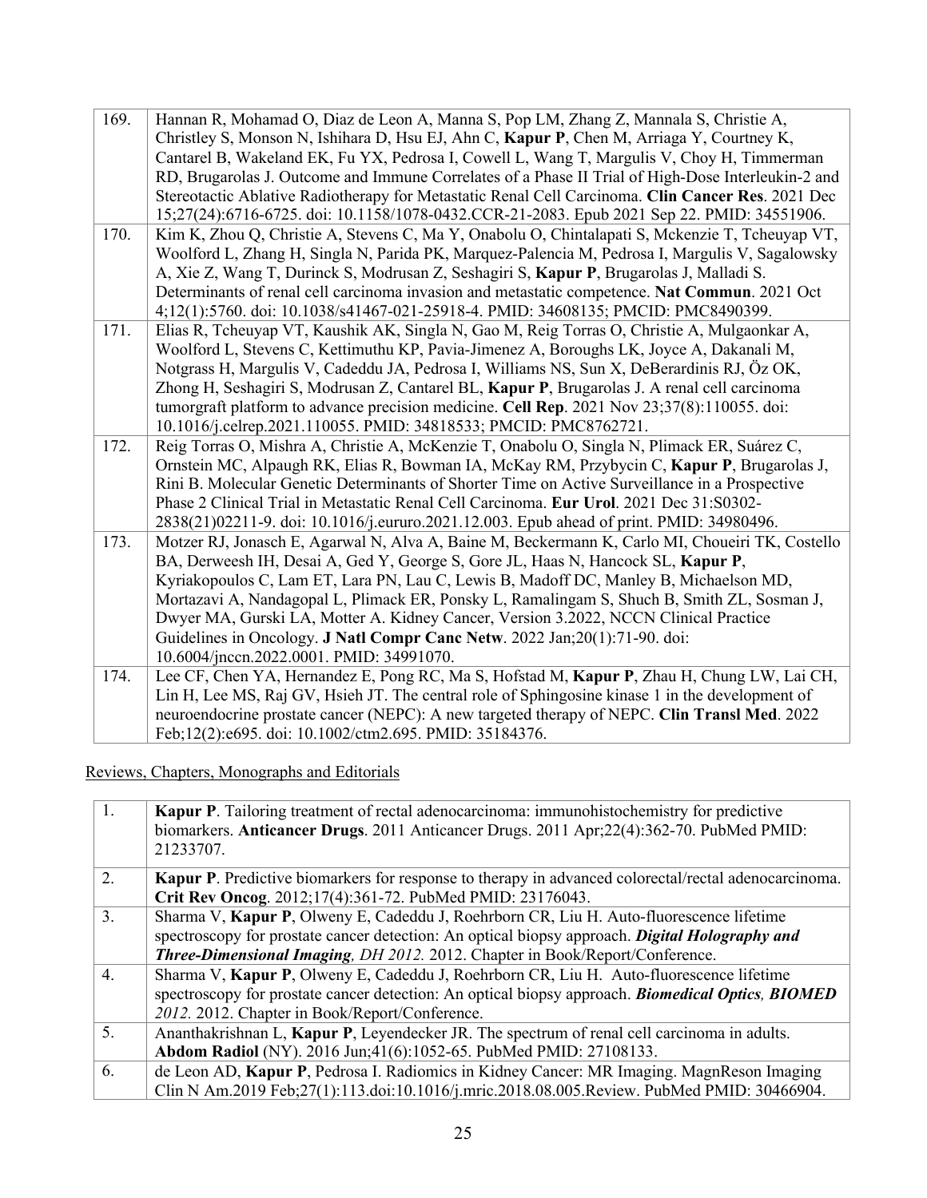| | |
|---|---|
| 169. | Hannan R, Mohamad O, Diaz de Leon A, Manna S, Pop LM, Zhang Z, Mannala S, Christie A, Christley S, Monson N, Ishihara D, Hsu EJ, Ahn C, **Kapur P**, Chen M, Arriaga Y, Courtney K, Cantarel B, Wakeland EK, Fu YX, Pedrosa I, Cowell L, Wang T, Margulis V, Choy H, Timmerman RD, Brugarolas J. Outcome and Immune Correlates of a Phase II Trial of High-Dose Interleukin-2 and Stereotactic Ablative Radiotherapy for Metastatic Renal Cell Carcinoma. **Clin Cancer Res**. 2021 Dec 15;27(24):6716-6725. doi: 10.1158/1078-0432.CCR-21-2083. Epub 2021 Sep 22. PMID: 34551906. |
| 170. | Kim K, Zhou Q, Christie A, Stevens C, Ma Y, Onabolu O, Chintalapati S, Mckenzie T, Tcheuyap VT, Woolford L, Zhang H, Singla N, Parida PK, Marquez-Palencia M, Pedrosa I, Margulis V, Sagalowsky A, Xie Z, Wang T, Durinck S, Modrusan Z, Seshagiri S, **Kapur P**, Brugarolas J, Malladi S. Determinants of renal cell carcinoma invasion and metastatic competence. **Nat Commun**. 2021 Oct 4;12(1):5760. doi: 10.1038/s41467-021-25918-4. PMID: 34608135; PMCID: PMC8490399. |
| 171. | Elias R, Tcheuyap VT, Kaushik AK, Singla N, Gao M, Reig Torras O, Christie A, Mulgaonkar A, Woolford L, Stevens C, Kettimuthu KP, Pavia-Jimenez A, Boroughs LK, Joyce A, Dakanali M, Notgrass H, Margulis V, Cadeddu JA, Pedrosa I, Williams NS, Sun X, DeBerardinis RJ, Öz OK, Zhong H, Seshagiri S, Modrusan Z, Cantarel BL, **Kapur P**, Brugarolas J. A renal cell carcinoma tumorgraft platform to advance precision medicine. **Cell Rep**. 2021 Nov 23;37(8):110055. doi: 10.1016/j.celrep.2021.110055. PMID: 34818533; PMCID: PMC8762721. |
| 172. | Reig Torras O, Mishra A, Christie A, McKenzie T, Onabolu O, Singla N, Plimack ER, Suárez C, Ornstein MC, Alpaugh RK, Elias R, Bowman IA, McKay RM, Przybycin C, **Kapur P**, Brugarolas J, Rini B. Molecular Genetic Determinants of Shorter Time on Active Surveillance in a Prospective Phase 2 Clinical Trial in Metastatic Renal Cell Carcinoma. **Eur Urol**. 2021 Dec 31:S0302-2838(21)02211-9. doi: 10.1016/j.eururo.2021.12.003. Epub ahead of print. PMID: 34980496. |
| 173. | Motzer RJ, Jonasch E, Agarwal N, Alva A, Baine M, Beckermann K, Carlo MI, Choueiri TK, Costello BA, Derweesh IH, Desai A, Ged Y, George S, Gore JL, Haas N, Hancock SL, **Kapur P**, Kyriakopoulos C, Lam ET, Lara PN, Lau C, Lewis B, Madoff DC, Manley B, Michaelson MD, Mortazavi A, Nandagopal L, Plimack ER, Ponsky L, Ramalingam S, Shuch B, Smith ZL, Sosman J, Dwyer MA, Gurski LA, Motter A. Kidney Cancer, Version 3.2022, NCCN Clinical Practice Guidelines in Oncology. **J Natl Compr Canc Netw**. 2022 Jan;20(1):71-90. doi: 10.6004/jnccn.2022.0001. PMID: 34991070. |
| 174. | Lee CF, Chen YA, Hernandez E, Pong RC, Ma S, Hofstad M, **Kapur P**, Zhau H, Chung LW, Lai CH, Lin H, Lee MS, Raj GV, Hsieh JT. The central role of Sphingosine kinase 1 in the development of neuroendocrine prostate cancer (NEPC): A new targeted therapy of NEPC. **Clin Transl Med**. 2022 Feb;12(2):e695. doi: 10.1002/ctm2.695. PMID: 35184376. |

<u>Reviews, Chapters, Monographs and Editorials</u>

| | |
|---|---|
| 1. | **Kapur P**. Tailoring treatment of rectal adenocarcinoma: immunohistochemistry for predictive biomarkers. **Anticancer Drugs**. 2011 Anticancer Drugs. 2011 Apr;22(4):362-70. PubMed PMID: 21233707. |
| 2. | **Kapur P**. Predictive biomarkers for response to therapy in advanced colorectal/rectal adenocarcinoma. **Crit Rev Oncog**. 2012;17(4):361-72. PubMed PMID: 23176043. |
| 3. | Sharma V, **Kapur P**, Olweny E, Cadeddu J, Roehrborn CR, Liu H. Auto-fluorescence lifetime spectroscopy for prostate cancer detection: An optical biopsy approach. ***Digital Holography and Three-Dimensional Imaging, DH 2012.*** 2012. Chapter in Book/Report/Conference. |
| 4. | Sharma V, **Kapur P**, Olweny E, Cadeddu J, Roehrborn CR, Liu H. Auto-fluorescence lifetime spectroscopy for prostate cancer detection: An optical biopsy approach. ***Biomedical Optics, BIOMED 2012.*** 2012. Chapter in Book/Report/Conference. |
| 5. | Ananthakrishnan L, **Kapur P**, Leyendecker JR. The spectrum of renal cell carcinoma in adults. **Abdom Radiol** (NY). 2016 Jun;41(6):1052-65. PubMed PMID: 27108133. |
| 6. | de Leon AD, **Kapur P**, Pedrosa I. Radiomics in Kidney Cancer: MR Imaging. MagnReson Imaging Clin N Am.2019 Feb;27(1):113.doi:10.1016/j.mric.2018.08.005.Review. PubMed PMID: 30466904. |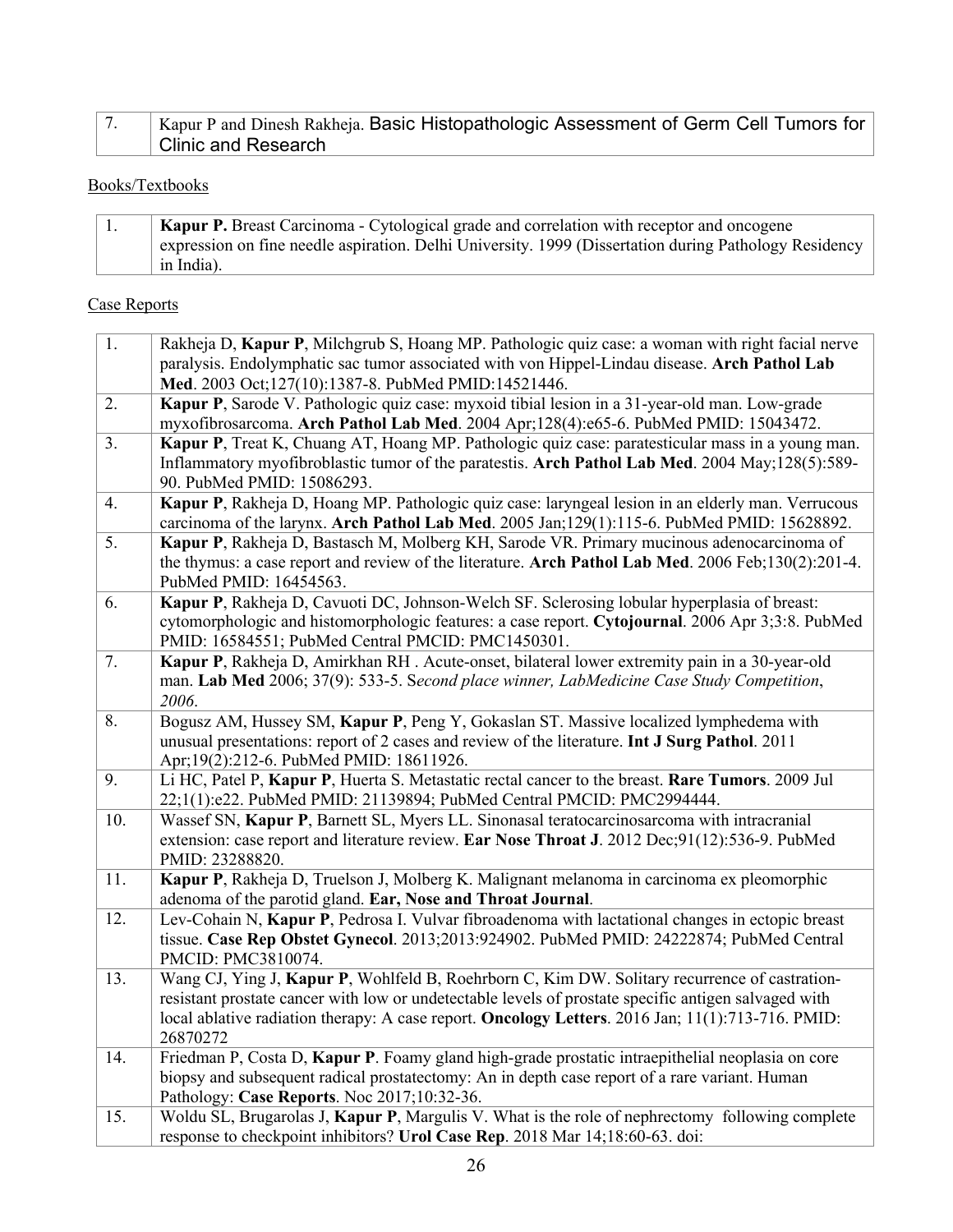| 7. | Kapur P and Dinesh Rakheja. Basic Histopathologic Assessment of Germ Cell Tumors for Clinic and Research |
|---|---|

Books/Textbooks

| 1. | **Kapur P.** Breast Carcinoma - Cytological grade and correlation with receptor and oncogene expression on fine needle aspiration. Delhi University. 1999 (Dissertation during Pathology Residency in India). |
|---|---|

Case Reports

| 1. | Rakheja D, **Kapur P**, Milchgrub S, Hoang MP. Pathologic quiz case: a woman with right facial nerve paralysis. Endolymphatic sac tumor associated with von Hippel-Lindau disease. **Arch Pathol Lab Med**. 2003 Oct;127(10):1387-8. PubMed PMID:14521446. |
|---|---|
| 2. | **Kapur P**, Sarode V. Pathologic quiz case: myxoid tibial lesion in a 31-year-old man. Low-grade myxofibrosarcoma. **Arch Pathol Lab Med**. 2004 Apr;128(4):e65-6. PubMed PMID: 15043472. |
| 3. | **Kapur P**, Treat K, Chuang AT, Hoang MP. Pathologic quiz case: paratesticular mass in a young man. Inflammatory myofibroblastic tumor of the paratestis. **Arch Pathol Lab Med**. 2004 May;128(5):589-90. PubMed PMID: 15086293. |
| 4. | **Kapur P**, Rakheja D, Hoang MP. Pathologic quiz case: laryngeal lesion in an elderly man. Verrucous carcinoma of the larynx. **Arch Pathol Lab Med**. 2005 Jan;129(1):115-6. PubMed PMID: 15628892. |
| 5. | **Kapur P**, Rakheja D, Bastasch M, Molberg KH, Sarode VR. Primary mucinous adenocarcinoma of the thymus: a case report and review of the literature. **Arch Pathol Lab Med**. 2006 Feb;130(2):201-4. PubMed PMID: 16454563. |
| 6. | **Kapur P**, Rakheja D, Cavuoti DC, Johnson-Welch SF. Sclerosing lobular hyperplasia of breast: cytomorphologic and histomorphologic features: a case report. **Cytojournal**. 2006 Apr 3;3:8. PubMed PMID: 16584551; PubMed Central PMCID: PMC1450301. |
| 7. | **Kapur P**, Rakheja D, Amirkhan RH . Acute-onset, bilateral lower extremity pain in a 30-year-old man. **Lab Med** 2006; 37(9): 533-5. S*econd place winner, LabMedicine Case Study Competition, 2006*. |
| 8. | Bogusz AM, Hussey SM, **Kapur P**, Peng Y, Gokaslan ST. Massive localized lymphedema with unusual presentations: report of 2 cases and review of the literature. **Int J Surg Pathol**. 2011 Apr;19(2):212-6. PubMed PMID: 18611926. |
| 9. | Li HC, Patel P, **Kapur P**, Huerta S. Metastatic rectal cancer to the breast. **Rare Tumors**. 2009 Jul 22;1(1):e22. PubMed PMID: 21139894; PubMed Central PMCID: PMC2994444. |
| 10. | Wassef SN, **Kapur P**, Barnett SL, Myers LL. Sinonasal teratocarcinosarcoma with intracranial extension: case report and literature review. **Ear Nose Throat J**. 2012 Dec;91(12):536-9. PubMed PMID: 23288820. |
| 11. | **Kapur P**, Rakheja D, Truelson J, Molberg K. Malignant melanoma in carcinoma ex pleomorphic adenoma of the parotid gland. **Ear, Nose and Throat Journal**. |
| 12. | Lev-Cohain N, **Kapur P**, Pedrosa I. Vulvar fibroadenoma with lactational changes in ectopic breast tissue. **Case Rep Obstet Gynecol**. 2013;2013:924902. PubMed PMID: 24222874; PubMed Central PMCID: PMC3810074. |
| 13. | Wang CJ, Ying J, **Kapur P**, Wohlfeld B, Roehrborn C, Kim DW. Solitary recurrence of castration-resistant prostate cancer with low or undetectable levels of prostate specific antigen salvaged with local ablative radiation therapy: A case report. **Oncology Letters**. 2016 Jan; 11(1):713-716. PMID: 26870272 |
| 14. | Friedman P, Costa D, **Kapur P**. Foamy gland high-grade prostatic intraepithelial neoplasia on core biopsy and subsequent radical prostatectomy: An in depth case report of a rare variant. Human Pathology: **Case Reports**. Noc 2017;10:32-36. |
| 15. | Woldu SL, Brugarolas J, **Kapur P**, Margulis V. What is the role of nephrectomy following complete response to checkpoint inhibitors? **Urol Case Rep**. 2018 Mar 14;18:60-63. doi: |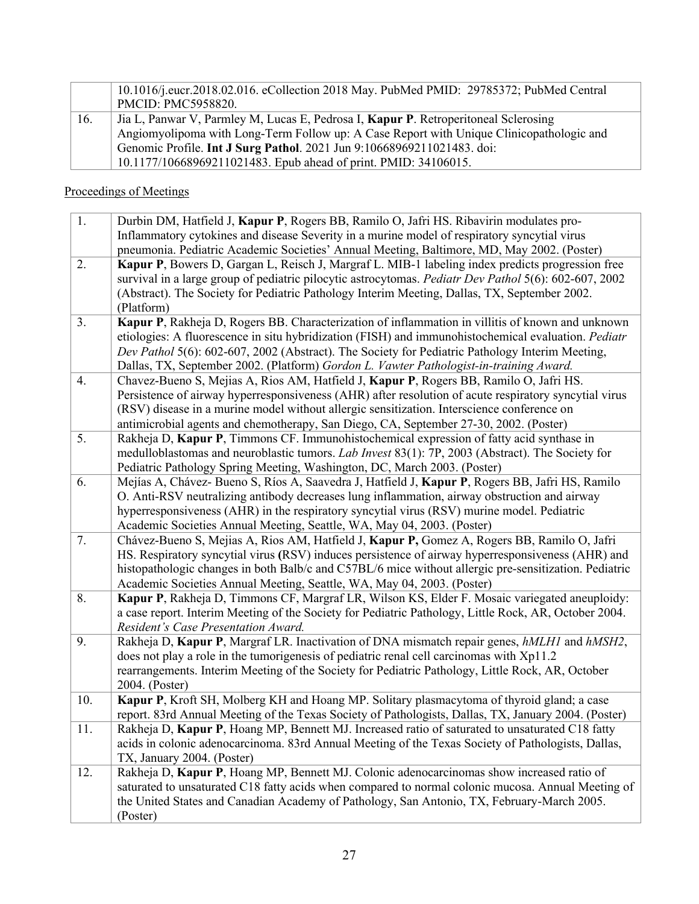| | |
|---|---|
| | 10.1016/j.eucr.2018.02.016. eCollection 2018 May. PubMed PMID: 29785372; PubMed Central PMCID: PMC5958820. |
| 16. | Jia L, Panwar V, Parmley M, Lucas E, Pedrosa I, **Kapur P**. Retroperitoneal Sclerosing Angiomyolipoma with Long-Term Follow up: A Case Report with Unique Clinicopathologic and Genomic Profile. **Int J Surg Pathol**. 2021 Jun 9:10668969211021483. doi: 10.1177/10668969211021483. Epub ahead of print. PMID: 34106015. |

Proceedings of Meetings

| | |
|---|---|
| 1. | Durbin DM, Hatfield J, **Kapur P**, Rogers BB, Ramilo O, Jafri HS. Ribavirin modulates pro-Inflammatory cytokines and disease Severity in a murine model of respiratory syncytial virus pneumonia. Pediatric Academic Societies' Annual Meeting, Baltimore, MD, May 2002. (Poster) |
| 2. | **Kapur P**, Bowers D, Gargan L, Reisch J, Margraf L. MIB-1 labeling index predicts progression free survival in a large group of pediatric pilocytic astrocytomas. *Pediatr Dev Pathol* 5(6): 602-607, 2002 (Abstract). The Society for Pediatric Pathology Interim Meeting, Dallas, TX, September 2002. (Platform) |
| 3. | **Kapur P**, Rakheja D, Rogers BB. Characterization of inflammation in villitis of known and unknown etiologies: A fluorescence in situ hybridization (FISH) and immunohistochemical evaluation. *Pediatr Dev Pathol* 5(6): 602-607, 2002 (Abstract). The Society for Pediatric Pathology Interim Meeting, Dallas, TX, September 2002. (Platform) *Gordon L. Vawter Pathologist-in-training Award.* |
| 4. | Chavez-Bueno S, Mejias A, Rios AM, Hatfield J, **Kapur P**, Rogers BB, Ramilo O, Jafri HS. Persistence of airway hyperresponsiveness (AHR) after resolution of acute respiratory syncytial virus (RSV) disease in a murine model without allergic sensitization. Interscience conference on antimicrobial agents and chemotherapy, San Diego, CA, September 27-30, 2002. (Poster) |
| 5. | Rakheja D, **Kapur P**, Timmons CF. Immunohistochemical expression of fatty acid synthase in medulloblastomas and neuroblastic tumors. *Lab Invest* 83(1): 7P, 2003 (Abstract). The Society for Pediatric Pathology Spring Meeting, Washington, DC, March 2003. (Poster) |
| 6. | Mejías A, Chávez- Bueno S, Ríos A, Saavedra J, Hatfield J, **Kapur P**, Rogers BB, Jafri HS, Ramilo O. Anti-RSV neutralizing antibody decreases lung inflammation, airway obstruction and airway hyperresponsiveness (AHR) in the respiratory syncytial virus (RSV) murine model. Pediatric Academic Societies Annual Meeting, Seattle, WA, May 04, 2003. (Poster) |
| 7. | Chávez-Bueno S, Mejias A, Rios AM, Hatfield J, **Kapur P,** Gomez A, Rogers BB, Ramilo O, Jafri HS. Respiratory syncytial virus **(**RSV) induces persistence of airway hyperresponsiveness (AHR) and histopathologic changes in both Balb/c and C57BL/6 mice without allergic pre-sensitization. Pediatric Academic Societies Annual Meeting, Seattle, WA, May 04, 2003. (Poster) |
| 8. | **Kapur P**, Rakheja D, Timmons CF, Margraf LR, Wilson KS, Elder F. Mosaic variegated aneuploidy: a case report. Interim Meeting of the Society for Pediatric Pathology, Little Rock, AR, October 2004. *Resident's Case Presentation Award.* |
| 9. | Rakheja D, **Kapur P**, Margraf LR. Inactivation of DNA mismatch repair genes, *hMLH1* and *hMSH2*, does not play a role in the tumorigenesis of pediatric renal cell carcinomas with Xp11.2 rearrangements. Interim Meeting of the Society for Pediatric Pathology, Little Rock, AR, October 2004. (Poster) |
| 10. | **Kapur P**, Kroft SH, Molberg KH and Hoang MP. Solitary plasmacytoma of thyroid gland; a case report. 83rd Annual Meeting of the Texas Society of Pathologists, Dallas, TX, January 2004. (Poster) |
| 11. | Rakheja D, **Kapur P**, Hoang MP, Bennett MJ. Increased ratio of saturated to unsaturated C18 fatty acids in colonic adenocarcinoma. 83rd Annual Meeting of the Texas Society of Pathologists, Dallas, TX, January 2004. (Poster) |
| 12. | Rakheja D, **Kapur P**, Hoang MP, Bennett MJ. Colonic adenocarcinomas show increased ratio of saturated to unsaturated C18 fatty acids when compared to normal colonic mucosa. Annual Meeting of the United States and Canadian Academy of Pathology, San Antonio, TX, February-March 2005. (Poster) |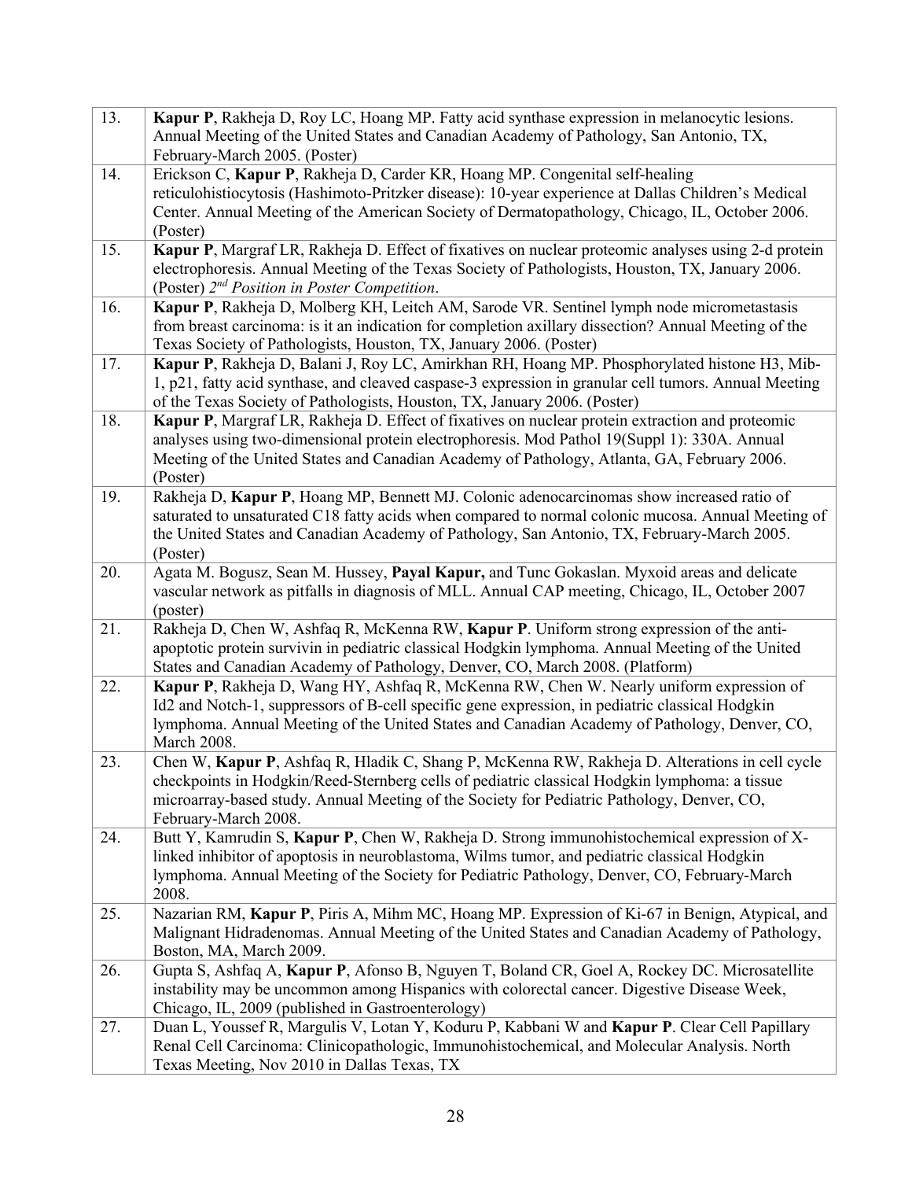| | |
|---|---|
| 13. | **Kapur P**, Rakheja D, Roy LC, Hoang MP. Fatty acid synthase expression in melanocytic lesions. Annual Meeting of the United States and Canadian Academy of Pathology, San Antonio, TX, February-March 2005. (Poster) |
| 14. | Erickson C, **Kapur P**, Rakheja D, Carder KR, Hoang MP. Congenital self-healing reticulohistiocytosis (Hashimoto-Pritzker disease): 10-year experience at Dallas Children's Medical Center. Annual Meeting of the American Society of Dermatopathology, Chicago, IL, October 2006. (Poster) |
| 15. | **Kapur P**, Margraf LR, Rakheja D. Effect of fixatives on nuclear proteomic analyses using 2-d protein electrophoresis. Annual Meeting of the Texas Society of Pathologists, Houston, TX, January 2006. (Poster) *2nd Position in Poster Competition*. |
| 16. | **Kapur P**, Rakheja D, Molberg KH, Leitch AM, Sarode VR. Sentinel lymph node micrometastasis from breast carcinoma: is it an indication for completion axillary dissection? Annual Meeting of the Texas Society of Pathologists, Houston, TX, January 2006. (Poster) |
| 17. | **Kapur P**, Rakheja D, Balani J, Roy LC, Amirkhan RH, Hoang MP. Phosphorylated histone H3, Mib-1, p21, fatty acid synthase, and cleaved caspase-3 expression in granular cell tumors. Annual Meeting of the Texas Society of Pathologists, Houston, TX, January 2006. (Poster) |
| 18. | **Kapur P**, Margraf LR, Rakheja D. Effect of fixatives on nuclear protein extraction and proteomic analyses using two-dimensional protein electrophoresis. Mod Pathol 19(Suppl 1): 330A. Annual Meeting of the United States and Canadian Academy of Pathology, Atlanta, GA, February 2006. (Poster) |
| 19. | Rakheja D, **Kapur P**, Hoang MP, Bennett MJ. Colonic adenocarcinomas show increased ratio of saturated to unsaturated C18 fatty acids when compared to normal colonic mucosa. Annual Meeting of the United States and Canadian Academy of Pathology, San Antonio, TX, February-March 2005. (Poster) |
| 20. | Agata M. Bogusz, Sean M. Hussey, **Payal Kapur,** and Tunc Gokaslan. Myxoid areas and delicate vascular network as pitfalls in diagnosis of MLL. Annual CAP meeting, Chicago, IL, October 2007 (poster) |
| 21. | Rakheja D, Chen W, Ashfaq R, McKenna RW, **Kapur P**. Uniform strong expression of the anti-apoptotic protein survivin in pediatric classical Hodgkin lymphoma. Annual Meeting of the United States and Canadian Academy of Pathology, Denver, CO, March 2008. (Platform) |
| 22. | **Kapur P**, Rakheja D, Wang HY, Ashfaq R, McKenna RW, Chen W. Nearly uniform expression of Id2 and Notch-1, suppressors of B-cell specific gene expression, in pediatric classical Hodgkin lymphoma. Annual Meeting of the United States and Canadian Academy of Pathology, Denver, CO, March 2008. |
| 23. | Chen W, **Kapur P**, Ashfaq R, Hladik C, Shang P, McKenna RW, Rakheja D. Alterations in cell cycle checkpoints in Hodgkin/Reed-Sternberg cells of pediatric classical Hodgkin lymphoma: a tissue microarray-based study. Annual Meeting of the Society for Pediatric Pathology, Denver, CO, February-March 2008. |
| 24. | Butt Y, Kamrudin S, **Kapur P**, Chen W, Rakheja D. Strong immunohistochemical expression of X-linked inhibitor of apoptosis in neuroblastoma, Wilms tumor, and pediatric classical Hodgkin lymphoma. Annual Meeting of the Society for Pediatric Pathology, Denver, CO, February-March 2008. |
| 25. | Nazarian RM, **Kapur P**, Piris A, Mihm MC, Hoang MP. Expression of Ki-67 in Benign, Atypical, and Malignant Hidradenomas. Annual Meeting of the United States and Canadian Academy of Pathology, Boston, MA, March 2009. |
| 26. | Gupta S, Ashfaq A, **Kapur P**, Afonso B, Nguyen T, Boland CR, Goel A, Rockey DC. Microsatellite instability may be uncommon among Hispanics with colorectal cancer. Digestive Disease Week, Chicago, IL, 2009 (published in Gastroenterology) |
| 27. | Duan L, Youssef R, Margulis V, Lotan Y, Koduru P, Kabbani W and **Kapur P**. Clear Cell Papillary Renal Cell Carcinoma: Clinicopathologic, Immunohistochemical, and Molecular Analysis. North Texas Meeting, Nov 2010 in Dallas Texas, TX |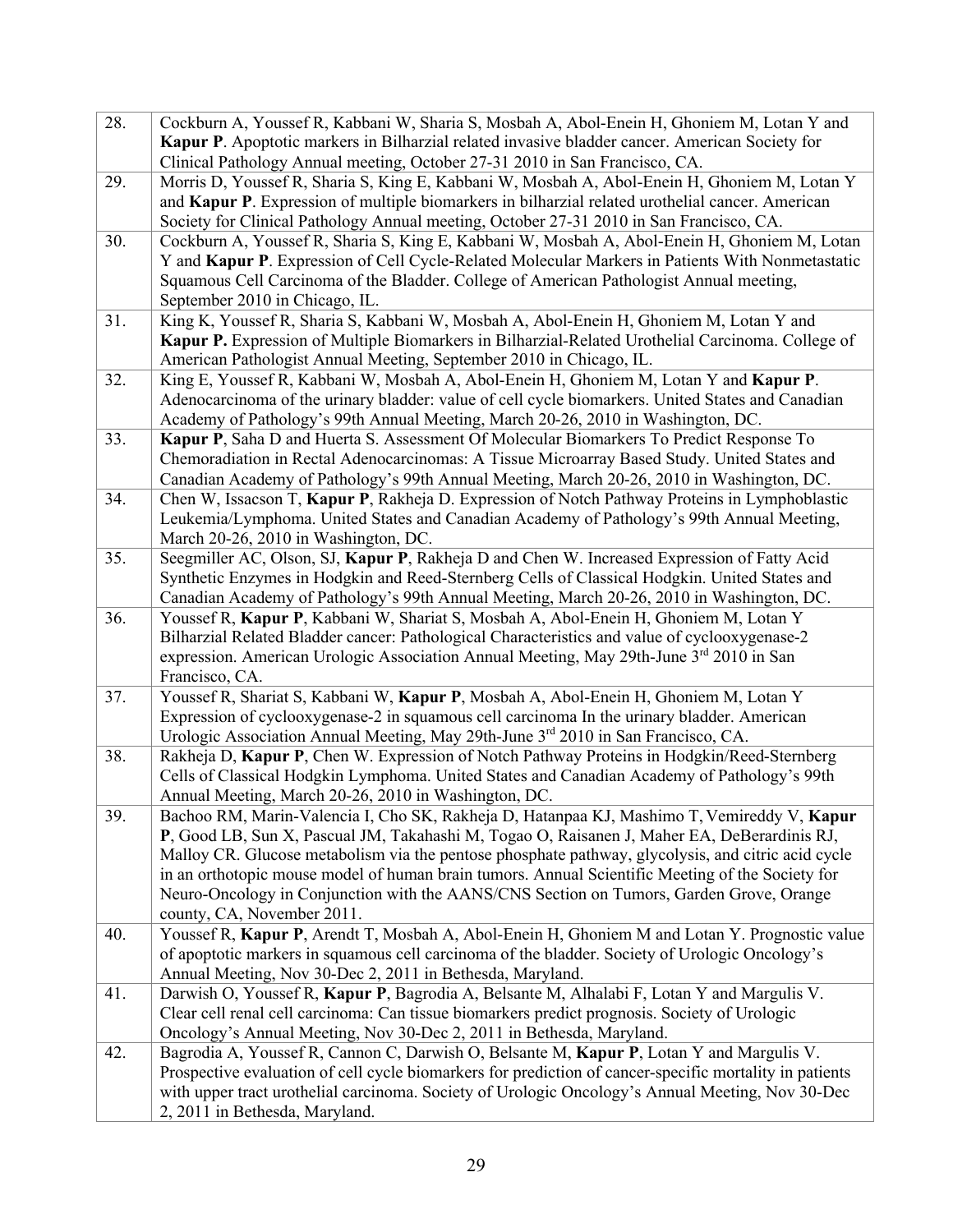| | |
|---|---|
| 28. | Cockburn A, Youssef R, Kabbani W, Sharia S, Mosbah A, Abol-Enein H, Ghoniem M, Lotan Y and **Kapur P**. Apoptotic markers in Bilharzial related invasive bladder cancer. American Society for Clinical Pathology Annual meeting, October 27-31 2010 in San Francisco, CA. |
| 29. | Morris D, Youssef R, Sharia S, King E, Kabbani W, Mosbah A, Abol-Enein H, Ghoniem M, Lotan Y and **Kapur P**. Expression of multiple biomarkers in bilharzial related urothelial cancer. American Society for Clinical Pathology Annual meeting, October 27-31 2010 in San Francisco, CA. |
| 30. | Cockburn A, Youssef R, Sharia S, King E, Kabbani W, Mosbah A, Abol-Enein H, Ghoniem M, Lotan Y and **Kapur P**. Expression of Cell Cycle-Related Molecular Markers in Patients With Nonmetastatic Squamous Cell Carcinoma of the Bladder. College of American Pathologist Annual meeting, September 2010 in Chicago, IL. |
| 31. | King K, Youssef R, Sharia S, Kabbani W, Mosbah A, Abol-Enein H, Ghoniem M, Lotan Y and **Kapur P.** Expression of Multiple Biomarkers in Bilharzial-Related Urothelial Carcinoma. College of American Pathologist Annual Meeting, September 2010 in Chicago, IL. |
| 32. | King E, Youssef R, Kabbani W, Mosbah A, Abol-Enein H, Ghoniem M, Lotan Y and **Kapur P**. Adenocarcinoma of the urinary bladder: value of cell cycle biomarkers. United States and Canadian Academy of Pathology's 99th Annual Meeting, March 20-26, 2010 in Washington, DC. |
| 33. | **Kapur P**, Saha D and Huerta S. Assessment Of Molecular Biomarkers To Predict Response To Chemoradiation in Rectal Adenocarcinomas: A Tissue Microarray Based Study. United States and Canadian Academy of Pathology's 99th Annual Meeting, March 20-26, 2010 in Washington, DC. |
| 34. | Chen W, Issacson T, **Kapur P**, Rakheja D. Expression of Notch Pathway Proteins in Lymphoblastic Leukemia/Lymphoma. United States and Canadian Academy of Pathology's 99th Annual Meeting, March 20-26, 2010 in Washington, DC. |
| 35. | Seegmiller AC, Olson, SJ, **Kapur P**, Rakheja D and Chen W. Increased Expression of Fatty Acid Synthetic Enzymes in Hodgkin and Reed-Sternberg Cells of Classical Hodgkin. United States and Canadian Academy of Pathology's 99th Annual Meeting, March 20-26, 2010 in Washington, DC. |
| 36. | Youssef R, **Kapur P**, Kabbani W, Shariat S, Mosbah A, Abol-Enein H, Ghoniem M, Lotan Y Bilharzial Related Bladder cancer: Pathological Characteristics and value of cyclooxygenase-2 expression. American Urologic Association Annual Meeting, May 29th-June 3rd 2010 in San Francisco, CA. |
| 37. | Youssef R, Shariat S, Kabbani W, **Kapur P**, Mosbah A, Abol-Enein H, Ghoniem M, Lotan Y Expression of cyclooxygenase-2 in squamous cell carcinoma In the urinary bladder. American Urologic Association Annual Meeting, May 29th-June 3rd 2010 in San Francisco, CA. |
| 38. | Rakheja D, **Kapur P**, Chen W. Expression of Notch Pathway Proteins in Hodgkin/Reed-Sternberg Cells of Classical Hodgkin Lymphoma. United States and Canadian Academy of Pathology's 99th Annual Meeting, March 20-26, 2010 in Washington, DC. |
| 39. | Bachoo RM, Marin-Valencia I, Cho SK, Rakheja D, Hatanpaa KJ, Mashimo T, Vemireddy V, **Kapur P**, Good LB, Sun X, Pascual JM, Takahashi M, Togao O, Raisanen J, Maher EA, DeBerardinis RJ, Malloy CR. Glucose metabolism via the pentose phosphate pathway, glycolysis, and citric acid cycle in an orthotopic mouse model of human brain tumors. Annual Scientific Meeting of the Society for Neuro-Oncology in Conjunction with the AANS/CNS Section on Tumors, Garden Grove, Orange county, CA, November 2011. |
| 40. | Youssef R, **Kapur P**, Arendt T, Mosbah A, Abol-Enein H, Ghoniem M and Lotan Y. Prognostic value of apoptotic markers in squamous cell carcinoma of the bladder. Society of Urologic Oncology's Annual Meeting, Nov 30-Dec 2, 2011 in Bethesda, Maryland. |
| 41. | Darwish O, Youssef R, **Kapur P**, Bagrodia A, Belsante M, Alhalabi F, Lotan Y and Margulis V. Clear cell renal cell carcinoma: Can tissue biomarkers predict prognosis. Society of Urologic Oncology's Annual Meeting, Nov 30-Dec 2, 2011 in Bethesda, Maryland. |
| 42. | Bagrodia A, Youssef R, Cannon C, Darwish O, Belsante M, **Kapur P**, Lotan Y and Margulis V. Prospective evaluation of cell cycle biomarkers for prediction of cancer-specific mortality in patients with upper tract urothelial carcinoma. Society of Urologic Oncology's Annual Meeting, Nov 30-Dec 2, 2011 in Bethesda, Maryland. |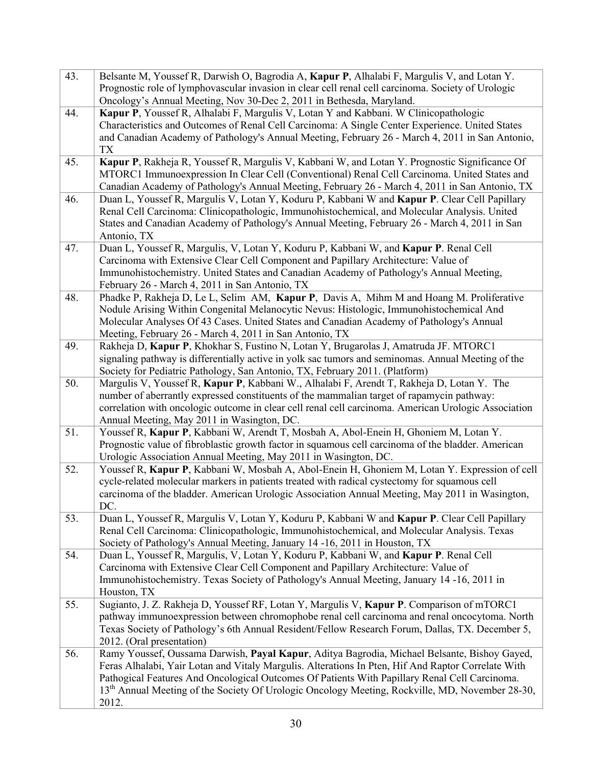| | |
|---|---|
| 43. | Belsante M, Youssef R, Darwish O, Bagrodia A, **Kapur P**, Alhalabi F, Margulis V, and Lotan Y. Prognostic role of lymphovascular invasion in clear cell renal cell carcinoma. Society of Urologic Oncology's Annual Meeting, Nov 30-Dec 2, 2011 in Bethesda, Maryland. |
| 44. | **Kapur P**, Youssef R, Alhalabi F, Margulis V, Lotan Y and Kabbani. W Clinicopathologic Characteristics and Outcomes of Renal Cell Carcinoma: A Single Center Experience. United States and Canadian Academy of Pathology's Annual Meeting, February 26 - March 4, 2011 in San Antonio, TX |
| 45. | **Kapur P**, Rakheja R, Youssef R, Margulis V, Kabbani W, and Lotan Y. Prognostic Significance Of MTORC1 Immunoexpression In Clear Cell (Conventional) Renal Cell Carcinoma. United States and Canadian Academy of Pathology's Annual Meeting, February 26 - March 4, 2011 in San Antonio, TX |
| 46. | Duan L, Youssef R, Margulis V, Lotan Y, Koduru P, Kabbani W and **Kapur P**. Clear Cell Papillary Renal Cell Carcinoma: Clinicopathologic, Immunohistochemical, and Molecular Analysis. United States and Canadian Academy of Pathology's Annual Meeting, February 26 - March 4, 2011 in San Antonio, TX |
| 47. | Duan L, Youssef R, Margulis, V, Lotan Y, Koduru P, Kabbani W, and **Kapur P**. Renal Cell Carcinoma with Extensive Clear Cell Component and Papillary Architecture: Value of Immunohistochemistry. United States and Canadian Academy of Pathology's Annual Meeting, February 26 - March 4, 2011 in San Antonio, TX |
| 48. | Phadke P, Rakheja D, Le L, Selim AM, **Kapur P**, Davis A, Mihm M and Hoang M. Proliferative Nodule Arising Within Congenital Melanocytic Nevus: Histologic, Immunohistochemical And Molecular Analyses Of 43 Cases. United States and Canadian Academy of Pathology's Annual Meeting, February 26 - March 4, 2011 in San Antonio, TX |
| 49. | Rakheja D, **Kapur P**, Khokhar S, Fustino N, Lotan Y, Brugarolas J, Amatruda JF. MTORC1 signaling pathway is differentially active in yolk sac tumors and seminomas. Annual Meeting of the Society for Pediatric Pathology, San Antonio, TX, February 2011. (Platform) |
| 50. | Margulis V, Youssef R, **Kapur P**, Kabbani W., Alhalabi F, Arendt T, Rakheja D, Lotan Y. The number of aberrantly expressed constituents of the mammalian target of rapamycin pathway: correlation with oncologic outcome in clear cell renal cell carcinoma. American Urologic Association Annual Meeting, May 2011 in Wasington, DC. |
| 51. | Youssef R, **Kapur P**, Kabbani W, Arendt T, Mosbah A, Abol-Enein H, Ghoniem M, Lotan Y. Prognostic value of fibroblastic growth factor in squamous cell carcinoma of the bladder. American Urologic Association Annual Meeting, May 2011 in Wasington, DC. |
| 52. | Youssef R, **Kapur P**, Kabbani W, Mosbah A, Abol-Enein H, Ghoniem M, Lotan Y. Expression of cell cycle-related molecular markers in patients treated with radical cystectomy for squamous cell carcinoma of the bladder. American Urologic Association Annual Meeting, May 2011 in Wasington, DC. |
| 53. | Duan L, Youssef R, Margulis V, Lotan Y, Koduru P, Kabbani W and **Kapur P**. Clear Cell Papillary Renal Cell Carcinoma: Clinicopathologic, Immunohistochemical, and Molecular Analysis. Texas Society of Pathology's Annual Meeting, January 14 -16, 2011 in Houston, TX |
| 54. | Duan L, Youssef R, Margulis, V, Lotan Y, Koduru P, Kabbani W, and **Kapur P**. Renal Cell Carcinoma with Extensive Clear Cell Component and Papillary Architecture: Value of Immunohistochemistry. Texas Society of Pathology's Annual Meeting, January 14 -16, 2011 in Houston, TX |
| 55. | Sugianto, J. Z. Rakheja D, Youssef RF, Lotan Y, Margulis V, **Kapur P**. Comparison of mTORC1 pathway immunoexpression between chromophobe renal cell carcinoma and renal oncocytoma. North Texas Society of Pathology's 6th Annual Resident/Fellow Research Forum, Dallas, TX. December 5, 2012. (Oral presentation) |
| 56. | Ramy Youssef, Oussama Darwish, **Payal Kapur**, Aditya Bagrodia, Michael Belsante, Bishoy Gayed, Feras Alhalabi, Yair Lotan and Vitaly Margulis. Alterations In Pten, Hif And Raptor Correlate With Pathogical Features And Oncological Outcomes Of Patients With Papillary Renal Cell Carcinoma. 13th Annual Meeting of the Society Of Urologic Oncology Meeting, Rockville, MD, November 28-30, 2012. |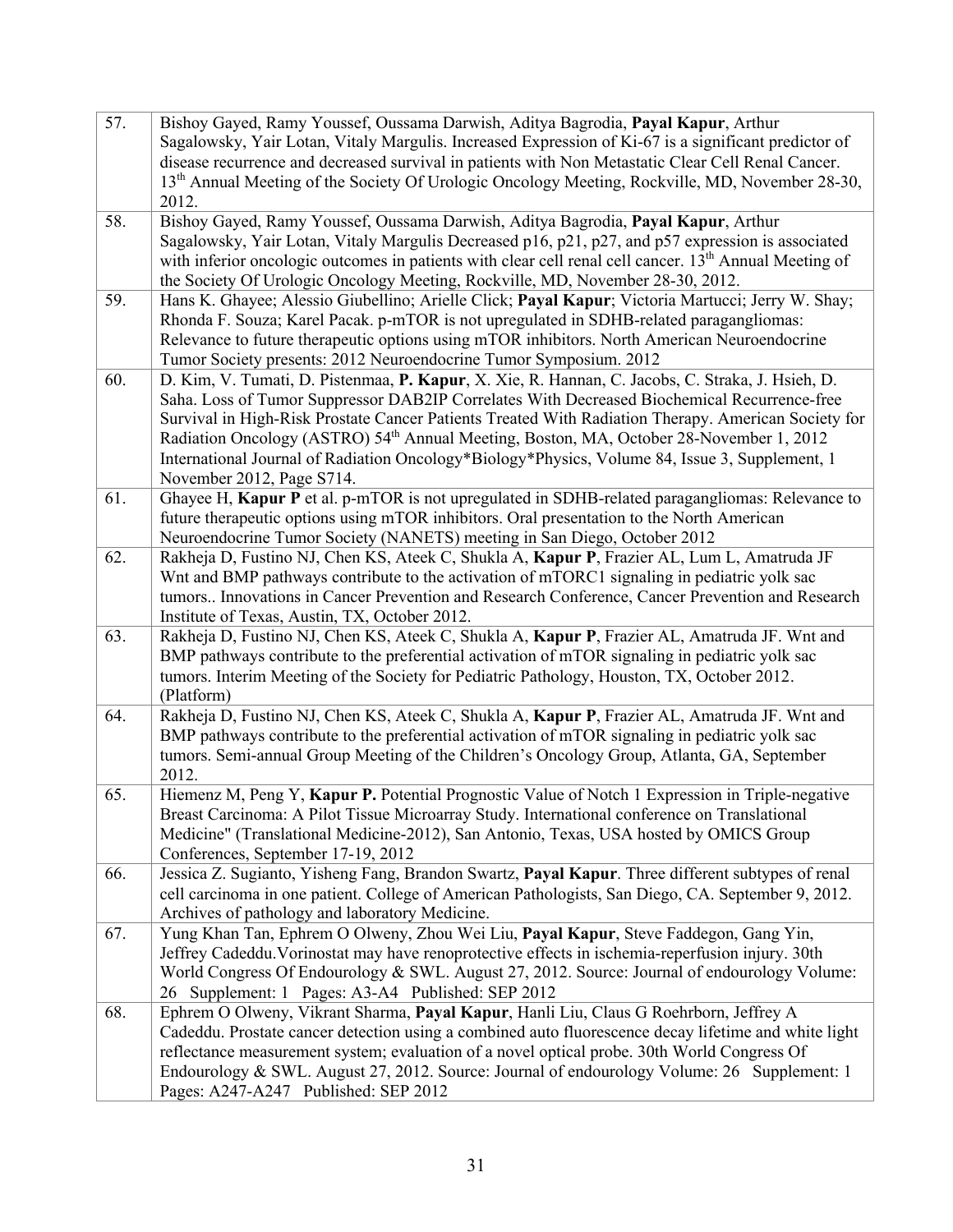| | |
|---|---|
| 57. | Bishoy Gayed, Ramy Youssef, Oussama Darwish, Aditya Bagrodia, **Payal Kapur**, Arthur Sagalowsky, Yair Lotan, Vitaly Margulis. Increased Expression of Ki-67 is a significant predictor of disease recurrence and decreased survival in patients with Non Metastatic Clear Cell Renal Cancer. 13th Annual Meeting of the Society Of Urologic Oncology Meeting, Rockville, MD, November 28-30, 2012. |
| 58. | Bishoy Gayed, Ramy Youssef, Oussama Darwish, Aditya Bagrodia, **Payal Kapur**, Arthur Sagalowsky, Yair Lotan, Vitaly Margulis Decreased p16, p21, p27, and p57 expression is associated with inferior oncologic outcomes in patients with clear cell renal cell cancer. 13th Annual Meeting of the Society Of Urologic Oncology Meeting, Rockville, MD, November 28-30, 2012. |
| 59. | Hans K. Ghayee; Alessio Giubellino; Arielle Click; **Payal Kapur**; Victoria Martucci; Jerry W. Shay; Rhonda F. Souza; Karel Pacak. p-mTOR is not upregulated in SDHB-related paragangliomas: Relevance to future therapeutic options using mTOR inhibitors. North American Neuroendocrine Tumor Society presents: 2012 Neuroendocrine Tumor Symposium. 2012 |
| 60. | D. Kim, V. Tumati, D. Pistenmaa, **P. Kapur**, X. Xie, R. Hannan, C. Jacobs, C. Straka, J. Hsieh, D. Saha. Loss of Tumor Suppressor DAB2IP Correlates With Decreased Biochemical Recurrence-free Survival in High-Risk Prostate Cancer Patients Treated With Radiation Therapy. American Society for Radiation Oncology (ASTRO) 54th Annual Meeting, Boston, MA, October 28-November 1, 2012 International Journal of Radiation Oncology*Biology*Physics, Volume 84, Issue 3, Supplement, 1 November 2012, Page S714. |
| 61. | Ghayee H, **Kapur P** et al. p-mTOR is not upregulated in SDHB-related paragangliomas: Relevance to future therapeutic options using mTOR inhibitors. Oral presentation to the North American Neuroendocrine Tumor Society (NANETS) meeting in San Diego, October 2012 |
| 62. | Rakheja D, Fustino NJ, Chen KS, Ateek C, Shukla A, **Kapur P**, Frazier AL, Lum L, Amatruda JF Wnt and BMP pathways contribute to the activation of mTORC1 signaling in pediatric yolk sac tumors.. Innovations in Cancer Prevention and Research Conference, Cancer Prevention and Research Institute of Texas, Austin, TX, October 2012. |
| 63. | Rakheja D, Fustino NJ, Chen KS, Ateek C, Shukla A, **Kapur P**, Frazier AL, Amatruda JF. Wnt and BMP pathways contribute to the preferential activation of mTOR signaling in pediatric yolk sac tumors. Interim Meeting of the Society for Pediatric Pathology, Houston, TX, October 2012. (Platform) |
| 64. | Rakheja D, Fustino NJ, Chen KS, Ateek C, Shukla A, **Kapur P**, Frazier AL, Amatruda JF. Wnt and BMP pathways contribute to the preferential activation of mTOR signaling in pediatric yolk sac tumors. Semi-annual Group Meeting of the Children's Oncology Group, Atlanta, GA, September 2012. |
| 65. | Hiemenz M, Peng Y, **Kapur P.** Potential Prognostic Value of Notch 1 Expression in Triple-negative Breast Carcinoma: A Pilot Tissue Microarray Study. International conference on Translational Medicine" (Translational Medicine-2012), San Antonio, Texas, USA hosted by OMICS Group Conferences, September 17-19, 2012 |
| 66. | Jessica Z. Sugianto, Yisheng Fang, Brandon Swartz, **Payal Kapur**. Three different subtypes of renal cell carcinoma in one patient. College of American Pathologists, San Diego, CA. September 9, 2012. Archives of pathology and laboratory Medicine. |
| 67. | Yung Khan Tan, Ephrem O Olweny, Zhou Wei Liu, **Payal Kapur**, Steve Faddegon, Gang Yin, Jeffrey Cadeddu.Vorinostat may have renoprotective effects in ischemia-reperfusion injury. 30th World Congress Of Endourology & SWL. August 27, 2012. Source: Journal of endourology Volume: 26 Supplement: 1 Pages: A3-A4 Published: SEP 2012 |
| 68. | Ephrem O Olweny, Vikrant Sharma, **Payal Kapur**, Hanli Liu, Claus G Roehrborn, Jeffrey A Cadeddu. Prostate cancer detection using a combined auto fluorescence decay lifetime and white light reflectance measurement system; evaluation of a novel optical probe. 30th World Congress Of Endourology & SWL. August 27, 2012. Source: Journal of endourology Volume: 26 Supplement: 1 Pages: A247-A247 Published: SEP 2012 |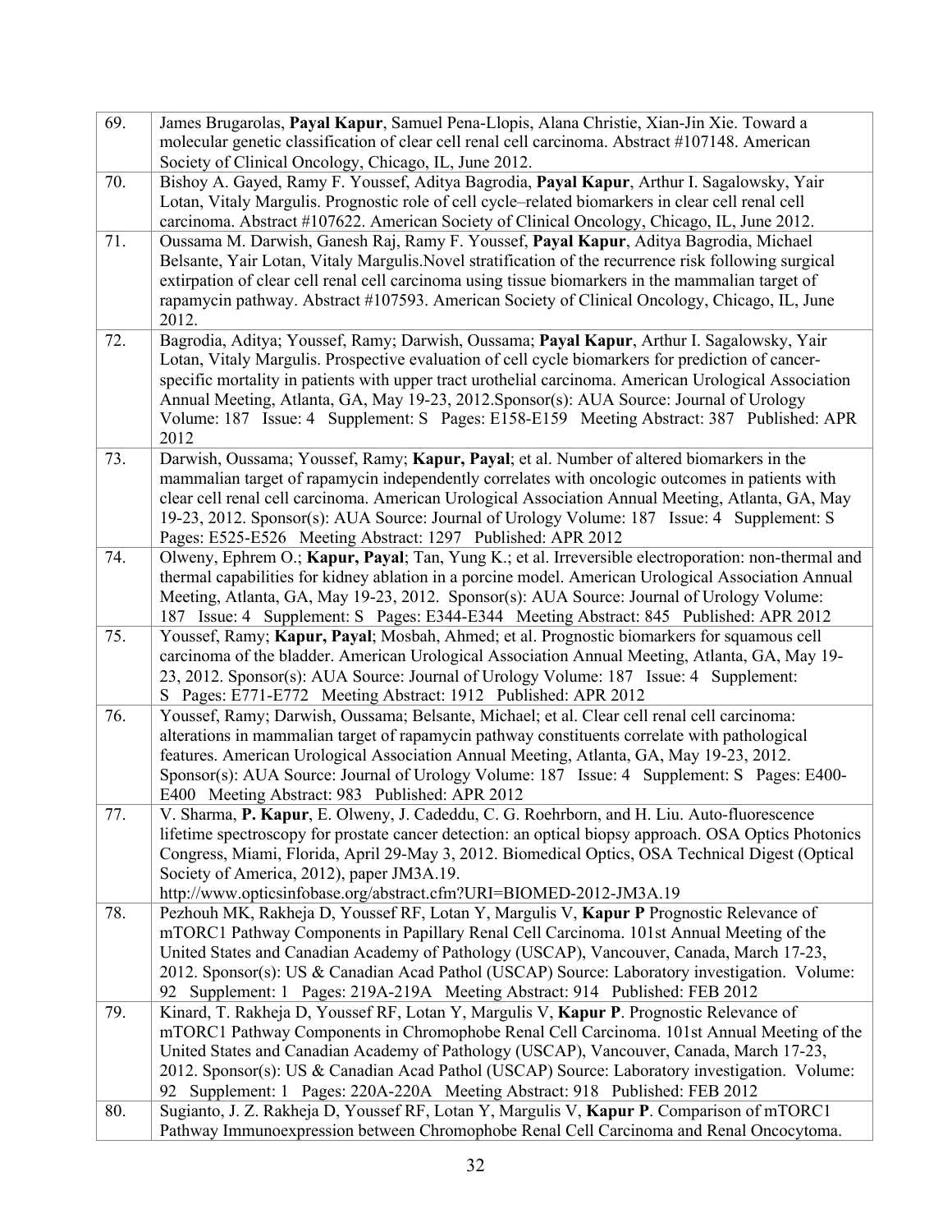| | |
|---|---|
| 69. | James Brugarolas, **Payal Kapur**, Samuel Pena-Llopis, Alana Christie, Xian-Jin Xie. Toward a molecular genetic classification of clear cell renal cell carcinoma. Abstract #107148. American Society of Clinical Oncology, Chicago, IL, June 2012. |
| 70. | Bishoy A. Gayed, Ramy F. Youssef, Aditya Bagrodia, **Payal Kapur**, Arthur I. Sagalowsky, Yair Lotan, Vitaly Margulis. Prognostic role of cell cycle–related biomarkers in clear cell renal cell carcinoma. Abstract #107622. American Society of Clinical Oncology, Chicago, IL, June 2012. |
| 71. | Oussama M. Darwish, Ganesh Raj, Ramy F. Youssef, **Payal Kapur**, Aditya Bagrodia, Michael Belsante, Yair Lotan, Vitaly Margulis.Novel stratification of the recurrence risk following surgical extirpation of clear cell renal cell carcinoma using tissue biomarkers in the mammalian target of rapamycin pathway. Abstract #107593. American Society of Clinical Oncology, Chicago, IL, June 2012. |
| 72. | Bagrodia, Aditya; Youssef, Ramy; Darwish, Oussama; **Payal Kapur**, Arthur I. Sagalowsky, Yair Lotan, Vitaly Margulis. Prospective evaluation of cell cycle biomarkers for prediction of cancer-specific mortality in patients with upper tract urothelial carcinoma. American Urological Association Annual Meeting, Atlanta, GA, May 19-23, 2012.Sponsor(s): AUA Source: Journal of Urology Volume: 187 Issue: 4 Supplement: S Pages: E158-E159 Meeting Abstract: 387 Published: APR 2012 |
| 73. | Darwish, Oussama; Youssef, Ramy; **Kapur, Payal**; et al. Number of altered biomarkers in the mammalian target of rapamycin independently correlates with oncologic outcomes in patients with clear cell renal cell carcinoma. American Urological Association Annual Meeting, Atlanta, GA, May 19-23, 2012. Sponsor(s): AUA Source: Journal of Urology Volume: 187 Issue: 4 Supplement: S Pages: E525-E526 Meeting Abstract: 1297 Published: APR 2012 |
| 74. | Olweny, Ephrem O.; **Kapur, Payal**; Tan, Yung K.; et al. Irreversible electroporation: non-thermal and thermal capabilities for kidney ablation in a porcine model. American Urological Association Annual Meeting, Atlanta, GA, May 19-23, 2012. Sponsor(s): AUA Source: Journal of Urology Volume: 187 Issue: 4 Supplement: S Pages: E344-E344 Meeting Abstract: 845 Published: APR 2012 |
| 75. | Youssef, Ramy; **Kapur, Payal**; Mosbah, Ahmed; et al. Prognostic biomarkers for squamous cell carcinoma of the bladder. American Urological Association Annual Meeting, Atlanta, GA, May 19-23, 2012. Sponsor(s): AUA Source: Journal of Urology Volume: 187 Issue: 4 Supplement: S Pages: E771-E772 Meeting Abstract: 1912 Published: APR 2012 |
| 76. | Youssef, Ramy; Darwish, Oussama; Belsante, Michael; et al. Clear cell renal cell carcinoma: alterations in mammalian target of rapamycin pathway constituents correlate with pathological features. American Urological Association Annual Meeting, Atlanta, GA, May 19-23, 2012. Sponsor(s): AUA Source: Journal of Urology Volume: 187 Issue: 4 Supplement: S Pages: E400-E400 Meeting Abstract: 983 Published: APR 2012 |
| 77. | V. Sharma, **P. Kapur**, E. Olweny, J. Cadeddu, C. G. Roehrborn, and H. Liu. Auto-fluorescence lifetime spectroscopy for prostate cancer detection: an optical biopsy approach. OSA Optics Photonics Congress, Miami, Florida, April 29-May 3, 2012. Biomedical Optics, OSA Technical Digest (Optical Society of America, 2012), paper JM3A.19. http://www.opticsinfobase.org/abstract.cfm?URI=BIOMED-2012-JM3A.19 |
| 78. | Pezhouh MK, Rakheja D, Youssef RF, Lotan Y, Margulis V, **Kapur P** Prognostic Relevance of mTORC1 Pathway Components in Papillary Renal Cell Carcinoma. 101st Annual Meeting of the United States and Canadian Academy of Pathology (USCAP), Vancouver, Canada, March 17-23, 2012. Sponsor(s): US & Canadian Acad Pathol (USCAP) Source: Laboratory investigation. Volume: 92 Supplement: 1 Pages: 219A-219A Meeting Abstract: 914 Published: FEB 2012 |
| 79. | Kinard, T. Rakheja D, Youssef RF, Lotan Y, Margulis V, **Kapur P**. Prognostic Relevance of mTORC1 Pathway Components in Chromophobe Renal Cell Carcinoma. 101st Annual Meeting of the United States and Canadian Academy of Pathology (USCAP), Vancouver, Canada, March 17-23, 2012. Sponsor(s): US & Canadian Acad Pathol (USCAP) Source: Laboratory investigation. Volume: 92 Supplement: 1 Pages: 220A-220A Meeting Abstract: 918 Published: FEB 2012 |
| 80. | Sugianto, J. Z. Rakheja D, Youssef RF, Lotan Y, Margulis V, **Kapur P**. Comparison of mTORC1 Pathway Immunoexpression between Chromophobe Renal Cell Carcinoma and Renal Oncocytoma. |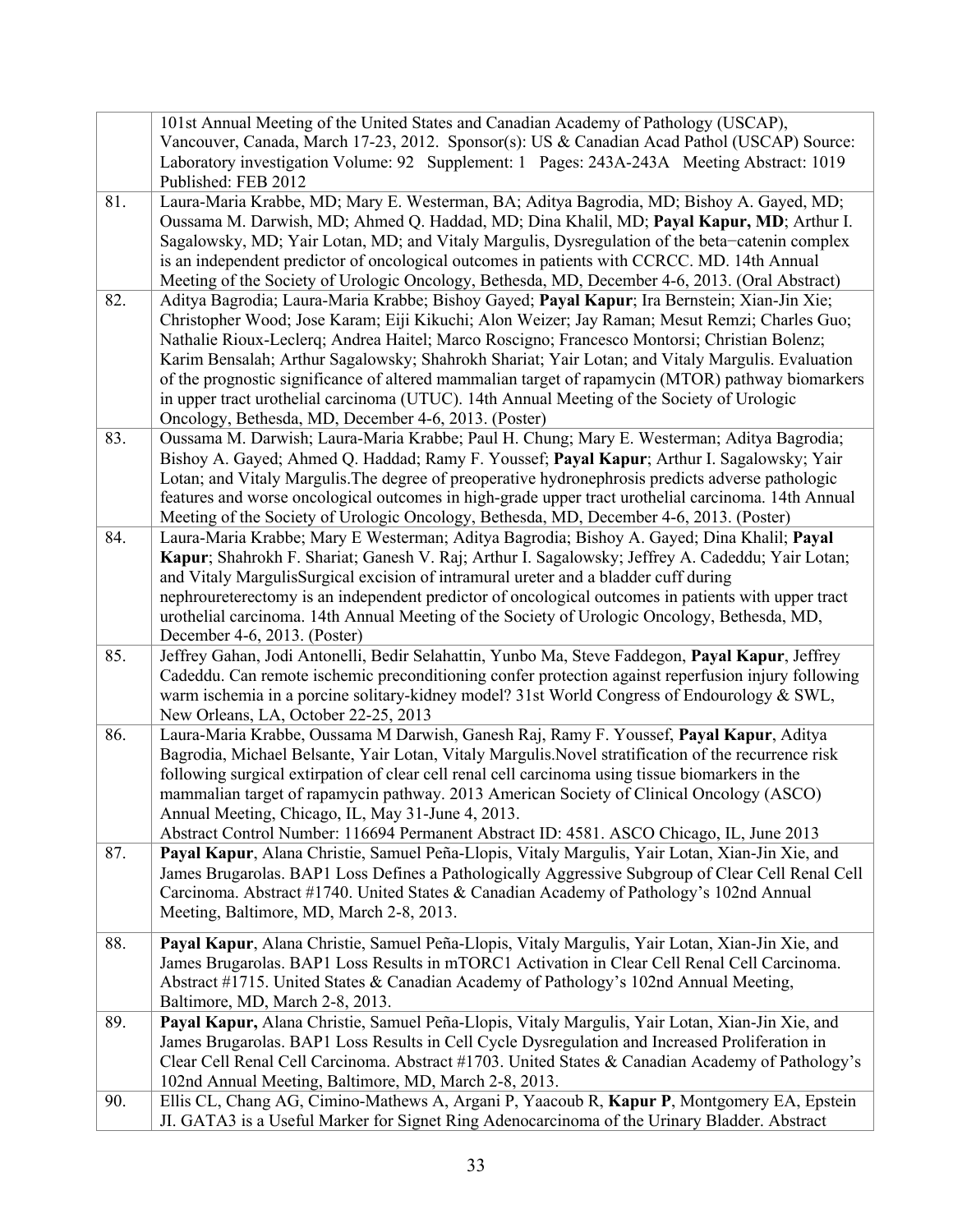| | |
|---|---|
| | 101st Annual Meeting of the United States and Canadian Academy of Pathology (USCAP), Vancouver, Canada, March 17-23, 2012. Sponsor(s): US & Canadian Acad Pathol (USCAP) Source: Laboratory investigation Volume: 92 Supplement: 1 Pages: 243A-243A Meeting Abstract: 1019 Published: FEB 2012 |
| 81. | Laura-Maria Krabbe, MD; Mary E. Westerman, BA; Aditya Bagrodia, MD; Bishoy A. Gayed, MD; Oussama M. Darwish, MD; Ahmed Q. Haddad, MD; Dina Khalil, MD; **Payal Kapur, MD**; Arthur I. Sagalowsky, MD; Yair Lotan, MD; and Vitaly Margulis, Dysregulation of the beta−catenin complex is an independent predictor of oncological outcomes in patients with CCRCC. MD. 14th Annual Meeting of the Society of Urologic Oncology, Bethesda, MD, December 4-6, 2013. (Oral Abstract) |
| 82. | Aditya Bagrodia; Laura-Maria Krabbe; Bishoy Gayed; **Payal Kapur**; Ira Bernstein; Xian-Jin Xie; Christopher Wood; Jose Karam; Eiji Kikuchi; Alon Weizer; Jay Raman; Mesut Remzi; Charles Guo; Nathalie Rioux-Leclerq; Andrea Haitel; Marco Roscigno; Francesco Montorsi; Christian Bolenz; Karim Bensalah; Arthur Sagalowsky; Shahrokh Shariat; Yair Lotan; and Vitaly Margulis. Evaluation of the prognostic significance of altered mammalian target of rapamycin (MTOR) pathway biomarkers in upper tract urothelial carcinoma (UTUC). 14th Annual Meeting of the Society of Urologic Oncology, Bethesda, MD, December 4-6, 2013. (Poster) |
| 83. | Oussama M. Darwish; Laura-Maria Krabbe; Paul H. Chung; Mary E. Westerman; Aditya Bagrodia; Bishoy A. Gayed; Ahmed Q. Haddad; Ramy F. Youssef; **Payal Kapur**; Arthur I. Sagalowsky; Yair Lotan; and Vitaly Margulis.The degree of preoperative hydronephrosis predicts adverse pathologic features and worse oncological outcomes in high-grade upper tract urothelial carcinoma. 14th Annual Meeting of the Society of Urologic Oncology, Bethesda, MD, December 4-6, 2013. (Poster) |
| 84. | Laura-Maria Krabbe; Mary E Westerman; Aditya Bagrodia; Bishoy A. Gayed; Dina Khalil; **Payal Kapur**; Shahrokh F. Shariat; Ganesh V. Raj; Arthur I. Sagalowsky; Jeffrey A. Cadeddu; Yair Lotan; and Vitaly MargulisSurgical excision of intramural ureter and a bladder cuff during nephroureterectomy is an independent predictor of oncological outcomes in patients with upper tract urothelial carcinoma. 14th Annual Meeting of the Society of Urologic Oncology, Bethesda, MD, December 4-6, 2013. (Poster) |
| 85. | Jeffrey Gahan, Jodi Antonelli, Bedir Selahattin, Yunbo Ma, Steve Faddegon, **Payal Kapur**, Jeffrey Cadeddu. Can remote ischemic preconditioning confer protection against reperfusion injury following warm ischemia in a porcine solitary-kidney model? 31st World Congress of Endourology & SWL, New Orleans, LA, October 22-25, 2013 |
| 86. | Laura-Maria Krabbe, Oussama M Darwish, Ganesh Raj, Ramy F. Youssef, **Payal Kapur**, Aditya Bagrodia, Michael Belsante, Yair Lotan, Vitaly Margulis.Novel stratification of the recurrence risk following surgical extirpation of clear cell renal cell carcinoma using tissue biomarkers in the mammalian target of rapamycin pathway. 2013 American Society of Clinical Oncology (ASCO) Annual Meeting, Chicago, IL, May 31-June 4, 2013. Abstract Control Number: 116694 Permanent Abstract ID: 4581. ASCO Chicago, IL, June 2013 |
| 87. | **Payal Kapur**, Alana Christie, Samuel Peña-Llopis, Vitaly Margulis, Yair Lotan, Xian-Jin Xie, and James Brugarolas. BAP1 Loss Defines a Pathologically Aggressive Subgroup of Clear Cell Renal Cell Carcinoma. Abstract #1740. United States & Canadian Academy of Pathology's 102nd Annual Meeting, Baltimore, MD, March 2-8, 2013. |
| 88. | **Payal Kapur**, Alana Christie, Samuel Peña-Llopis, Vitaly Margulis, Yair Lotan, Xian-Jin Xie, and James Brugarolas. BAP1 Loss Results in mTORC1 Activation in Clear Cell Renal Cell Carcinoma. Abstract #1715. United States & Canadian Academy of Pathology's 102nd Annual Meeting, Baltimore, MD, March 2-8, 2013. |
| 89. | **Payal Kapur,** Alana Christie, Samuel Peña-Llopis, Vitaly Margulis, Yair Lotan, Xian-Jin Xie, and James Brugarolas. BAP1 Loss Results in Cell Cycle Dysregulation and Increased Proliferation in Clear Cell Renal Cell Carcinoma. Abstract #1703. United States & Canadian Academy of Pathology's 102nd Annual Meeting, Baltimore, MD, March 2-8, 2013. |
| 90. | Ellis CL, Chang AG, Cimino-Mathews A, Argani P, Yaacoub R, **Kapur P**, Montgomery EA, Epstein JI. GATA3 is a Useful Marker for Signet Ring Adenocarcinoma of the Urinary Bladder. Abstract |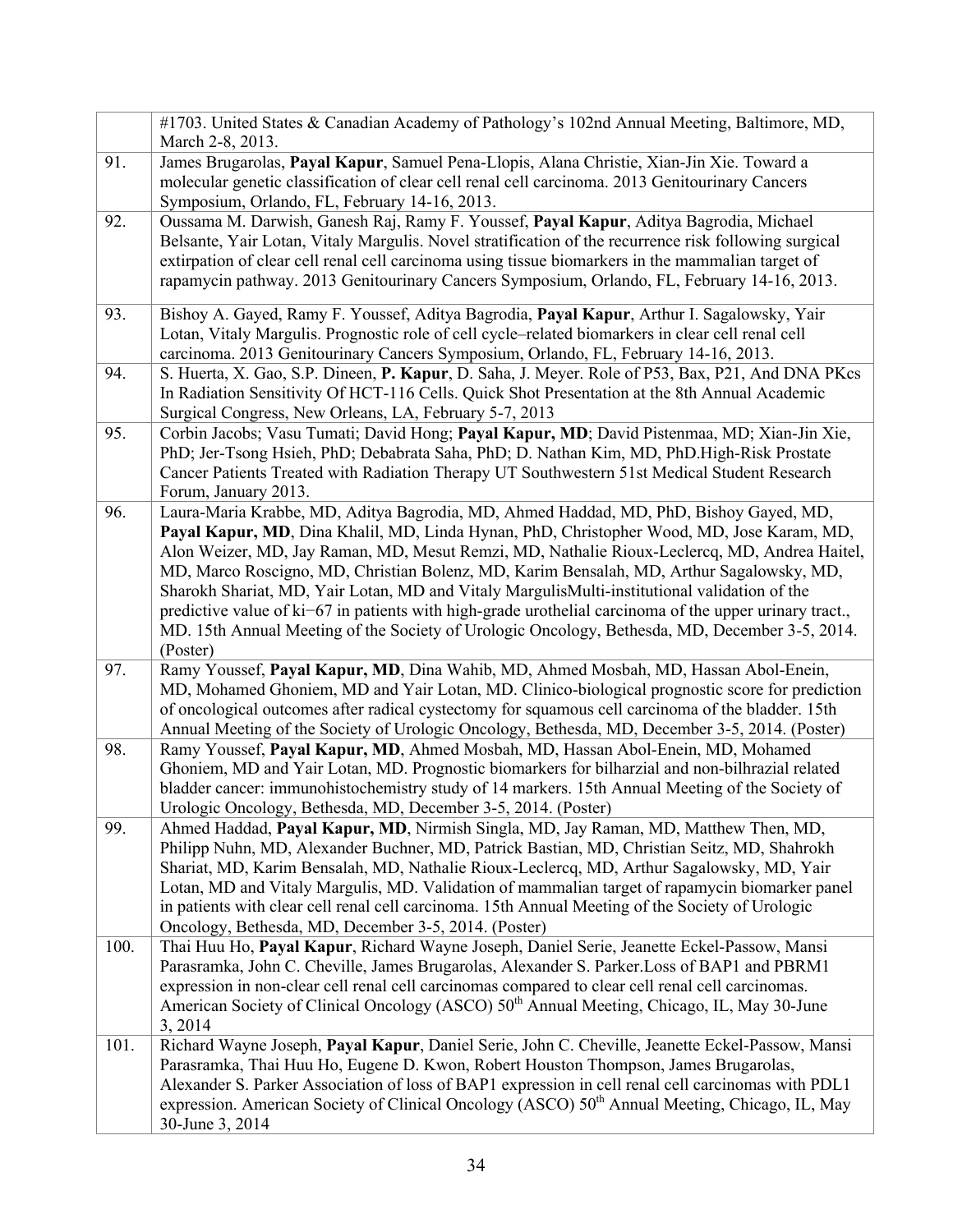| | |
|---|---|
| | #1703. United States & Canadian Academy of Pathology's 102nd Annual Meeting, Baltimore, MD, March 2-8, 2013. |
| 91. | James Brugarolas, **Payal Kapur**, Samuel Pena-Llopis, Alana Christie, Xian-Jin Xie. Toward a molecular genetic classification of clear cell renal cell carcinoma. 2013 Genitourinary Cancers Symposium, Orlando, FL, February 14-16, 2013. |
| 92. | Oussama M. Darwish, Ganesh Raj, Ramy F. Youssef, **Payal Kapur**, Aditya Bagrodia, Michael Belsante, Yair Lotan, Vitaly Margulis. Novel stratification of the recurrence risk following surgical extirpation of clear cell renal cell carcinoma using tissue biomarkers in the mammalian target of rapamycin pathway. 2013 Genitourinary Cancers Symposium, Orlando, FL, February 14-16, 2013. |
| 93. | Bishoy A. Gayed, Ramy F. Youssef, Aditya Bagrodia, **Payal Kapur**, Arthur I. Sagalowsky, Yair Lotan, Vitaly Margulis. Prognostic role of cell cycle–related biomarkers in clear cell renal cell carcinoma. 2013 Genitourinary Cancers Symposium, Orlando, FL, February 14-16, 2013. |
| 94. | S. Huerta, X. Gao, S.P. Dineen, **P. Kapur**, D. Saha, J. Meyer. Role of P53, Bax, P21, And DNA PKcs In Radiation Sensitivity Of HCT-116 Cells. Quick Shot Presentation at the 8th Annual Academic Surgical Congress, New Orleans, LA, February 5-7, 2013 |
| 95. | Corbin Jacobs; Vasu Tumati; David Hong; **Payal Kapur, MD**; David Pistenmaa, MD; Xian-Jin Xie, PhD; Jer-Tsong Hsieh, PhD; Debabrata Saha, PhD; D. Nathan Kim, MD, PhD.High-Risk Prostate Cancer Patients Treated with Radiation Therapy UT Southwestern 51st Medical Student Research Forum, January 2013. |
| 96. | Laura-Maria Krabbe, MD, Aditya Bagrodia, MD, Ahmed Haddad, MD, PhD, Bishoy Gayed, MD, **Payal Kapur, MD**, Dina Khalil, MD, Linda Hynan, PhD, Christopher Wood, MD, Jose Karam, MD, Alon Weizer, MD, Jay Raman, MD, Mesut Remzi, MD, Nathalie Rioux-Leclercq, MD, Andrea Haitel, MD, Marco Roscigno, MD, Christian Bolenz, MD, Karim Bensalah, MD, Arthur Sagalowsky, MD, Sharokh Shariat, MD, Yair Lotan, MD and Vitaly MargulisMulti-institutional validation of the predictive value of ki−67 in patients with high-grade urothelial carcinoma of the upper urinary tract., MD. 15th Annual Meeting of the Society of Urologic Oncology, Bethesda, MD, December 3-5, 2014. (Poster) |
| 97. | Ramy Youssef, **Payal Kapur, MD**, Dina Wahib, MD, Ahmed Mosbah, MD, Hassan Abol-Enein, MD, Mohamed Ghoniem, MD and Yair Lotan, MD. Clinico-biological prognostic score for prediction of oncological outcomes after radical cystectomy for squamous cell carcinoma of the bladder. 15th Annual Meeting of the Society of Urologic Oncology, Bethesda, MD, December 3-5, 2014. (Poster) |
| 98. | Ramy Youssef, **Payal Kapur, MD**, Ahmed Mosbah, MD, Hassan Abol-Enein, MD, Mohamed Ghoniem, MD and Yair Lotan, MD. Prognostic biomarkers for bilharzial and non-bilhrazial related bladder cancer: immunohistochemistry study of 14 markers. 15th Annual Meeting of the Society of Urologic Oncology, Bethesda, MD, December 3-5, 2014. (Poster) |
| 99. | Ahmed Haddad, **Payal Kapur, MD**, Nirmish Singla, MD, Jay Raman, MD, Matthew Then, MD, Philipp Nuhn, MD, Alexander Buchner, MD, Patrick Bastian, MD, Christian Seitz, MD, Shahrokh Shariat, MD, Karim Bensalah, MD, Nathalie Rioux-Leclercq, MD, Arthur Sagalowsky, MD, Yair Lotan, MD and Vitaly Margulis, MD. Validation of mammalian target of rapamycin biomarker panel in patients with clear cell renal cell carcinoma. 15th Annual Meeting of the Society of Urologic Oncology, Bethesda, MD, December 3-5, 2014. (Poster) |
| 100. | Thai Huu Ho, **Payal Kapur**, Richard Wayne Joseph, Daniel Serie, Jeanette Eckel-Passow, Mansi Parasramka, John C. Cheville, James Brugarolas, Alexander S. Parker.Loss of BAP1 and PBRM1 expression in non-clear cell renal cell carcinomas compared to clear cell renal cell carcinomas. American Society of Clinical Oncology (ASCO) 50th Annual Meeting, Chicago, IL, May 30-June 3, 2014 |
| 101. | Richard Wayne Joseph, **Payal Kapur**, Daniel Serie, John C. Cheville, Jeanette Eckel-Passow, Mansi Parasramka, Thai Huu Ho, Eugene D. Kwon, Robert Houston Thompson, James Brugarolas, Alexander S. Parker Association of loss of BAP1 expression in cell renal cell carcinomas with PDL1 expression. American Society of Clinical Oncology (ASCO) 50th Annual Meeting, Chicago, IL, May 30-June 3, 2014 |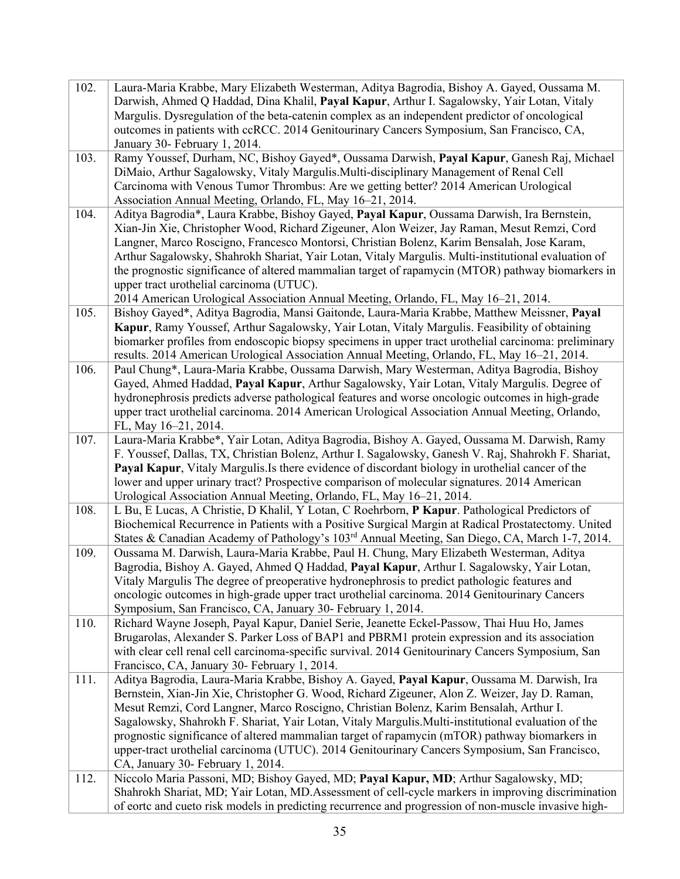| | |
|---|---|
| 102. | Laura-Maria Krabbe, Mary Elizabeth Westerman, Aditya Bagrodia, Bishoy A. Gayed, Oussama M. Darwish, Ahmed Q Haddad, Dina Khalil, **Payal Kapur**, Arthur I. Sagalowsky, Yair Lotan, Vitaly Margulis. Dysregulation of the beta-catenin complex as an independent predictor of oncological outcomes in patients with ccRCC. 2014 Genitourinary Cancers Symposium, San Francisco, CA, January 30- February 1, 2014. |
| 103. | Ramy Youssef, Durham, NC, Bishoy Gayed*, Oussama Darwish, **Payal Kapur**, Ganesh Raj, Michael DiMaio, Arthur Sagalowsky, Vitaly Margulis.Multi-disciplinary Management of Renal Cell Carcinoma with Venous Tumor Thrombus: Are we getting better? 2014 American Urological Association Annual Meeting, Orlando, FL, May 16–21, 2014. |
| 104. | Aditya Bagrodia*, Laura Krabbe, Bishoy Gayed, **Payal Kapur**, Oussama Darwish, Ira Bernstein, Xian-Jin Xie, Christopher Wood, Richard Zigeuner, Alon Weizer, Jay Raman, Mesut Remzi, Cord Langner, Marco Roscigno, Francesco Montorsi, Christian Bolenz, Karim Bensalah, Jose Karam, Arthur Sagalowsky, Shahrokh Shariat, Yair Lotan, Vitaly Margulis. Multi-institutional evaluation of the prognostic significance of altered mammalian target of rapamycin (MTOR) pathway biomarkers in upper tract urothelial carcinoma (UTUC). 2014 American Urological Association Annual Meeting, Orlando, FL, May 16–21, 2014. |
| 105. | Bishoy Gayed*, Aditya Bagrodia, Mansi Gaitonde, Laura-Maria Krabbe, Matthew Meissner, **Payal Kapur**, Ramy Youssef, Arthur Sagalowsky, Yair Lotan, Vitaly Margulis. Feasibility of obtaining biomarker profiles from endoscopic biopsy specimens in upper tract urothelial carcinoma: preliminary results. 2014 American Urological Association Annual Meeting, Orlando, FL, May 16–21, 2014. |
| 106. | Paul Chung*, Laura-Maria Krabbe, Oussama Darwish, Mary Westerman, Aditya Bagrodia, Bishoy Gayed, Ahmed Haddad, **Payal Kapur**, Arthur Sagalowsky, Yair Lotan, Vitaly Margulis. Degree of hydronephrosis predicts adverse pathological features and worse oncologic outcomes in high-grade upper tract urothelial carcinoma. 2014 American Urological Association Annual Meeting, Orlando, FL, May 16–21, 2014. |
| 107. | Laura-Maria Krabbe*, Yair Lotan, Aditya Bagrodia, Bishoy A. Gayed, Oussama M. Darwish, Ramy F. Youssef, Dallas, TX, Christian Bolenz, Arthur I. Sagalowsky, Ganesh V. Raj, Shahrokh F. Shariat, **Payal Kapur**, Vitaly Margulis.Is there evidence of discordant biology in urothelial cancer of the lower and upper urinary tract? Prospective comparison of molecular signatures. 2014 American Urological Association Annual Meeting, Orlando, FL, May 16–21, 2014. |
| 108. | L Bu, E Lucas, A Christie, D Khalil, Y Lotan, C Roehrborn, **P Kapur**. Pathological Predictors of Biochemical Recurrence in Patients with a Positive Surgical Margin at Radical Prostatectomy. United States & Canadian Academy of Pathology's 103rd Annual Meeting, San Diego, CA, March 1-7, 2014. |
| 109. | Oussama M. Darwish, Laura-Maria Krabbe, Paul H. Chung, Mary Elizabeth Westerman, Aditya Bagrodia, Bishoy A. Gayed, Ahmed Q Haddad, **Payal Kapur**, Arthur I. Sagalowsky, Yair Lotan, Vitaly Margulis The degree of preoperative hydronephrosis to predict pathologic features and oncologic outcomes in high-grade upper tract urothelial carcinoma. 2014 Genitourinary Cancers Symposium, San Francisco, CA, January 30- February 1, 2014. |
| 110. | Richard Wayne Joseph, Payal Kapur, Daniel Serie, Jeanette Eckel-Passow, Thai Huu Ho, James Brugarolas, Alexander S. Parker Loss of BAP1 and PBRM1 protein expression and its association with clear cell renal cell carcinoma-specific survival. 2014 Genitourinary Cancers Symposium, San Francisco, CA, January 30- February 1, 2014. |
| 111. | Aditya Bagrodia, Laura-Maria Krabbe, Bishoy A. Gayed, **Payal Kapur**, Oussama M. Darwish, Ira Bernstein, Xian-Jin Xie, Christopher G. Wood, Richard Zigeuner, Alon Z. Weizer, Jay D. Raman, Mesut Remzi, Cord Langner, Marco Roscigno, Christian Bolenz, Karim Bensalah, Arthur I. Sagalowsky, Shahrokh F. Shariat, Yair Lotan, Vitaly Margulis.Multi-institutional evaluation of the prognostic significance of altered mammalian target of rapamycin (mTOR) pathway biomarkers in upper-tract urothelial carcinoma (UTUC). 2014 Genitourinary Cancers Symposium, San Francisco, CA, January 30- February 1, 2014. |
| 112. | Niccolo Maria Passoni, MD; Bishoy Gayed, MD; **Payal Kapur, MD**; Arthur Sagalowsky, MD; Shahrokh Shariat, MD; Yair Lotan, MD.Assessment of cell-cycle markers in improving discrimination of eortc and cueto risk models in predicting recurrence and progression of non-muscle invasive high- |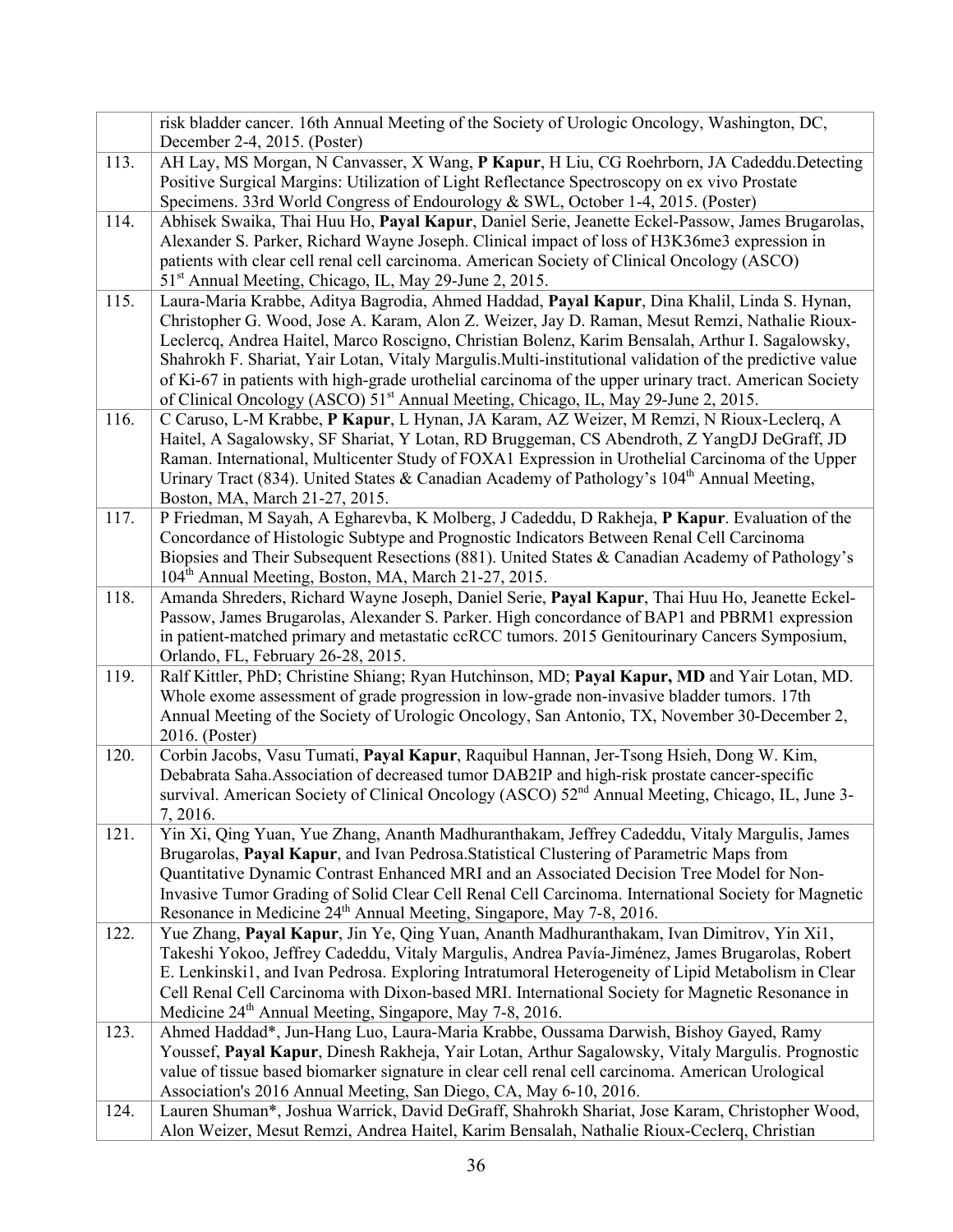| | |
|---|---|
| | risk bladder cancer. 16th Annual Meeting of the Society of Urologic Oncology, Washington, DC, December 2-4, 2015. (Poster) |
| 113. | AH Lay, MS Morgan, N Canvasser, X Wang, **P Kapur**, H Liu, CG Roehrborn, JA Cadeddu.Detecting Positive Surgical Margins: Utilization of Light Reflectance Spectroscopy on ex vivo Prostate Specimens. 33rd World Congress of Endourology & SWL, October 1-4, 2015. (Poster) |
| 114. | Abhisek Swaika, Thai Huu Ho, **Payal Kapur**, Daniel Serie, Jeanette Eckel-Passow, James Brugarolas, Alexander S. Parker, Richard Wayne Joseph. Clinical impact of loss of H3K36me3 expression in patients with clear cell renal cell carcinoma. American Society of Clinical Oncology (ASCO) 51st Annual Meeting, Chicago, IL, May 29-June 2, 2015. |
| 115. | Laura-Maria Krabbe, Aditya Bagrodia, Ahmed Haddad, **Payal Kapur**, Dina Khalil, Linda S. Hynan, Christopher G. Wood, Jose A. Karam, Alon Z. Weizer, Jay D. Raman, Mesut Remzi, Nathalie Rioux-Leclercq, Andrea Haitel, Marco Roscigno, Christian Bolenz, Karim Bensalah, Arthur I. Sagalowsky, Shahrokh F. Shariat, Yair Lotan, Vitaly Margulis.Multi-institutional validation of the predictive value of Ki-67 in patients with high-grade urothelial carcinoma of the upper urinary tract. American Society of Clinical Oncology (ASCO) 51st Annual Meeting, Chicago, IL, May 29-June 2, 2015. |
| 116. | C Caruso, L-M Krabbe, **P Kapur**, L Hynan, JA Karam, AZ Weizer, M Remzi, N Rioux-Leclerq, A Haitel, A Sagalowsky, SF Shariat, Y Lotan, RD Bruggeman, CS Abendroth, Z YangDJ DeGraff, JD Raman. International, Multicenter Study of FOXA1 Expression in Urothelial Carcinoma of the Upper Urinary Tract (834). United States & Canadian Academy of Pathology's 104th Annual Meeting, Boston, MA, March 21-27, 2015. |
| 117. | P Friedman, M Sayah, A Egharevba, K Molberg, J Cadeddu, D Rakheja, **P Kapur**. Evaluation of the Concordance of Histologic Subtype and Prognostic Indicators Between Renal Cell Carcinoma Biopsies and Their Subsequent Resections (881). United States & Canadian Academy of Pathology's 104th Annual Meeting, Boston, MA, March 21-27, 2015. |
| 118. | Amanda Shreders, Richard Wayne Joseph, Daniel Serie, **Payal Kapur**, Thai Huu Ho, Jeanette Eckel-Passow, James Brugarolas, Alexander S. Parker. High concordance of BAP1 and PBRM1 expression in patient-matched primary and metastatic ccRCC tumors. 2015 Genitourinary Cancers Symposium, Orlando, FL, February 26-28, 2015. |
| 119. | Ralf Kittler, PhD; Christine Shiang; Ryan Hutchinson, MD; **Payal Kapur, MD** and Yair Lotan, MD. Whole exome assessment of grade progression in low-grade non-invasive bladder tumors. 17th Annual Meeting of the Society of Urologic Oncology, San Antonio, TX, November 30-December 2, 2016. (Poster) |
| 120. | Corbin Jacobs, Vasu Tumati, **Payal Kapur**, Raquibul Hannan, Jer-Tsong Hsieh, Dong W. Kim, Debabrata Saha.Association of decreased tumor DAB2IP and high-risk prostate cancer-specific survival. American Society of Clinical Oncology (ASCO) 52nd Annual Meeting, Chicago, IL, June 3-7, 2016. |
| 121. | Yin Xi, Qing Yuan, Yue Zhang, Ananth Madhuranthakam, Jeffrey Cadeddu, Vitaly Margulis, James Brugarolas, **Payal Kapur**, and Ivan Pedrosa.Statistical Clustering of Parametric Maps from Quantitative Dynamic Contrast Enhanced MRI and an Associated Decision Tree Model for Non-Invasive Tumor Grading of Solid Clear Cell Renal Cell Carcinoma. International Society for Magnetic Resonance in Medicine 24th Annual Meeting, Singapore, May 7-8, 2016. |
| 122. | Yue Zhang, **Payal Kapur**, Jin Ye, Qing Yuan, Ananth Madhuranthakam, Ivan Dimitrov, Yin Xi1, Takeshi Yokoo, Jeffrey Cadeddu, Vitaly Margulis, Andrea Pavía-Jiménez, James Brugarolas, Robert E. Lenkinski1, and Ivan Pedrosa. Exploring Intratumoral Heterogeneity of Lipid Metabolism in Clear Cell Renal Cell Carcinoma with Dixon-based MRI. International Society for Magnetic Resonance in Medicine 24th Annual Meeting, Singapore, May 7-8, 2016. |
| 123. | Ahmed Haddad*, Jun-Hang Luo, Laura-Maria Krabbe, Oussama Darwish, Bishoy Gayed, Ramy Youssef, **Payal Kapur**, Dinesh Rakheja, Yair Lotan, Arthur Sagalowsky, Vitaly Margulis. Prognostic value of tissue based biomarker signature in clear cell renal cell carcinoma. American Urological Association's 2016 Annual Meeting, San Diego, CA, May 6-10, 2016. |
| 124. | Lauren Shuman*, Joshua Warrick, David DeGraff, Shahrokh Shariat, Jose Karam, Christopher Wood, Alon Weizer, Mesut Remzi, Andrea Haitel, Karim Bensalah, Nathalie Rioux-Ceclerq, Christian |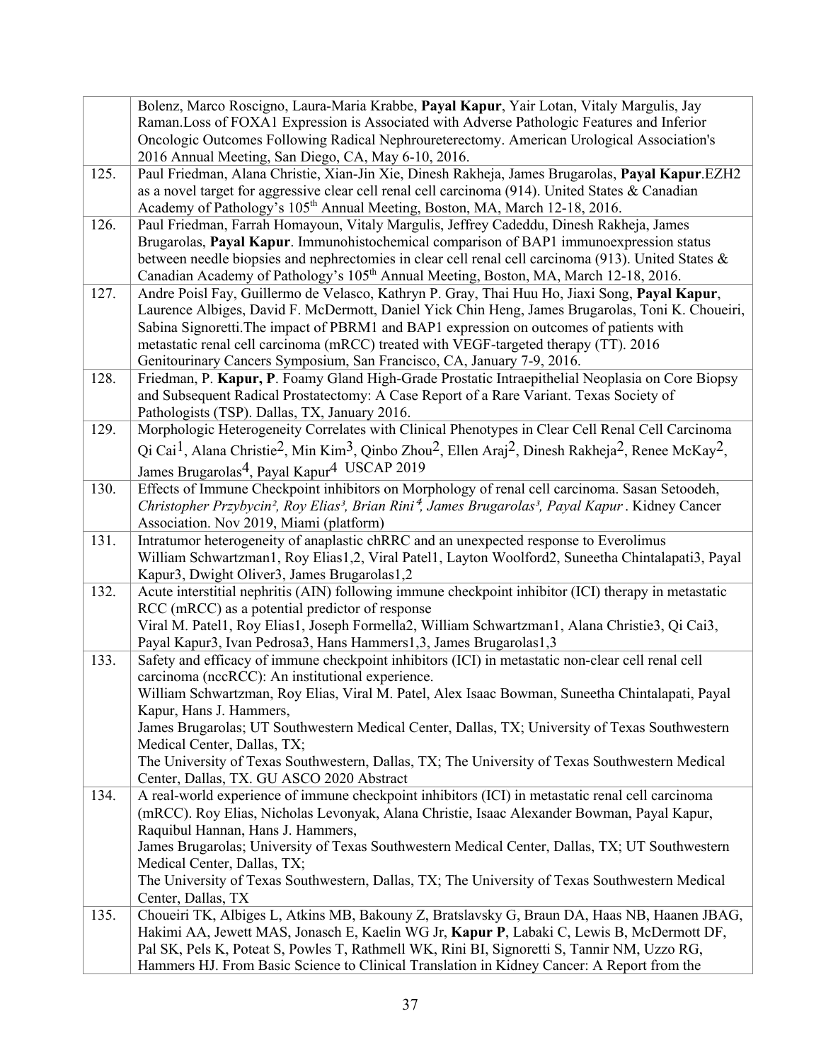|  |  |
| --- | --- |
|  | Bolenz, Marco Roscigno, Laura-Maria Krabbe, **Payal Kapur**, Yair Lotan, Vitaly Margulis, Jay Raman.Loss of FOXA1 Expression is Associated with Adverse Pathologic Features and Inferior Oncologic Outcomes Following Radical Nephroureterectomy. American Urological Association's 2016 Annual Meeting, San Diego, CA, May 6-10, 2016. |
| 125. | Paul Friedman, Alana Christie, Xian-Jin Xie, Dinesh Rakheja, James Brugarolas, **Payal Kapur**.EZH2 as a novel target for aggressive clear cell renal cell carcinoma (914). United States & Canadian Academy of Pathology's 105th Annual Meeting, Boston, MA, March 12-18, 2016. |
| 126. | Paul Friedman, Farrah Homayoun, Vitaly Margulis, Jeffrey Cadeddu, Dinesh Rakheja, James Brugarolas, **Payal Kapur**. Immunohistochemical comparison of BAP1 immunoexpression status between needle biopsies and nephrectomies in clear cell renal cell carcinoma (913). United States & Canadian Academy of Pathology's 105th Annual Meeting, Boston, MA, March 12-18, 2016. |
| 127. | Andre Poisl Fay, Guillermo de Velasco, Kathryn P. Gray, Thai Huu Ho, Jiaxi Song, **Payal Kapur**, Laurence Albiges, David F. McDermott, Daniel Yick Chin Heng, James Brugarolas, Toni K. Choueiri, Sabina Signoretti.The impact of PBRM1 and BAP1 expression on outcomes of patients with metastatic renal cell carcinoma (mRCC) treated with VEGF-targeted therapy (TT). 2016 Genitourinary Cancers Symposium, San Francisco, CA, January 7-9, 2016. |
| 128. | Friedman, P. **Kapur, P**. Foamy Gland High-Grade Prostatic Intraepithelial Neoplasia on Core Biopsy and Subsequent Radical Prostatectomy: A Case Report of a Rare Variant. Texas Society of Pathologists (TSP). Dallas, TX, January 2016. |
| 129. | Morphologic Heterogeneity Correlates with Clinical Phenotypes in Clear Cell Renal Cell Carcinoma Qi Cai[1], Alana Christie[2], Min Kim[3], Qinbo Zhou[2], Ellen Araj[2], Dinesh Rakheja[2], Renee McKay[2], James Brugarolas[4], Payal Kapur[4] USCAP 2019 |
| 130. | Effects of Immune Checkpoint inhibitors on Morphology of renal cell carcinoma. Sasan Setoodeh, *Christopher Przybycin[2], Roy Elias[3], Brian Rini[4], James Brugarolas[3], Payal Kapur*. Kidney Cancer Association. Nov 2019, Miami (platform) |
| 131. | Intratumor heterogeneity of anaplastic chRRC and an unexpected response to Everolimus William Schwartzman1, Roy Elias1,2, Viral Patel1, Layton Woolford2, Suneetha Chintalapati3, Payal Kapur3, Dwight Oliver3, James Brugarolas1,2 |
| 132. | Acute interstitial nephritis (AIN) following immune checkpoint inhibitor (ICI) therapy in metastatic RCC (mRCC) as a potential predictor of response Viral M. Patel1, Roy Elias1, Joseph Formella2, William Schwartzman1, Alana Christie3, Qi Cai3, Payal Kapur3, Ivan Pedrosa3, Hans Hammers1,3, James Brugarolas1,3 |
| 133. | Safety and efficacy of immune checkpoint inhibitors (ICI) in metastatic non-clear renal cell carcinoma (nccRCC): An institutional experience. William Schwartzman, Roy Elias, Viral M. Patel, Alex Isaac Bowman, Suneetha Chintalapati, Payal Kapur, Hans J. Hammers, James Brugarolas; UT Southwestern Medical Center, Dallas, TX; University of Texas Southwestern Medical Center, Dallas, TX; The University of Texas Southwestern, Dallas, TX; The University of Texas Southwestern Medical Center, Dallas, TX. GU ASCO 2020 Abstract |
| 134. | A real-world experience of immune checkpoint inhibitors (ICI) in metastatic renal cell carcinoma (mRCC). Roy Elias, Nicholas Levonyak, Alana Christie, Isaac Alexander Bowman, Payal Kapur, Raquibul Hannan, Hans J. Hammers, James Brugarolas; University of Texas Southwestern Medical Center, Dallas, TX; UT Southwestern Medical Center, Dallas, TX; The University of Texas Southwestern, Dallas, TX; The University of Texas Southwestern Medical Center, Dallas, TX |
| 135. | Choueiri TK, Albiges L, Atkins MB, Bakouny Z, Bratslavsky G, Braun DA, Haas NB, Haanen JBAG, Hakimi AA, Jewett MAS, Jonasch E, Kaelin WG Jr, **Kapur P**, Labaki C, Lewis B, McDermott DF, Pal SK, Pels K, Poteat S, Powles T, Rathmell WK, Rini BI, Signoretti S, Tannir NM, Uzzo RG, Hammers HJ. From Basic Science to Clinical Translation in Kidney Cancer: A Report from the |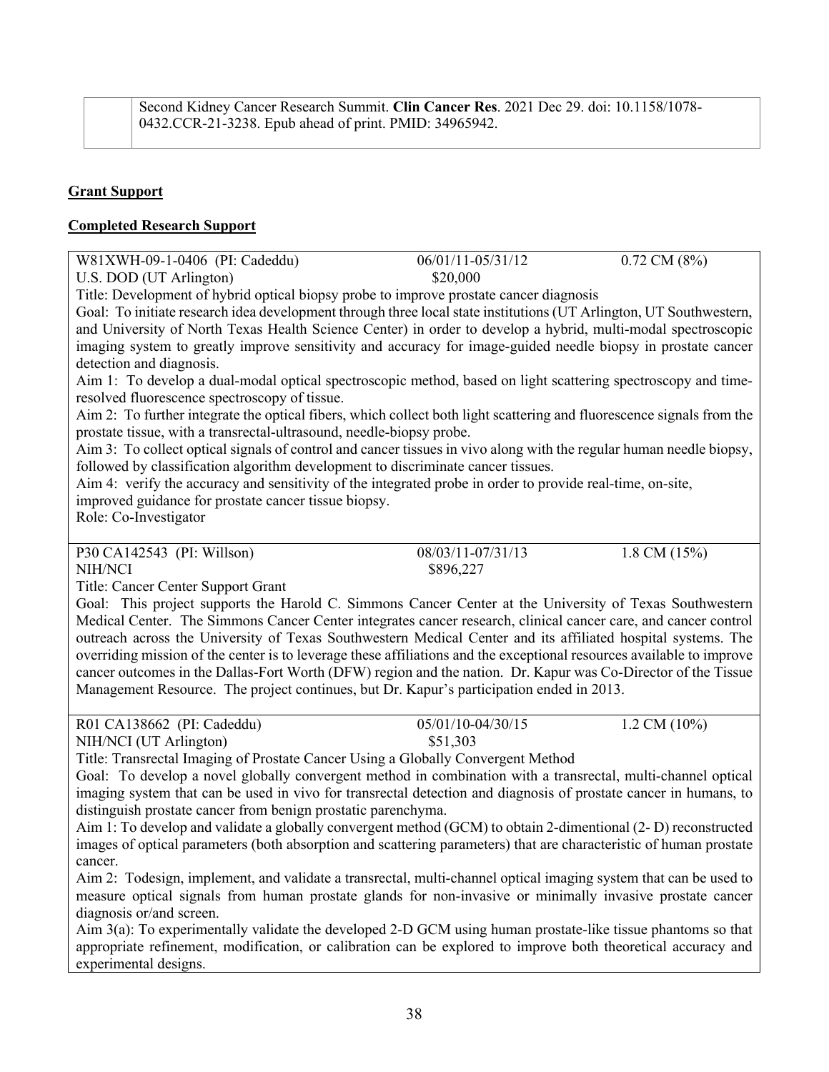| | Second Kidney Cancer Research Summit. **Clin Cancer Res**. 2021 Dec 29. doi: 10.1158/1078-0432.CCR-21-3238. Epub ahead of print. PMID: 34965942. |
|---|---|

**Grant Support**

**Completed Research Support**

W81XWH-09-1-0406 (PI: Cadeddu) 06/01/11-05/31/12 0.72 CM (8%)
U.S. DOD (UT Arlington) $20,000
Title: Development of hybrid optical biopsy probe to improve prostate cancer diagnosis
Goal: To initiate research idea development through three local state institutions (UT Arlington, UT Southwestern, and University of North Texas Health Science Center) in order to develop a hybrid, multi-modal spectroscopic imaging system to greatly improve sensitivity and accuracy for image-guided needle biopsy in prostate cancer detection and diagnosis.
Aim 1: To develop a dual-modal optical spectroscopic method, based on light scattering spectroscopy and time-resolved fluorescence spectroscopy of tissue.
Aim 2: To further integrate the optical fibers, which collect both light scattering and fluorescence signals from the prostate tissue, with a transrectal-ultrasound, needle-biopsy probe.
Aim 3: To collect optical signals of control and cancer tissues in vivo along with the regular human needle biopsy, followed by classification algorithm development to discriminate cancer tissues.
Aim 4: verify the accuracy and sensitivity of the integrated probe in order to provide real-time, on-site, improved guidance for prostate cancer tissue biopsy.
Role: Co-Investigator

P30 CA142543 (PI: Willson) 08/03/11-07/31/13 1.8 CM (15%)
NIH/NCI $896,227
Title: Cancer Center Support Grant
Goal: This project supports the Harold C. Simmons Cancer Center at the University of Texas Southwestern Medical Center. The Simmons Cancer Center integrates cancer research, clinical cancer care, and cancer control outreach across the University of Texas Southwestern Medical Center and its affiliated hospital systems. The overriding mission of the center is to leverage these affiliations and the exceptional resources available to improve cancer outcomes in the Dallas-Fort Worth (DFW) region and the nation. Dr. Kapur was Co-Director of the Tissue Management Resource. The project continues, but Dr. Kapur's participation ended in 2013.

R01 CA138662 (PI: Cadeddu) 05/01/10-04/30/15 1.2 CM (10%)
NIH/NCI (UT Arlington) $51,303
Title: Transrectal Imaging of Prostate Cancer Using a Globally Convergent Method
Goal: To develop a novel globally convergent method in combination with a transrectal, multi-channel optical imaging system that can be used in vivo for transrectal detection and diagnosis of prostate cancer in humans, to distinguish prostate cancer from benign prostatic parenchyma.
Aim 1: To develop and validate a globally convergent method (GCM) to obtain 2-dimentional (2- D) reconstructed images of optical parameters (both absorption and scattering parameters) that are characteristic of human prostate cancer.
Aim 2: Todesign, implement, and validate a transrectal, multi-channel optical imaging system that can be used to measure optical signals from human prostate glands for non-invasive or minimally invasive prostate cancer diagnosis or/and screen.
Aim 3(a): To experimentally validate the developed 2-D GCM using human prostate-like tissue phantoms so that appropriate refinement, modification, or calibration can be explored to improve both theoretical accuracy and experimental designs.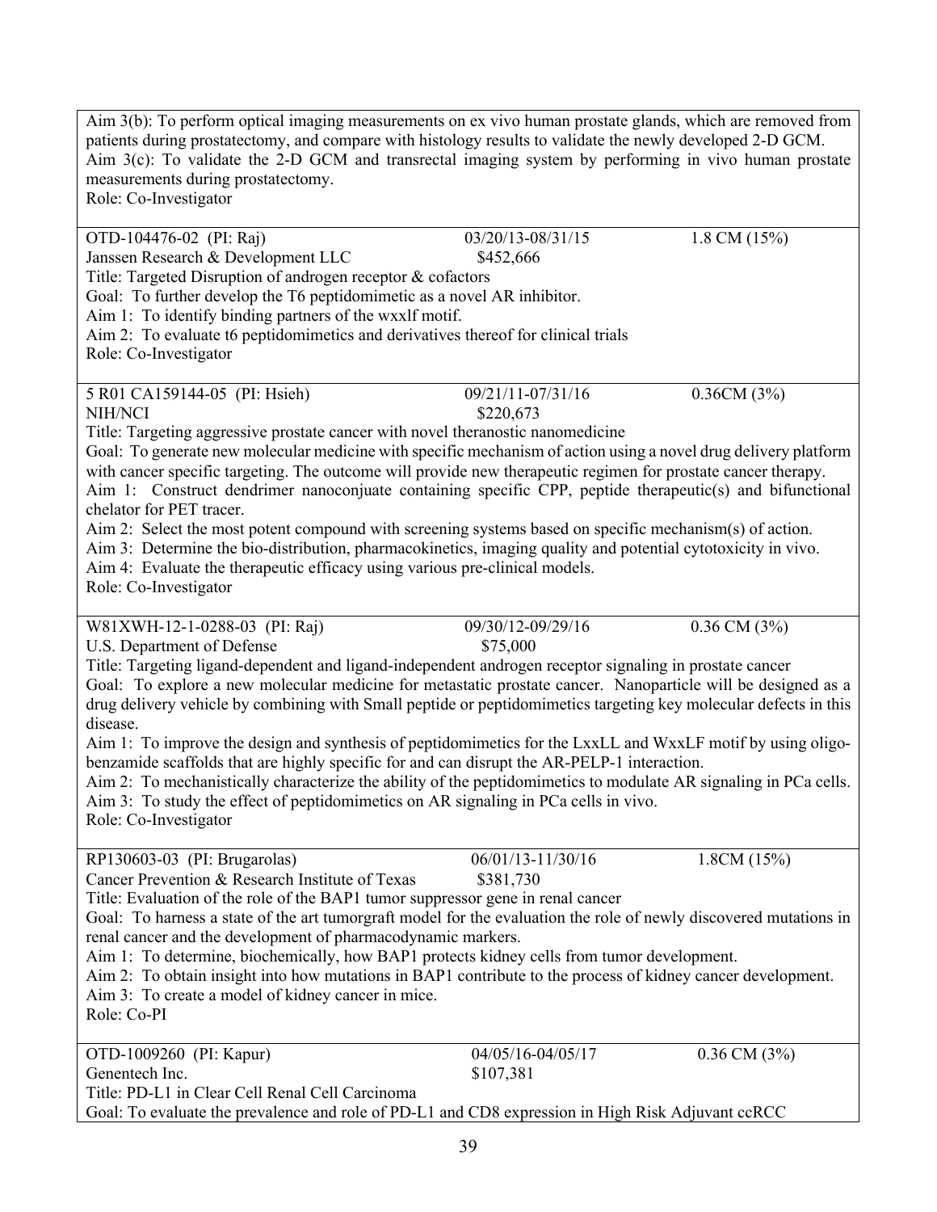Aim 3(b): To perform optical imaging measurements on ex vivo human prostate glands, which are removed from patients during prostatectomy, and compare with histology results to validate the newly developed 2-D GCM.
Aim 3(c): To validate the 2-D GCM and transrectal imaging system by performing in vivo human prostate measurements during prostatectomy.
Role: Co-Investigator

---

OTD-104476-02 (PI: Raj) 03/20/13-08/31/15 1.8 CM (15%)
Janssen Research & Development LLC $452,666
Title: Targeted Disruption of androgen receptor & cofactors
Goal: To further develop the T6 peptidomimetic as a novel AR inhibitor.
Aim 1: To identify binding partners of the wxxlf motif.
Aim 2: To evaluate t6 peptidomimetics and derivatives thereof for clinical trials
Role: Co-Investigator

---

5 R01 CA159144-05 (PI: Hsieh) 09/21/11-07/31/16 0.36CM (3%)
NIH/NCI $220,673
Title: Targeting aggressive prostate cancer with novel theranostic nanomedicine
Goal: To generate new molecular medicine with specific mechanism of action using a novel drug delivery platform with cancer specific targeting. The outcome will provide new therapeutic regimen for prostate cancer therapy.
Aim 1: Construct dendrimer nanoconjuate containing specific CPP, peptide therapeutic(s) and bifunctional chelator for PET tracer.
Aim 2: Select the most potent compound with screening systems based on specific mechanism(s) of action.
Aim 3: Determine the bio-distribution, pharmacokinetics, imaging quality and potential cytotoxicity in vivo.
Aim 4: Evaluate the therapeutic efficacy using various pre-clinical models.
Role: Co-Investigator

---

W81XWH-12-1-0288-03 (PI: Raj) 09/30/12-09/29/16 0.36 CM (3%)
U.S. Department of Defense $75,000
Title: Targeting ligand-dependent and ligand-independent androgen receptor signaling in prostate cancer
Goal: To explore a new molecular medicine for metastatic prostate cancer. Nanoparticle will be designed as a drug delivery vehicle by combining with Small peptide or peptidomimetics targeting key molecular defects in this disease.
Aim 1: To improve the design and synthesis of peptidomimetics for the LxxLL and WxxLF motif by using oligo-benzamide scaffolds that are highly specific for and can disrupt the AR-PELP-1 interaction.
Aim 2: To mechanistically characterize the ability of the peptidomimetics to modulate AR signaling in PCa cells.
Aim 3: To study the effect of peptidomimetics on AR signaling in PCa cells in vivo.
Role: Co-Investigator

---

RP130603-03 (PI: Brugarolas) 06/01/13-11/30/16 1.8CM (15%)
Cancer Prevention & Research Institute of Texas $381,730
Title: Evaluation of the role of the BAP1 tumor suppressor gene in renal cancer
Goal: To harness a state of the art tumorgraft model for the evaluation the role of newly discovered mutations in renal cancer and the development of pharmacodynamic markers.
Aim 1: To determine, biochemically, how BAP1 protects kidney cells from tumor development.
Aim 2: To obtain insight into how mutations in BAP1 contribute to the process of kidney cancer development.
Aim 3: To create a model of kidney cancer in mice.
Role: Co-PI

---

OTD-1009260 (PI: Kapur) 04/05/16-04/05/17 0.36 CM (3%)
Genentech Inc. $107,381
Title: PD-L1 in Clear Cell Renal Cell Carcinoma
Goal: To evaluate the prevalence and role of PD-L1 and CD8 expression in High Risk Adjuvant ccRCC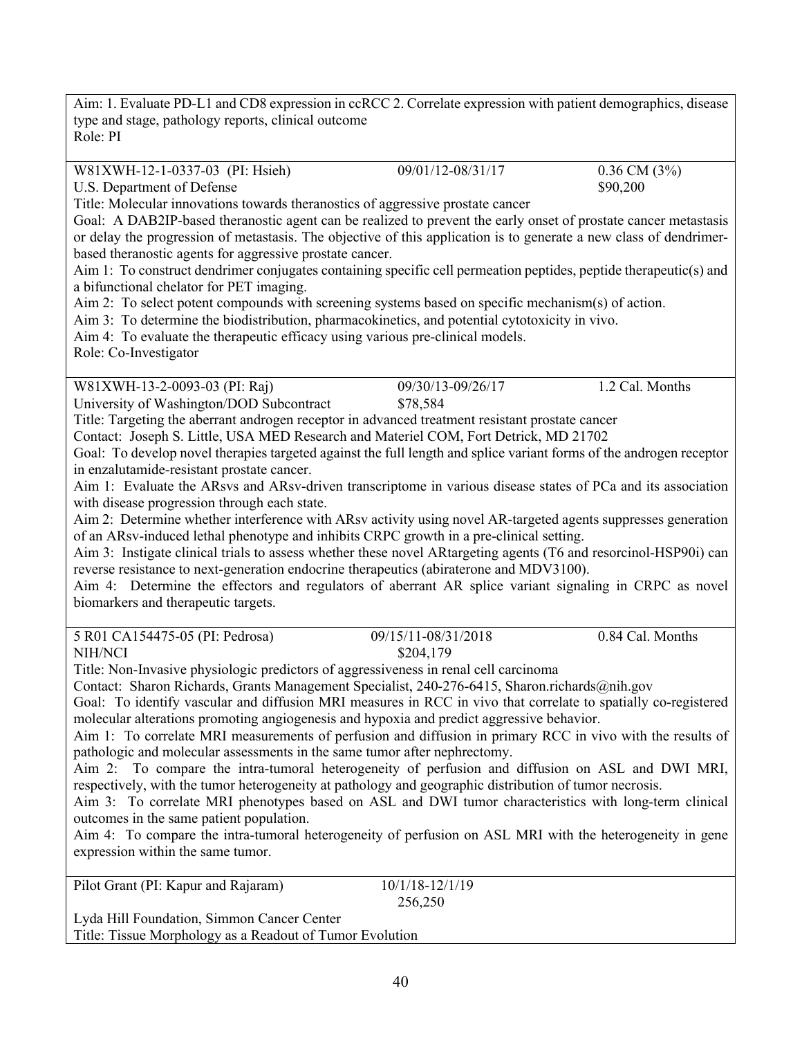Aim: 1. Evaluate PD-L1 and CD8 expression in ccRCC 2. Correlate expression with patient demographics, disease type and stage, pathology reports, clinical outcome
Role: PI

---

W81XWH-12-1-0337-03 (PI: Hsieh) 09/01/12-08/31/17 0.36 CM (3%)
U.S. Department of Defense $90,200
Title: Molecular innovations towards theranostics of aggressive prostate cancer
Goal: A DAB2IP-based theranostic agent can be realized to prevent the early onset of prostate cancer metastasis or delay the progression of metastasis. The objective of this application is to generate a new class of dendrimer-based theranostic agents for aggressive prostate cancer.
Aim 1: To construct dendrimer conjugates containing specific cell permeation peptides, peptide therapeutic(s) and a bifunctional chelator for PET imaging.
Aim 2: To select potent compounds with screening systems based on specific mechanism(s) of action.
Aim 3: To determine the biodistribution, pharmacokinetics, and potential cytotoxicity in vivo.
Aim 4: To evaluate the therapeutic efficacy using various pre-clinical models.
Role: Co-Investigator

---

W81XWH-13-2-0093-03 (PI: Raj) 09/30/13-09/26/17 1.2 Cal. Months
University of Washington/DOD Subcontract $78,584
Title: Targeting the aberrant androgen receptor in advanced treatment resistant prostate cancer
Contact: Joseph S. Little, USA MED Research and Materiel COM, Fort Detrick, MD 21702
Goal: To develop novel therapies targeted against the full length and splice variant forms of the androgen receptor in enzalutamide-resistant prostate cancer.
Aim 1: Evaluate the ARsvs and ARsv-driven transcriptome in various disease states of PCa and its association with disease progression through each state.
Aim 2: Determine whether interference with ARsv activity using novel AR-targeted agents suppresses generation of an ARsv-induced lethal phenotype and inhibits CRPC growth in a pre-clinical setting.
Aim 3: Instigate clinical trials to assess whether these novel ARtargeting agents (T6 and resorcinol-HSP90i) can reverse resistance to next-generation endocrine therapeutics (abiraterone and MDV3100).
Aim 4: Determine the effectors and regulators of aberrant AR splice variant signaling in CRPC as novel biomarkers and therapeutic targets.

---

5 R01 CA154475-05 (PI: Pedrosa) 09/15/11-08/31/2018 0.84 Cal. Months
NIH/NCI $204,179
Title: Non-Invasive physiologic predictors of aggressiveness in renal cell carcinoma
Contact: Sharon Richards, Grants Management Specialist, 240-276-6415, Sharon.richards@nih.gov
Goal: To identify vascular and diffusion MRI measures in RCC in vivo that correlate to spatially co-registered molecular alterations promoting angiogenesis and hypoxia and predict aggressive behavior.
Aim 1: To correlate MRI measurements of perfusion and diffusion in primary RCC in vivo with the results of pathologic and molecular assessments in the same tumor after nephrectomy.
Aim 2: To compare the intra-tumoral heterogeneity of perfusion and diffusion on ASL and DWI MRI, respectively, with the tumor heterogeneity at pathology and geographic distribution of tumor necrosis.
Aim 3: To correlate MRI phenotypes based on ASL and DWI tumor characteristics with long-term clinical outcomes in the same patient population.
Aim 4: To compare the intra-tumoral heterogeneity of perfusion on ASL MRI with the heterogeneity in gene expression within the same tumor.

---

Pilot Grant (PI: Kapur and Rajaram) 10/1/18-12/1/19
256,250
Lyda Hill Foundation, Simmon Cancer Center
Title: Tissue Morphology as a Readout of Tumor Evolution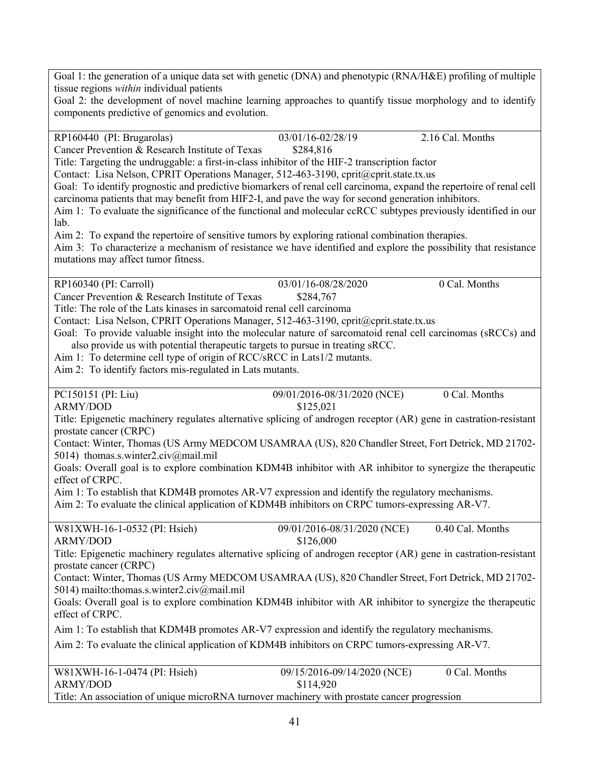Goal 1: the generation of a unique data set with genetic (DNA) and phenotypic (RNA/H&E) profiling of multiple tissue regions *within* individual patients

Goal 2: the development of novel machine learning approaches to quantify tissue morphology and to identify components predictive of genomics and evolution.

---

RP160440 (PI: Brugarolas) 03/01/16-02/28/19 2.16 Cal. Months

Cancer Prevention & Research Institute of Texas $284,816

Title: Targeting the undruggable: a first-in-class inhibitor of the HIF-2 transcription factor

Contact: Lisa Nelson, CPRIT Operations Manager, 512-463-3190, cprit@cprit.state.tx.us

Goal: To identify prognostic and predictive biomarkers of renal cell carcinoma, expand the repertoire of renal cell carcinoma patients that may benefit from HIF2-I, and pave the way for second generation inhibitors.

Aim 1: To evaluate the significance of the functional and molecular ccRCC subtypes previously identified in our lab.

Aim 2: To expand the repertoire of sensitive tumors by exploring rational combination therapies.

Aim 3: To characterize a mechanism of resistance we have identified and explore the possibility that resistance mutations may affect tumor fitness.

---

RP160340 (PI: Carroll) 03/01/16-08/28/2020 0 Cal. Months

Cancer Prevention & Research Institute of Texas $284,767

Title: The role of the Lats kinases in sarcomatoid renal cell carcinoma

Contact: Lisa Nelson, CPRIT Operations Manager, 512-463-3190, cprit@cprit.state.tx.us

Goal: To provide valuable insight into the molecular nature of sarcomatoid renal cell carcinomas (sRCCs) and also provide us with potential therapeutic targets to pursue in treating sRCC.

Aim 1: To determine cell type of origin of RCC/sRCC in Lats1/2 mutants.

Aim 2: To identify factors mis-regulated in Lats mutants.

---

PC150151 (PI: Liu) 09/01/2016-08/31/2020 (NCE) 0 Cal. Months

ARMY/DOD $125,021

Title: Epigenetic machinery regulates alternative splicing of androgen receptor (AR) gene in castration-resistant prostate cancer (CRPC)

Contact: Winter, Thomas (US Army MEDCOM USAMRAA (US), 820 Chandler Street, Fort Detrick, MD 21702-5014) thomas.s.winter2.civ@mail.mil

Goals: Overall goal is to explore combination KDM4B inhibitor with AR inhibitor to synergize the therapeutic effect of CRPC.

Aim 1: To establish that KDM4B promotes AR-V7 expression and identify the regulatory mechanisms.

Aim 2: To evaluate the clinical application of KDM4B inhibitors on CRPC tumors-expressing AR-V7.

---

W81XWH-16-1-0532 (PI: Hsieh) 09/01/2016-08/31/2020 (NCE) 0.40 Cal. Months

ARMY/DOD $126,000

Title: Epigenetic machinery regulates alternative splicing of androgen receptor (AR) gene in castration-resistant prostate cancer (CRPC)

Contact: Winter, Thomas (US Army MEDCOM USAMRAA (US), 820 Chandler Street, Fort Detrick, MD 21702-5014) mailto:thomas.s.winter2.civ@mail.mil

Goals: Overall goal is to explore combination KDM4B inhibitor with AR inhibitor to synergize the therapeutic effect of CRPC.

Aim 1: To establish that KDM4B promotes AR-V7 expression and identify the regulatory mechanisms.

Aim 2: To evaluate the clinical application of KDM4B inhibitors on CRPC tumors-expressing AR-V7.

---

W81XWH-16-1-0474 (PI: Hsieh) 09/15/2016-09/14/2020 (NCE) 0 Cal. Months

ARMY/DOD $114,920

Title: An association of unique microRNA turnover machinery with prostate cancer progression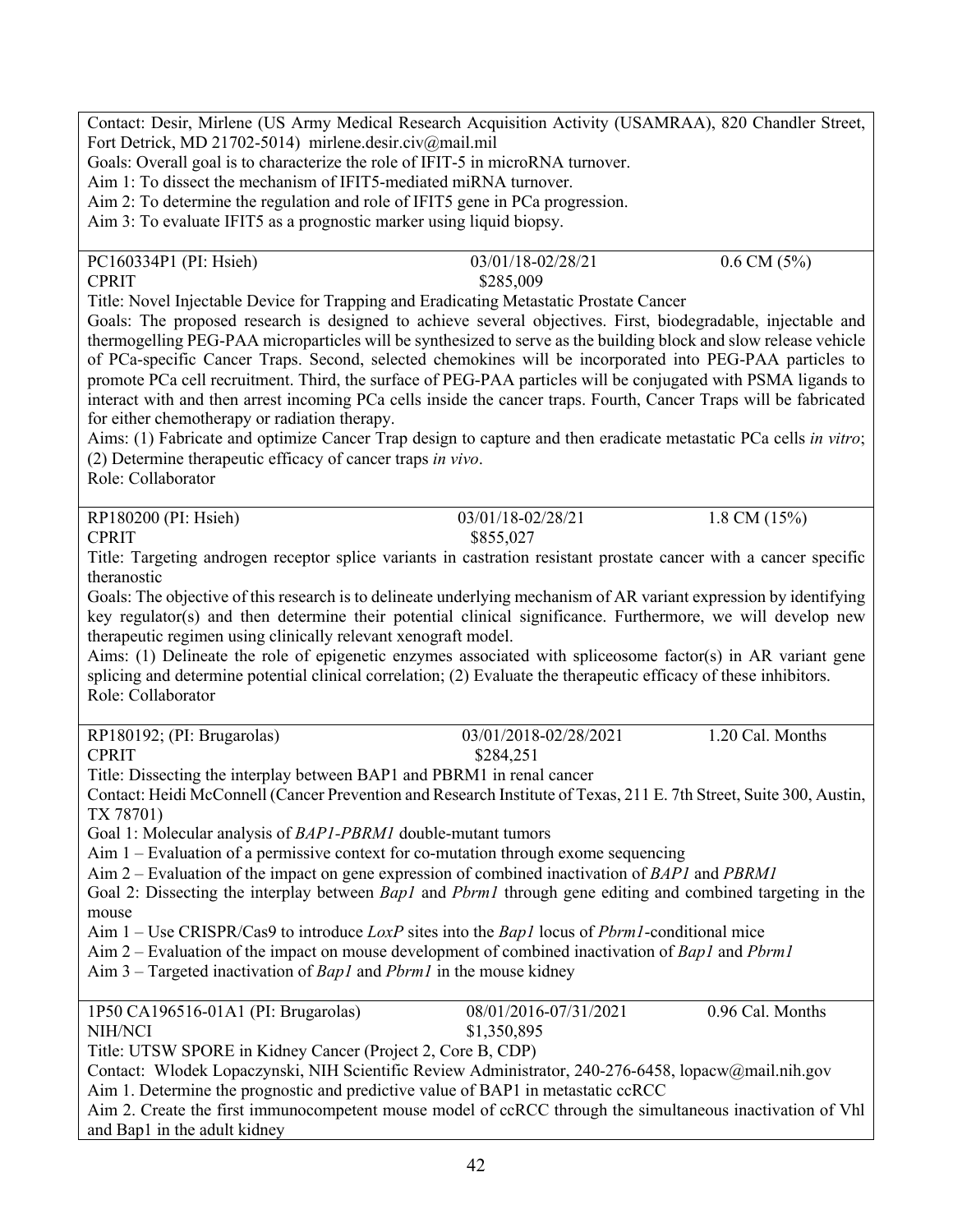Contact: Desir, Mirlene (US Army Medical Research Acquisition Activity (USAMRAA), 820 Chandler Street, Fort Detrick, MD 21702-5014) mirlene.desir.civ@mail.mil
Goals: Overall goal is to characterize the role of IFIT-5 in microRNA turnover.
Aim 1: To dissect the mechanism of IFIT5-mediated miRNA turnover.
Aim 2: To determine the regulation and role of IFIT5 gene in PCa progression.
Aim 3: To evaluate IFIT5 as a prognostic marker using liquid biopsy.

---

PC160334P1 (PI: Hsieh) 03/01/18-02/28/21 0.6 CM (5%)
CPRIT $285,009
Title: Novel Injectable Device for Trapping and Eradicating Metastatic Prostate Cancer
Goals: The proposed research is designed to achieve several objectives. First, biodegradable, injectable and thermogelling PEG-PAA microparticles will be synthesized to serve as the building block and slow release vehicle of PCa-specific Cancer Traps. Second, selected chemokines will be incorporated into PEG-PAA particles to promote PCa cell recruitment. Third, the surface of PEG-PAA particles will be conjugated with PSMA ligands to interact with and then arrest incoming PCa cells inside the cancer traps. Fourth, Cancer Traps will be fabricated for either chemotherapy or radiation therapy.
Aims: (1) Fabricate and optimize Cancer Trap design to capture and then eradicate metastatic PCa cells *in vitro*; (2) Determine therapeutic efficacy of cancer traps *in vivo*.
Role: Collaborator

---

RP180200 (PI: Hsieh) 03/01/18-02/28/21 1.8 CM (15%)
CPRIT $855,027
Title: Targeting androgen receptor splice variants in castration resistant prostate cancer with a cancer specific theranostic
Goals: The objective of this research is to delineate underlying mechanism of AR variant expression by identifying key regulator(s) and then determine their potential clinical significance. Furthermore, we will develop new therapeutic regimen using clinically relevant xenograft model.
Aims: (1) Delineate the role of epigenetic enzymes associated with spliceosome factor(s) in AR variant gene splicing and determine potential clinical correlation; (2) Evaluate the therapeutic efficacy of these inhibitors.
Role: Collaborator

---

RP180192; (PI: Brugarolas) 03/01/2018-02/28/2021 1.20 Cal. Months
CPRIT $284,251
Title: Dissecting the interplay between BAP1 and PBRM1 in renal cancer
Contact: Heidi McConnell (Cancer Prevention and Research Institute of Texas, 211 E. 7th Street, Suite 300, Austin, TX 78701)
Goal 1: Molecular analysis of *BAP1-PBRM1* double-mutant tumors
Aim 1 – Evaluation of a permissive context for co-mutation through exome sequencing
Aim 2 – Evaluation of the impact on gene expression of combined inactivation of *BAP1* and *PBRM1*
Goal 2: Dissecting the interplay between *Bap1* and *Pbrm1* through gene editing and combined targeting in the mouse
Aim 1 – Use CRISPR/Cas9 to introduce *LoxP* sites into the *Bap1* locus of *Pbrm1*-conditional mice
Aim 2 – Evaluation of the impact on mouse development of combined inactivation of *Bap1* and *Pbrm1*
Aim 3 – Targeted inactivation of *Bap1* and *Pbrm1* in the mouse kidney

---

1P50 CA196516-01A1 (PI: Brugarolas) 08/01/2016-07/31/2021 0.96 Cal. Months
NIH/NCI $1,350,895
Title: UTSW SPORE in Kidney Cancer (Project 2, Core B, CDP)
Contact: Wlodek Lopaczynski, NIH Scientific Review Administrator, 240-276-6458, lopacw@mail.nih.gov
Aim 1. Determine the prognostic and predictive value of BAP1 in metastatic ccRCC
Aim 2. Create the first immunocompetent mouse model of ccRCC through the simultaneous inactivation of Vhl and Bap1 in the adult kidney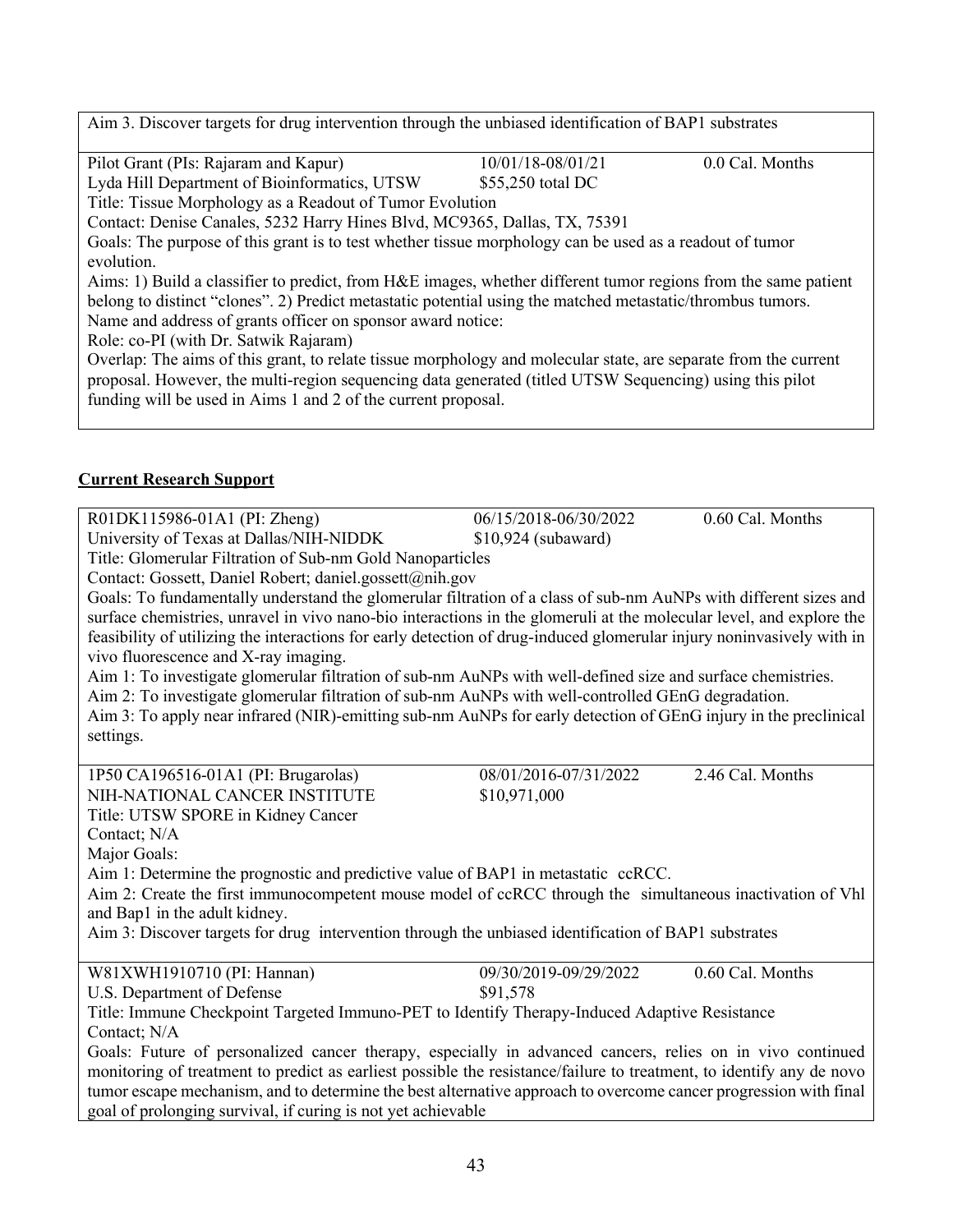Aim 3. Discover targets for drug intervention through the unbiased identification of BAP1 substrates

Pilot Grant (PIs: Rajaram and Kapur) 10/01/18-08/01/21 0.0 Cal. Months
Lyda Hill Department of Bioinformatics, UTSW $55,250 total DC
Title: Tissue Morphology as a Readout of Tumor Evolution
Contact: Denise Canales, 5232 Harry Hines Blvd, MC9365, Dallas, TX, 75391
Goals: The purpose of this grant is to test whether tissue morphology can be used as a readout of tumor evolution.
Aims: 1) Build a classifier to predict, from H&E images, whether different tumor regions from the same patient belong to distinct "clones". 2) Predict metastatic potential using the matched metastatic/thrombus tumors.
Name and address of grants officer on sponsor award notice:
Role: co-PI (with Dr. Satwik Rajaram)
Overlap: The aims of this grant, to relate tissue morphology and molecular state, are separate from the current proposal. However, the multi-region sequencing data generated (titled UTSW Sequencing) using this pilot funding will be used in Aims 1 and 2 of the current proposal.

## Current Research Support

R01DK115986-01A1 (PI: Zheng) 06/15/2018-06/30/2022 0.60 Cal. Months
University of Texas at Dallas/NIH-NIDDK $10,924 (subaward)
Title: Glomerular Filtration of Sub-nm Gold Nanoparticles
Contact: Gossett, Daniel Robert; daniel.gossett@nih.gov
Goals: To fundamentally understand the glomerular filtration of a class of sub-nm AuNPs with different sizes and surface chemistries, unravel in vivo nano-bio interactions in the glomeruli at the molecular level, and explore the feasibility of utilizing the interactions for early detection of drug-induced glomerular injury noninvasively with in vivo fluorescence and X-ray imaging.
Aim 1: To investigate glomerular filtration of sub-nm AuNPs with well-defined size and surface chemistries.
Aim 2: To investigate glomerular filtration of sub-nm AuNPs with well-controlled GEnG degradation.
Aim 3: To apply near infrared (NIR)-emitting sub-nm AuNPs for early detection of GEnG injury in the preclinical settings.

1P50 CA196516-01A1 (PI: Brugarolas) 08/01/2016-07/31/2022 2.46 Cal. Months
NIH-NATIONAL CANCER INSTITUTE $10,971,000
Title: UTSW SPORE in Kidney Cancer
Contact; N/A
Major Goals:
Aim 1: Determine the prognostic and predictive value of BAP1 in metastatic ccRCC.
Aim 2: Create the first immunocompetent mouse model of ccRCC through the simultaneous inactivation of Vhl and Bap1 in the adult kidney.
Aim 3: Discover targets for drug intervention through the unbiased identification of BAP1 substrates

W81XWH1910710 (PI: Hannan) 09/30/2019-09/29/2022 0.60 Cal. Months
U.S. Department of Defense $91,578
Title: Immune Checkpoint Targeted Immuno-PET to Identify Therapy-Induced Adaptive Resistance
Contact; N/A
Goals: Future of personalized cancer therapy, especially in advanced cancers, relies on in vivo continued monitoring of treatment to predict as earliest possible the resistance/failure to treatment, to identify any de novo tumor escape mechanism, and to determine the best alternative approach to overcome cancer progression with final goal of prolonging survival, if curing is not yet achievable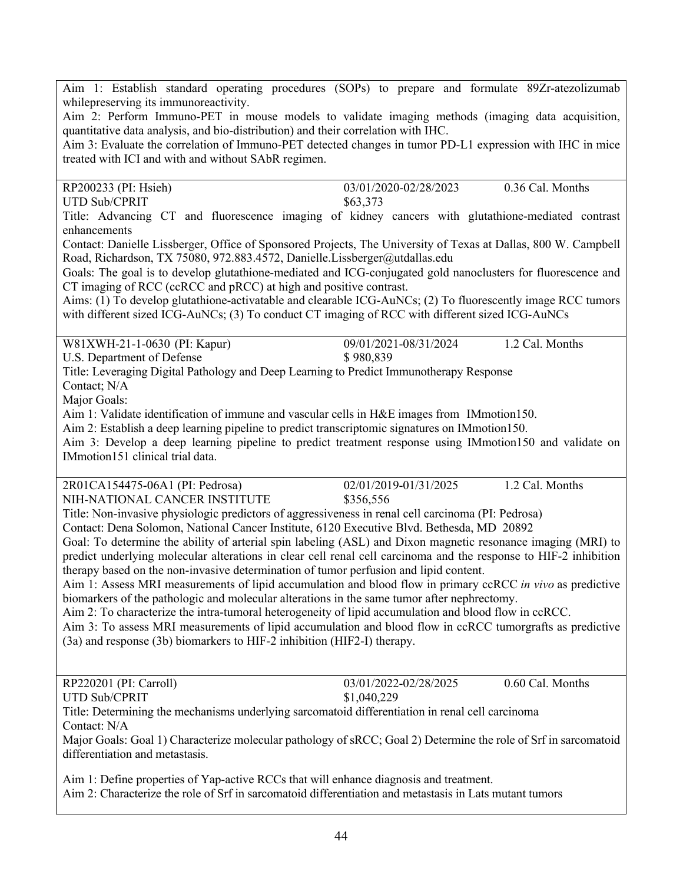Aim 1: Establish standard operating procedures (SOPs) to prepare and formulate 89Zr-atezolizumab whilepreserving its immunoreactivity.
Aim 2: Perform Immuno-PET in mouse models to validate imaging methods (imaging data acquisition, quantitative data analysis, and bio-distribution) and their correlation with IHC.
Aim 3: Evaluate the correlation of Immuno-PET detected changes in tumor PD-L1 expression with IHC in mice treated with ICI and with and without SAbR regimen.

---

RP200233 (PI: Hsieh) 03/01/2020-02/28/2023 0.36 Cal. Months
UTD Sub/CPRIT $63,373
Title: Advancing CT and fluorescence imaging of kidney cancers with glutathione-mediated contrast enhancements
Contact: Danielle Lissberger, Office of Sponsored Projects, The University of Texas at Dallas, 800 W. Campbell Road, Richardson, TX 75080, 972.883.4572, Danielle.Lissberger@utdallas.edu
Goals: The goal is to develop glutathione-mediated and ICG-conjugated gold nanoclusters for fluorescence and CT imaging of RCC (ccRCC and pRCC) at high and positive contrast.
Aims: (1) To develop glutathione-activatable and clearable ICG-AuNCs; (2) To fluorescently image RCC tumors with different sized ICG-AuNCs; (3) To conduct CT imaging of RCC with different sized ICG-AuNCs

---

W81XWH-21-1-0630 (PI: Kapur) 09/01/2021-08/31/2024 1.2 Cal. Months
U.S. Department of Defense $ 980,839
Title: Leveraging Digital Pathology and Deep Learning to Predict Immunotherapy Response
Contact; N/A
Major Goals:
Aim 1: Validate identification of immune and vascular cells in H&E images from IMmotion150.
Aim 2: Establish a deep learning pipeline to predict transcriptomic signatures on IMmotion150.
Aim 3: Develop a deep learning pipeline to predict treatment response using IMmotion150 and validate on IMmotion151 clinical trial data.

---

2R01CA154475-06A1 (PI: Pedrosa) 02/01/2019-01/31/2025 1.2 Cal. Months
NIH-NATIONAL CANCER INSTITUTE $356,556
Title: Non-invasive physiologic predictors of aggressiveness in renal cell carcinoma (PI: Pedrosa)
Contact: Dena Solomon, National Cancer Institute, 6120 Executive Blvd. Bethesda, MD 20892
Goal: To determine the ability of arterial spin labeling (ASL) and Dixon magnetic resonance imaging (MRI) to predict underlying molecular alterations in clear cell renal cell carcinoma and the response to HIF-2 inhibition therapy based on the non-invasive determination of tumor perfusion and lipid content.
Aim 1: Assess MRI measurements of lipid accumulation and blood flow in primary ccRCC *in vivo* as predictive biomarkers of the pathologic and molecular alterations in the same tumor after nephrectomy.
Aim 2: To characterize the intra-tumoral heterogeneity of lipid accumulation and blood flow in ccRCC.
Aim 3: To assess MRI measurements of lipid accumulation and blood flow in ccRCC tumorgrafts as predictive (3a) and response (3b) biomarkers to HIF-2 inhibition (HIF2-I) therapy.

---

RP220201 (PI: Carroll) 03/01/2022-02/28/2025 0.60 Cal. Months
UTD Sub/CPRIT $1,040,229
Title: Determining the mechanisms underlying sarcomatoid differentiation in renal cell carcinoma
Contact: N/A
Major Goals: Goal 1) Characterize molecular pathology of sRCC; Goal 2) Determine the role of Srf in sarcomatoid differentiation and metastasis.

Aim 1: Define properties of Yap-active RCCs that will enhance diagnosis and treatment.
Aim 2: Characterize the role of Srf in sarcomatoid differentiation and metastasis in Lats mutant tumors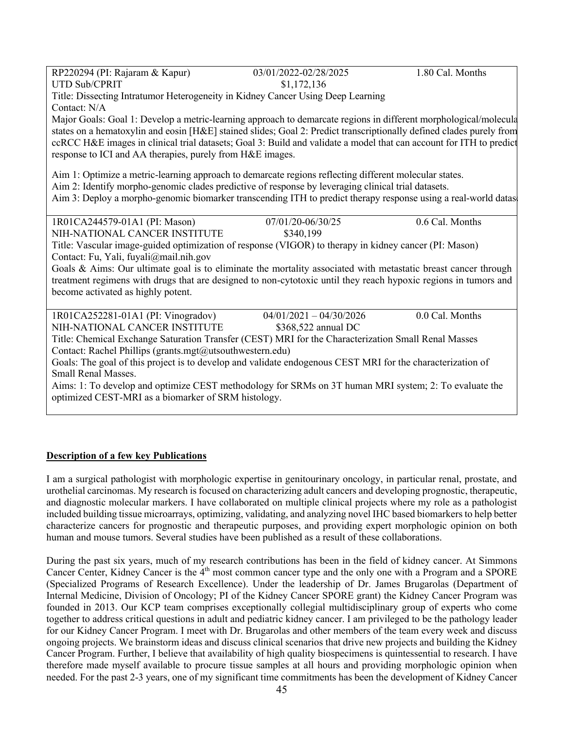| | | |
|---|---|---|
| RP220294 (PI: Rajaram & Kapur)<br>UTD Sub/CPRIT | 03/01/2022-02/28/2025<br>$1,172,136 | 1.80 Cal. Months |
| Title: Dissecting Intratumor Heterogeneity in Kidney Cancer Using Deep Learning<br>Contact: N/A<br>Major Goals: Goal 1: Develop a metric-learning approach to demarcate regions in different morphological/molecula states on a hematoxylin and eosin [H&E] stained slides; Goal 2: Predict transcriptionally defined clades purely from ccRCC H&E images in clinical trial datasets; Goal 3: Build and validate a model that can account for ITH to predict response to ICI and AA therapies, purely from H&E images.<br><br>Aim 1: Optimize a metric-learning approach to demarcate regions reflecting different molecular states.<br>Aim 2: Identify morpho-genomic clades predictive of response by leveraging clinical trial datasets.<br>Aim 3: Deploy a morpho-genomic biomarker transcending ITH to predict therapy response using a real-world datas | | |
| 1R01CA244579-01A1 (PI: Mason)<br>NIH-NATIONAL CANCER INSTITUTE | 07/01/20-06/30/25<br>$340,199 | 0.6 Cal. Months |
| Title: Vascular image-guided optimization of response (VIGOR) to therapy in kidney cancer (PI: Mason)<br>Contact: Fu, Yali, fuyali@mail.nih.gov<br>Goals & Aims: Our ultimate goal is to eliminate the mortality associated with metastatic breast cancer through treatment regimens with drugs that are designed to non-cytotoxic until they reach hypoxic regions in tumors and become activated as highly potent. | | |
| 1R01CA252281-01A1 (PI: Vinogradov)<br>NIH-NATIONAL CANCER INSTITUTE | 04/01/2021 – 04/30/2026<br>$368,522 annual DC | 0.0 Cal. Months |
| Title: Chemical Exchange Saturation Transfer (CEST) MRI for the Characterization Small Renal Masses<br>Contact: Rachel Phillips (grants.mgt@utsouthwestern.edu)<br>Goals: The goal of this project is to develop and validate endogenous CEST MRI for the characterization of Small Renal Masses.<br>Aims: 1: To develop and optimize CEST methodology for SRMs on 3T human MRI system; 2: To evaluate the optimized CEST-MRI as a biomarker of SRM histology. | | |

**Description of a few key Publications**

I am a surgical pathologist with morphologic expertise in genitourinary oncology, in particular renal, prostate, and urothelial carcinomas. My research is focused on characterizing adult cancers and developing prognostic, therapeutic, and diagnostic molecular markers. I have collaborated on multiple clinical projects where my role as a pathologist included building tissue microarrays, optimizing, validating, and analyzing novel IHC based biomarkers to help better characterize cancers for prognostic and therapeutic purposes, and providing expert morphologic opinion on both human and mouse tumors. Several studies have been published as a result of these collaborations.

During the past six years, much of my research contributions has been in the field of kidney cancer. At Simmons Cancer Center, Kidney Cancer is the 4th most common cancer type and the only one with a Program and a SPORE (Specialized Programs of Research Excellence). Under the leadership of Dr. James Brugarolas (Department of Internal Medicine, Division of Oncology; PI of the Kidney Cancer SPORE grant) the Kidney Cancer Program was founded in 2013. Our KCP team comprises exceptionally collegial multidisciplinary group of experts who come together to address critical questions in adult and pediatric kidney cancer. I am privileged to be the pathology leader for our Kidney Cancer Program. I meet with Dr. Brugarolas and other members of the team every week and discuss ongoing projects. We brainstorm ideas and discuss clinical scenarios that drive new projects and building the Kidney Cancer Program. Further, I believe that availability of high quality biospecimens is quintessential to research. I have therefore made myself available to procure tissue samples at all hours and providing morphologic opinion when needed. For the past 2-3 years, one of my significant time commitments has been the development of Kidney Cancer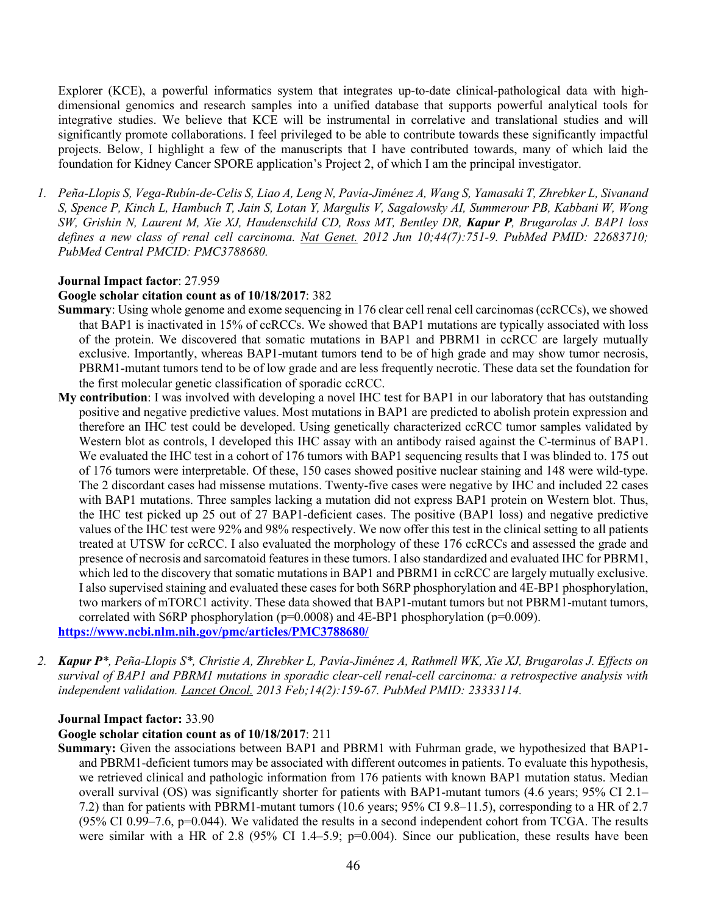Explorer (KCE), a powerful informatics system that integrates up-to-date clinical-pathological data with high-dimensional genomics and research samples into a unified database that supports powerful analytical tools for integrative studies. We believe that KCE will be instrumental in correlative and translational studies and will significantly promote collaborations. I feel privileged to be able to contribute towards these significantly impactful projects. Below, I highlight a few of the manuscripts that I have contributed towards, many of which laid the foundation for Kidney Cancer SPORE application's Project 2, of which I am the principal investigator.

1. *Peña-Llopis S, Vega-Rubín-de-Celis S, Liao A, Leng N, Pavía-Jiménez A, Wang S, Yamasaki T, Zhrebker L, Sivanand S, Spence P, Kinch L, Hambuch T, Jain S, Lotan Y, Margulis V, Sagalowsky AI, Summerour PB, Kabbani W, Wong SW, Grishin N, Laurent M, Xie XJ, Haudenschild CD, Ross MT, Bentley DR,* ***Kapur P****, Brugarolas J. BAP1 loss defines a new class of renal cell carcinoma. Nat Genet. 2012 Jun 10;44(7):751-9. PubMed PMID: 22683710; PubMed Central PMCID: PMC3788680.*

   **Journal Impact factor**: 27.959

   **Google scholar citation count as of 10/18/2017**: 382

   **Summary**: Using whole genome and exome sequencing in 176 clear cell renal cell carcinomas (ccRCCs), we showed that BAP1 is inactivated in 15% of ccRCCs. We showed that BAP1 mutations are typically associated with loss of the protein. We discovered that somatic mutations in BAP1 and PBRM1 in ccRCC are largely mutually exclusive. Importantly, whereas BAP1-mutant tumors tend to be of high grade and may show tumor necrosis, PBRM1-mutant tumors tend to be of low grade and are less frequently necrotic. These data set the foundation for the first molecular genetic classification of sporadic ccRCC.

   **My contribution**: I was involved with developing a novel IHC test for BAP1 in our laboratory that has outstanding positive and negative predictive values. Most mutations in BAP1 are predicted to abolish protein expression and therefore an IHC test could be developed. Using genetically characterized ccRCC tumor samples validated by Western blot as controls, I developed this IHC assay with an antibody raised against the C-terminus of BAP1. We evaluated the IHC test in a cohort of 176 tumors with BAP1 sequencing results that I was blinded to. 175 out of 176 tumors were interpretable. Of these, 150 cases showed positive nuclear staining and 148 were wild-type. The 2 discordant cases had missense mutations. Twenty-five cases were negative by IHC and included 22 cases with BAP1 mutations. Three samples lacking a mutation did not express BAP1 protein on Western blot. Thus, the IHC test picked up 25 out of 27 BAP1-deficient cases. The positive (BAP1 loss) and negative predictive values of the IHC test were 92% and 98% respectively. We now offer this test in the clinical setting to all patients treated at UTSW for ccRCC. I also evaluated the morphology of these 176 ccRCCs and assessed the grade and presence of necrosis and sarcomatoid features in these tumors. I also standardized and evaluated IHC for PBRM1, which led to the discovery that somatic mutations in BAP1 and PBRM1 in ccRCC are largely mutually exclusive. I also supervised staining and evaluated these cases for both S6RP phosphorylation and 4E-BP1 phosphorylation, two markers of mTORC1 activity. These data showed that BAP1-mutant tumors but not PBRM1-mutant tumors, correlated with S6RP phosphorylation ($p=0.0008$) and 4E-BP1 phosphorylation ($p=0.009$).

   https://www.ncbi.nlm.nih.gov/pmc/articles/PMC3788680/

2. ***Kapur P****\*, Peña-Llopis S\*, Christie A, Zhrebker L, Pavía-Jiménez A, Rathmell WK, Xie XJ, Brugarolas J. Effects on survival of BAP1 and PBRM1 mutations in sporadic clear-cell renal-cell carcinoma: a retrospective analysis with independent validation. Lancet Oncol. 2013 Feb;14(2):159-67. PubMed PMID: 23333114.*

   **Journal Impact factor:** 33.90

   **Google scholar citation count as of 10/18/2017**: 211

   **Summary:** Given the associations between BAP1 and PBRM1 with Fuhrman grade, we hypothesized that BAP1- and PBRM1-deficient tumors may be associated with different outcomes in patients. To evaluate this hypothesis, we retrieved clinical and pathologic information from 176 patients with known BAP1 mutation status. Median overall survival (OS) was significantly shorter for patients with BAP1-mutant tumors (4.6 years; 95% CI 2.1–7.2) than for patients with PBRM1-mutant tumors (10.6 years; 95% CI 9.8–11.5), corresponding to a HR of 2.7 (95% CI 0.99–7.6, $p=0.044$). We validated the results in a second independent cohort from TCGA. The results were similar with a HR of 2.8 (95% CI 1.4–5.9; $p=0.004$). Since our publication, these results have been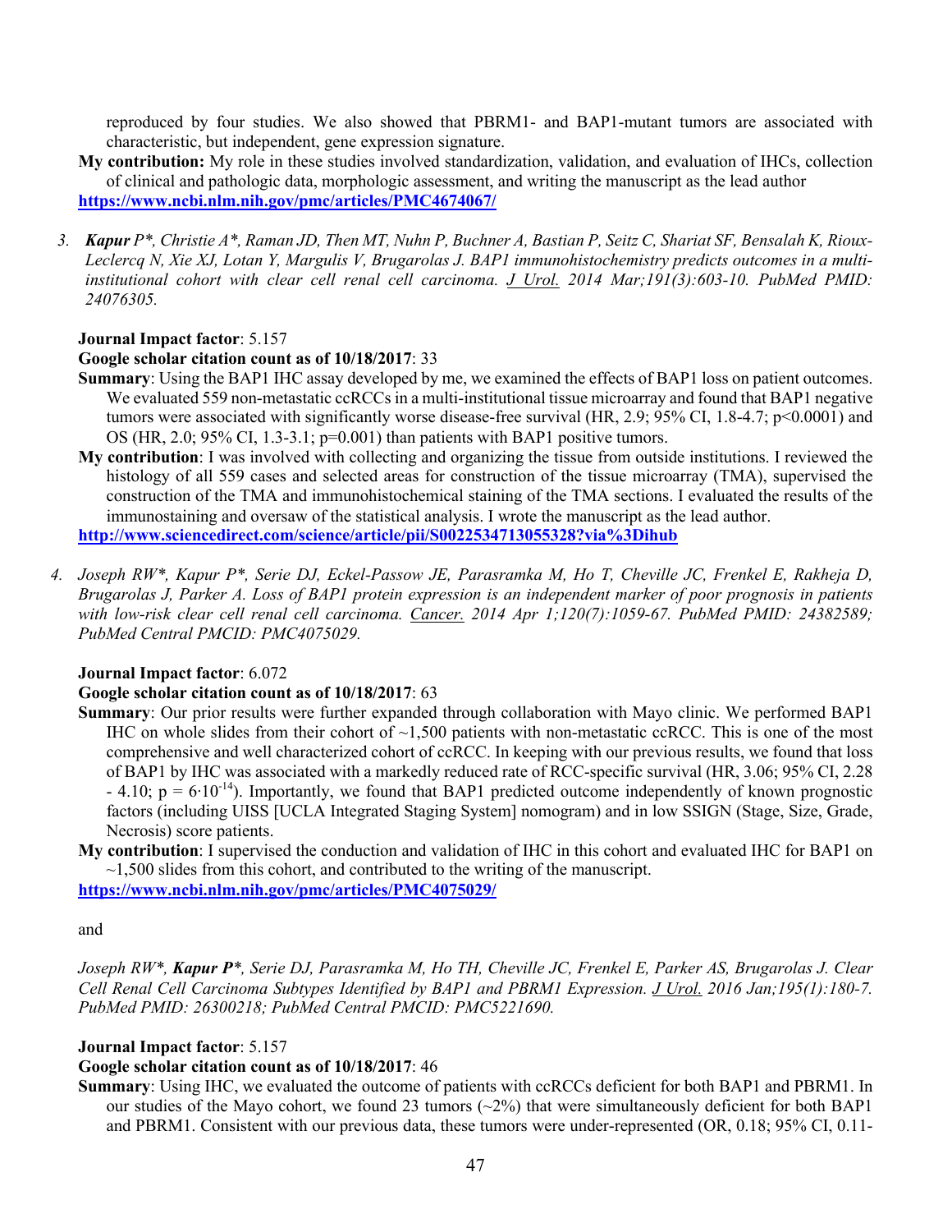reproduced by four studies. We also showed that PBRM1- and BAP1-mutant tumors are associated with characteristic, but independent, gene expression signature.

**My contribution:** My role in these studies involved standardization, validation, and evaluation of IHCs, collection of clinical and pathologic data, morphologic assessment, and writing the manuscript as the lead author
**https://www.ncbi.nlm.nih.gov/pmc/articles/PMC4674067/**

3. ***Kapur** P\*, Christie A\*, Raman JD, Then MT, Nuhn P, Buchner A, Bastian P, Seitz C, Shariat SF, Bensalah K, Rioux-Leclercq N, Xie XJ, Lotan Y, Margulis V, Brugarolas J. BAP1 immunohistochemistry predicts outcomes in a multi-institutional cohort with clear cell renal cell carcinoma. J Urol. 2014 Mar;191(3):603-10. PubMed PMID: 24076305.*

**Journal Impact factor**: 5.157
**Google scholar citation count as of 10/18/2017**: 33
**Summary**: Using the BAP1 IHC assay developed by me, we examined the effects of BAP1 loss on patient outcomes. We evaluated 559 non-metastatic ccRCCs in a multi-institutional tissue microarray and found that BAP1 negative tumors were associated with significantly worse disease-free survival (HR, 2.9; 95% CI, 1.8-4.7; $p<0.0001$) and OS (HR, 2.0; 95% CI, 1.3-3.1; $p=0.001$) than patients with BAP1 positive tumors.
**My contribution**: I was involved with collecting and organizing the tissue from outside institutions. I reviewed the histology of all 559 cases and selected areas for construction of the tissue microarray (TMA), supervised the construction of the TMA and immunohistochemical staining of the TMA sections. I evaluated the results of the immunostaining and oversaw of the statistical analysis. I wrote the manuscript as the lead author.
**http://www.sciencedirect.com/science/article/pii/S0022534713055328?via%3Dihub**

4. *Joseph RW\*, Kapur P\*, Serie DJ, Eckel-Passow JE, Parasramka M, Ho T, Cheville JC, Frenkel E, Rakheja D, Brugarolas J, Parker A. Loss of BAP1 protein expression is an independent marker of poor prognosis in patients with low-risk clear cell renal cell carcinoma. Cancer. 2014 Apr 1;120(7):1059-67. PubMed PMID: 24382589; PubMed Central PMCID: PMC4075029.*

**Journal Impact factor**: 6.072
**Google scholar citation count as of 10/18/2017**: 63
**Summary**: Our prior results were further expanded through collaboration with Mayo clinic. We performed BAP1 IHC on whole slides from their cohort of ~1,500 patients with non-metastatic ccRCC. This is one of the most comprehensive and well characterized cohort of ccRCC. In keeping with our previous results, we found that loss of BAP1 by IHC was associated with a markedly reduced rate of RCC-specific survival (HR, 3.06; 95% CI, 2.28 - 4.10; $p = 6 \cdot 10^{-14}$). Importantly, we found that BAP1 predicted outcome independently of known prognostic factors (including UISS [UCLA Integrated Staging System] nomogram) and in low SSIGN (Stage, Size, Grade, Necrosis) score patients.
**My contribution**: I supervised the conduction and validation of IHC in this cohort and evaluated IHC for BAP1 on ~1,500 slides from this cohort, and contributed to the writing of the manuscript.
**https://www.ncbi.nlm.nih.gov/pmc/articles/PMC4075029/**

and

*Joseph RW\*, **Kapur P\***, Serie DJ, Parasramka M, Ho TH, Cheville JC, Frenkel E, Parker AS, Brugarolas J. Clear Cell Renal Cell Carcinoma Subtypes Identified by BAP1 and PBRM1 Expression. J Urol. 2016 Jan;195(1):180-7. PubMed PMID: 26300218; PubMed Central PMCID: PMC5221690.*

**Journal Impact factor**: 5.157
**Google scholar citation count as of 10/18/2017**: 46
**Summary**: Using IHC, we evaluated the outcome of patients with ccRCCs deficient for both BAP1 and PBRM1. In our studies of the Mayo cohort, we found 23 tumors (~2%) that were simultaneously deficient for both BAP1 and PBRM1. Consistent with our previous data, these tumors were under-represented (OR, 0.18; 95% CI, 0.11-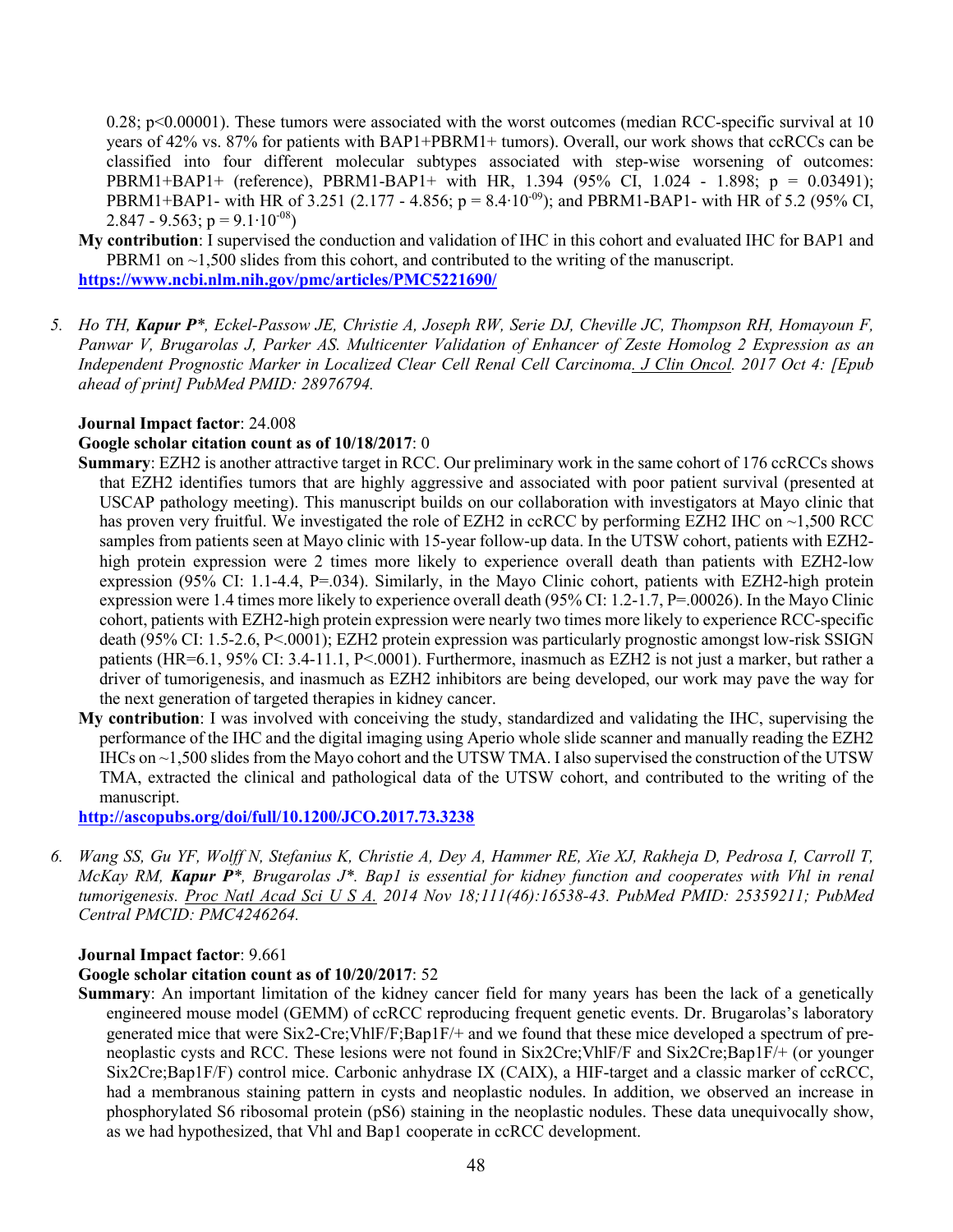0.28; p<0.00001). These tumors were associated with the worst outcomes (median RCC-specific survival at 10 years of 42% vs. 87% for patients with BAP1+PBRM1+ tumors). Overall, our work shows that ccRCCs can be classified into four different molecular subtypes associated with step-wise worsening of outcomes: PBRM1+BAP1+ (reference), PBRM1-BAP1+ with HR, 1.394 (95% CI, 1.024 - 1.898; p = 0.03491); PBRM1+BAP1- with HR of 3.251 (2.177 - 4.856; p = $8.4 \cdot 10^{-09}$); and PBRM1-BAP1- with HR of 5.2 (95% CI, 2.847 - 9.563; p = $9.1 \cdot 10^{-08}$)

**My contribution**: I supervised the conduction and validation of IHC in this cohort and evaluated IHC for BAP1 and PBRM1 on ~1,500 slides from this cohort, and contributed to the writing of the manuscript.
**https://www.ncbi.nlm.nih.gov/pmc/articles/PMC5221690/**

5. *Ho TH, **Kapur P***, Eckel-Passow JE, Christie A, Joseph RW, Serie DJ, Cheville JC, Thompson RH, Homayoun F, Panwar V, Brugarolas J, Parker AS. Multicenter Validation of Enhancer of Zeste Homolog 2 Expression as an Independent Prognostic Marker in Localized Clear Cell Renal Cell Carcinoma. J Clin Oncol. 2017 Oct 4: [Epub ahead of print] PubMed PMID: 28976794.*

**Journal Impact factor**: 24.008
**Google scholar citation count as of 10/18/2017**: 0
**Summary**: EZH2 is another attractive target in RCC. Our preliminary work in the same cohort of 176 ccRCCs shows that EZH2 identifies tumors that are highly aggressive and associated with poor patient survival (presented at USCAP pathology meeting). This manuscript builds on our collaboration with investigators at Mayo clinic that has proven very fruitful. We investigated the role of EZH2 in ccRCC by performing EZH2 IHC on ~1,500 RCC samples from patients seen at Mayo clinic with 15-year follow-up data. In the UTSW cohort, patients with EZH2-high protein expression were 2 times more likely to experience overall death than patients with EZH2-low expression (95% CI: 1.1-4.4, P=.034). Similarly, in the Mayo Clinic cohort, patients with EZH2-high protein expression were 1.4 times more likely to experience overall death (95% CI: 1.2-1.7, P=.00026). In the Mayo Clinic cohort, patients with EZH2-high protein expression were nearly two times more likely to experience RCC-specific death (95% CI: 1.5-2.6, P<.0001); EZH2 protein expression was particularly prognostic amongst low-risk SSIGN patients (HR=6.1, 95% CI: 3.4-11.1, P<.0001). Furthermore, inasmuch as EZH2 is not just a marker, but rather a driver of tumorigenesis, and inasmuch as EZH2 inhibitors are being developed, our work may pave the way for the next generation of targeted therapies in kidney cancer.
**My contribution**: I was involved with conceiving the study, standardized and validating the IHC, supervising the performance of the IHC and the digital imaging using Aperio whole slide scanner and manually reading the EZH2 IHCs on ~1,500 slides from the Mayo cohort and the UTSW TMA. I also supervised the construction of the UTSW TMA, extracted the clinical and pathological data of the UTSW cohort, and contributed to the writing of the manuscript.
**http://ascopubs.org/doi/full/10.1200/JCO.2017.73.3238**

6. *Wang SS, Gu YF, Wolff N, Stefanius K, Christie A, Dey A, Hammer RE, Xie XJ, Rakheja D, Pedrosa I, Carroll T, McKay RM, **Kapur P***, Brugarolas J*. Bap1 is essential for kidney function and cooperates with Vhl in renal tumorigenesis. Proc Natl Acad Sci U S A. 2014 Nov 18;111(46):16538-43. PubMed PMID: 25359211; PubMed Central PMCID: PMC4246264.*

**Journal Impact factor**: 9.661
**Google scholar citation count as of 10/20/2017**: 52
**Summary**: An important limitation of the kidney cancer field for many years has been the lack of a genetically engineered mouse model (GEMM) of ccRCC reproducing frequent genetic events. Dr. Brugarolas's laboratory generated mice that were Six2-Cre;VhlF/F;Bap1F/+ and we found that these mice developed a spectrum of pre-neoplastic cysts and RCC. These lesions were not found in Six2Cre;VhlF/F and Six2Cre;Bap1F/+ (or younger Six2Cre;Bap1F/F) control mice. Carbonic anhydrase IX (CAIX), a HIF-target and a classic marker of ccRCC, had a membranous staining pattern in cysts and neoplastic nodules. In addition, we observed an increase in phosphorylated S6 ribosomal protein (pS6) staining in the neoplastic nodules. These data unequivocally show, as we had hypothesized, that Vhl and Bap1 cooperate in ccRCC development.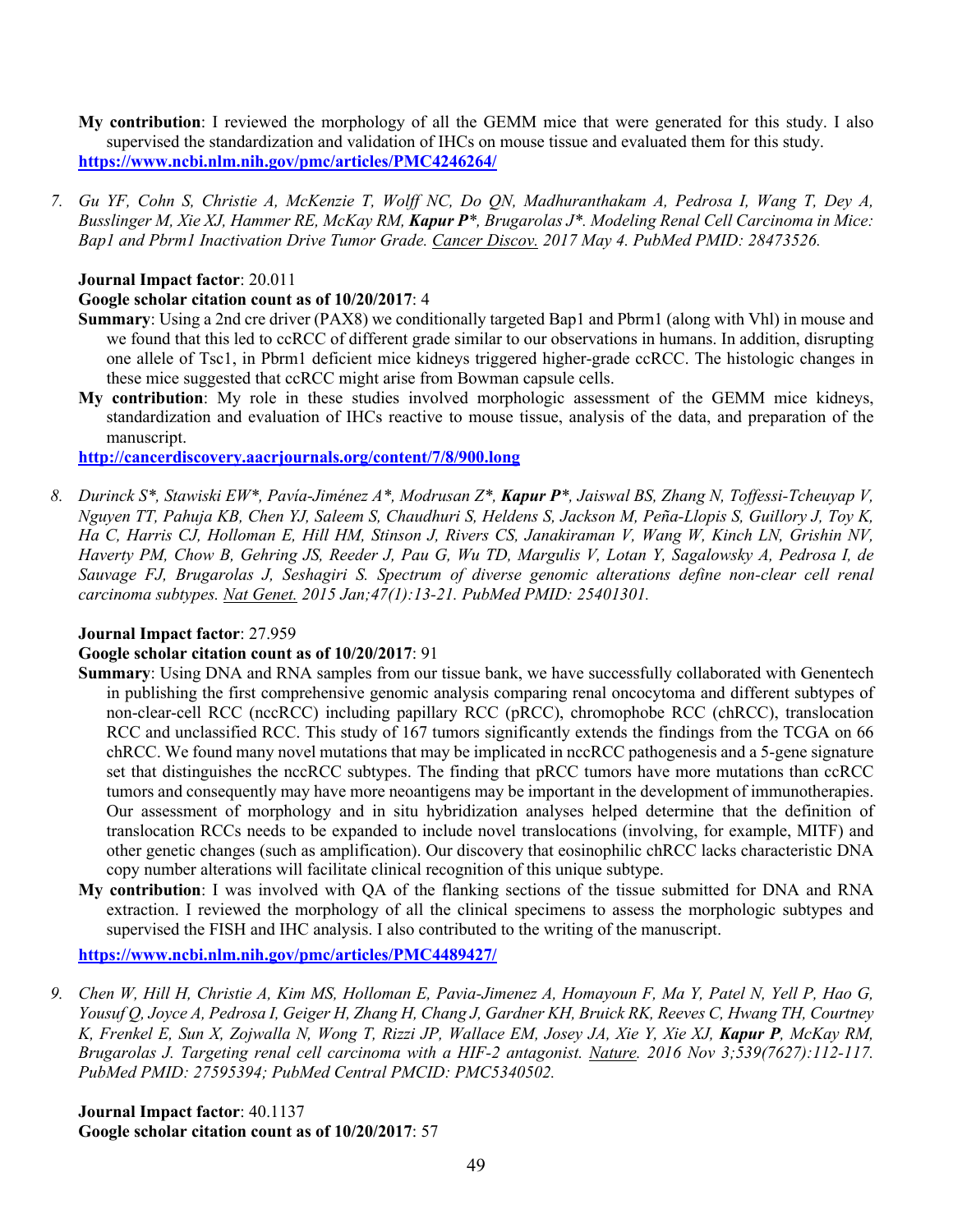**My contribution**: I reviewed the morphology of all the GEMM mice that were generated for this study. I also supervised the standardization and validation of IHCs on mouse tissue and evaluated them for this study.
**https://www.ncbi.nlm.nih.gov/pmc/articles/PMC4246264/**

7. *Gu YF, Cohn S, Christie A, McKenzie T, Wolff NC, Do QN, Madhuranthakam A, Pedrosa I, Wang T, Dey A, Busslinger M, Xie XJ, Hammer RE, McKay RM, **Kapur P**\*, Brugarolas J\*. Modeling Renal Cell Carcinoma in Mice: Bap1 and Pbrm1 Inactivation Drive Tumor Grade. Cancer Discov. 2017 May 4. PubMed PMID: 28473526.*

**Journal Impact factor**: 20.011
**Google scholar citation count as of 10/20/2017**: 4
**Summary**: Using a 2nd cre driver (PAX8) we conditionally targeted Bap1 and Pbrm1 (along with Vhl) in mouse and we found that this led to ccRCC of different grade similar to our observations in humans. In addition, disrupting one allele of Tsc1, in Pbrm1 deficient mice kidneys triggered higher-grade ccRCC. The histologic changes in these mice suggested that ccRCC might arise from Bowman capsule cells.
**My contribution**: My role in these studies involved morphologic assessment of the GEMM mice kidneys, standardization and evaluation of IHCs reactive to mouse tissue, analysis of the data, and preparation of the manuscript.
**http://cancerdiscovery.aacrjournals.org/content/7/8/900.long**

8. *Durinck S\*, Stawiski EW\*, Pavía-Jiménez A\*, Modrusan Z\*, **Kapur P**\*, Jaiswal BS, Zhang N, Toffessi-Tcheuyap V, Nguyen TT, Pahuja KB, Chen YJ, Saleem S, Chaudhuri S, Heldens S, Jackson M, Peña-Llopis S, Guillory J, Toy K, Ha C, Harris CJ, Holloman E, Hill HM, Stinson J, Rivers CS, Janakiraman V, Wang W, Kinch LN, Grishin NV, Haverty PM, Chow B, Gehring JS, Reeder J, Pau G, Wu TD, Margulis V, Lotan Y, Sagalowsky A, Pedrosa I, de Sauvage FJ, Brugarolas J, Seshagiri S. Spectrum of diverse genomic alterations define non-clear cell renal carcinoma subtypes. Nat Genet. 2015 Jan;47(1):13-21. PubMed PMID: 25401301.*

**Journal Impact factor**: 27.959
**Google scholar citation count as of 10/20/2017**: 91
**Summary**: Using DNA and RNA samples from our tissue bank, we have successfully collaborated with Genentech in publishing the first comprehensive genomic analysis comparing renal oncocytoma and different subtypes of non-clear-cell RCC (nccRCC) including papillary RCC (pRCC), chromophobe RCC (chRCC), translocation RCC and unclassified RCC. This study of 167 tumors significantly extends the findings from the TCGA on 66 chRCC. We found many novel mutations that may be implicated in nccRCC pathogenesis and a 5-gene signature set that distinguishes the nccRCC subtypes. The finding that pRCC tumors have more mutations than ccRCC tumors and consequently may have more neoantigens may be important in the development of immunotherapies. Our assessment of morphology and in situ hybridization analyses helped determine that the definition of translocation RCCs needs to be expanded to include novel translocations (involving, for example, MITF) and other genetic changes (such as amplification). Our discovery that eosinophilic chRCC lacks characteristic DNA copy number alterations will facilitate clinical recognition of this unique subtype.
**My contribution**: I was involved with QA of the flanking sections of the tissue submitted for DNA and RNA extraction. I reviewed the morphology of all the clinical specimens to assess the morphologic subtypes and supervised the FISH and IHC analysis. I also contributed to the writing of the manuscript.
**https://www.ncbi.nlm.nih.gov/pmc/articles/PMC4489427/**

9. *Chen W, Hill H, Christie A, Kim MS, Holloman E, Pavia-Jimenez A, Homayoun F, Ma Y, Patel N, Yell P, Hao G, Yousuf Q, Joyce A, Pedrosa I, Geiger H, Zhang H, Chang J, Gardner KH, Bruick RK, Reeves C, Hwang TH, Courtney K, Frenkel E, Sun X, Zojwalla N, Wong T, Rizzi JP, Wallace EM, Josey JA, Xie Y, Xie XJ, **Kapur P**, McKay RM, Brugarolas J. Targeting renal cell carcinoma with a HIF-2 antagonist. Nature. 2016 Nov 3;539(7627):112-117. PubMed PMID: 27595394; PubMed Central PMCID: PMC5340502.*

**Journal Impact factor**: 40.1137
**Google scholar citation count as of 10/20/2017**: 57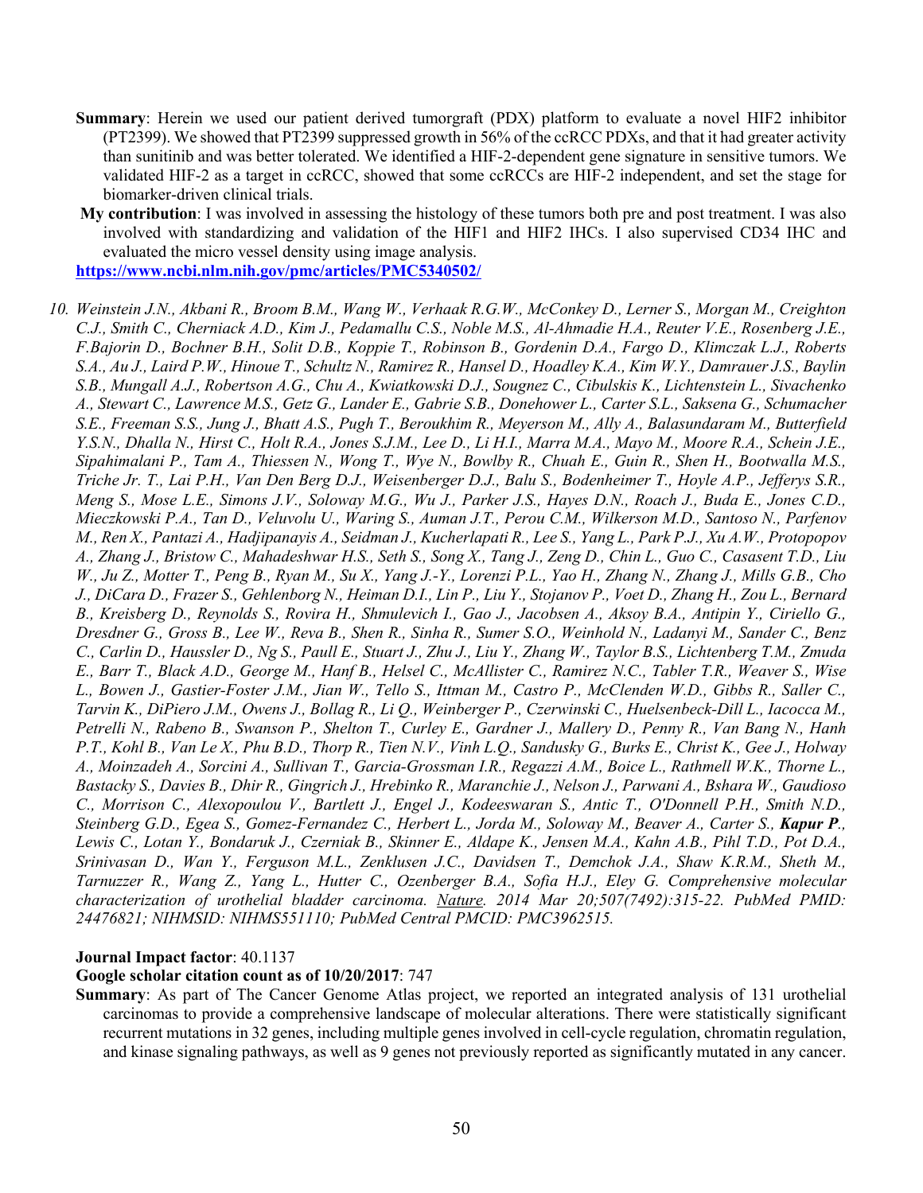**Summary**: Herein we used our patient derived tumorgraft (PDX) platform to evaluate a novel HIF2 inhibitor (PT2399). We showed that PT2399 suppressed growth in 56% of the ccRCC PDXs, and that it had greater activity than sunitinib and was better tolerated. We identified a HIF-2-dependent gene signature in sensitive tumors. We validated HIF-2 as a target in ccRCC, showed that some ccRCCs are HIF-2 independent, and set the stage for biomarker-driven clinical trials.

**My contribution**: I was involved in assessing the histology of these tumors both pre and post treatment. I was also involved with standardizing and validation of the HIF1 and HIF2 IHCs. I also supervised CD34 IHC and evaluated the micro vessel density using image analysis.

**https://www.ncbi.nlm.nih.gov/pmc/articles/PMC5340502/**

10. *Weinstein J.N., Akbani R., Broom B.M., Wang W., Verhaak R.G.W., McConkey D., Lerner S., Morgan M., Creighton C.J., Smith C., Cherniack A.D., Kim J., Pedamallu C.S., Noble M.S., Al-Ahmadie H.A., Reuter V.E., Rosenberg J.E., F.Bajorin D., Bochner B.H., Solit D.B., Koppie T., Robinson B., Gordenin D.A., Fargo D., Klimczak L.J., Roberts S.A., Au J., Laird P.W., Hinoue T., Schultz N., Ramirez R., Hansel D., Hoadley K.A., Kim W.Y., Damrauer J.S., Baylin S.B., Mungall A.J., Robertson A.G., Chu A., Kwiatkowski D.J., Sougnez C., Cibulskis K., Lichtenstein L., Sivachenko A., Stewart C., Lawrence M.S., Getz G., Lander E., Gabrie S.B., Donehower L., Carter S.L., Saksena G., Schumacher S.E., Freeman S.S., Jung J., Bhatt A.S., Pugh T., Beroukhim R., Meyerson M., Ally A., Balasundaram M., Butterfield Y.S.N., Dhalla N., Hirst C., Holt R.A., Jones S.J.M., Lee D., Li H.I., Marra M.A., Mayo M., Moore R.A., Schein J.E., Sipahimalani P., Tam A., Thiessen N., Wong T., Wye N., Bowlby R., Chuah E., Guin R., Shen H., Bootwalla M.S., Triche Jr. T., Lai P.H., Van Den Berg D.J., Weisenberger D.J., Balu S., Bodenheimer T., Hoyle A.P., Jefferys S.R., Meng S., Mose L.E., Simons J.V., Soloway M.G., Wu J., Parker J.S., Hayes D.N., Roach J., Buda E., Jones C.D., Mieczkowski P.A., Tan D., Veluvolu U., Waring S., Auman J.T., Perou C.M., Wilkerson M.D., Santoso N., Parfenov M., Ren X., Pantazi A., Hadjipanayis A., Seidman J., Kucherlapati R., Lee S., Yang L., Park P.J., Xu A.W., Protopopov A., Zhang J., Bristow C., Mahadeshwar H.S., Seth S., Song X., Tang J., Zeng D., Chin L., Guo C., Casasent T.D., Liu W., Ju Z., Motter T., Peng B., Ryan M., Su X., Yang J.-Y., Lorenzi P.L., Yao H., Zhang N., Zhang J., Mills G.B., Cho J., DiCara D., Frazer S., Gehlenborg N., Heiman D.I., Lin P., Liu Y., Stojanov P., Voet D., Zhang H., Zou L., Bernard B., Kreisberg D., Reynolds S., Rovira H., Shmulevich I., Gao J., Jacobsen A., Aksoy B.A., Antipin Y., Ciriello G., Dresdner G., Gross B., Lee W., Reva B., Shen R., Sinha R., Sumer S.O., Weinhold N., Ladanyi M., Sander C., Benz C., Carlin D., Haussler D., Ng S., Paull E., Stuart J., Zhu J., Liu Y., Zhang W., Taylor B.S., Lichtenberg T.M., Zmuda E., Barr T., Black A.D., George M., Hanf B., Helsel C., McAllister C., Ramirez N.C., Tabler T.R., Weaver S., Wise L., Bowen J., Gastier-Foster J.M., Jian W., Tello S., Ittman M., Castro P., McClenden W.D., Gibbs R., Saller C., Tarvin K., DiPiero J.M., Owens J., Bollag R., Li Q., Weinberger P., Czerwinski C., Huelsenbeck-Dill L., Iacocca M., Petrelli N., Rabeno B., Swanson P., Shelton T., Curley E., Gardner J., Mallery D., Penny R., Van Bang N., Hanh P.T., Kohl B., Van Le X., Phu B.D., Thorp R., Tien N.V., Vinh L.Q., Sandusky G., Burks E., Christ K., Gee J., Holway A., Moinzadeh A., Sorcini A., Sullivan T., Garcia-Grossman I.R., Regazzi A.M., Boice L., Rathmell W.K., Thorne L., Bastacky S., Davies B., Dhir R., Gingrich J., Hrebinko R., Maranchie J., Nelson J., Parwani A., Bshara W., Gaudioso C., Morrison C., Alexopoulou V., Bartlett J., Engel J., Kodeeswaran S., Antic T., O'Donnell P.H., Smith N.D., Steinberg G.D., Egea S., Gomez-Fernandez C., Herbert L., Jorda M., Soloway M., Beaver A., Carter S., **Kapur P.**, Lewis C., Lotan Y., Bondaruk J., Czerniak B., Skinner E., Aldape K., Jensen M.A., Kahn A.B., Pihl T.D., Pot D.A., Srinivasan D., Wan Y., Ferguson M.L., Zenklusen J.C., Davidsen T., Demchok J.A., Shaw K.R.M., Sheth M., Tarnuzzer R., Wang Z., Yang L., Hutter C., Ozenberger B.A., Sofia H.J., Eley G. Comprehensive molecular characterization of urothelial bladder carcinoma. Nature. 2014 Mar 20;507(7492):315-22. PubMed PMID: 24476821; NIHMSID: NIHMS551110; PubMed Central PMCID: PMC3962515.*

**Journal Impact factor**: 40.1137

**Google scholar citation count as of 10/20/2017**: 747

**Summary**: As part of The Cancer Genome Atlas project, we reported an integrated analysis of 131 urothelial carcinomas to provide a comprehensive landscape of molecular alterations. There were statistically significant recurrent mutations in 32 genes, including multiple genes involved in cell-cycle regulation, chromatin regulation, and kinase signaling pathways, as well as 9 genes not previously reported as significantly mutated in any cancer.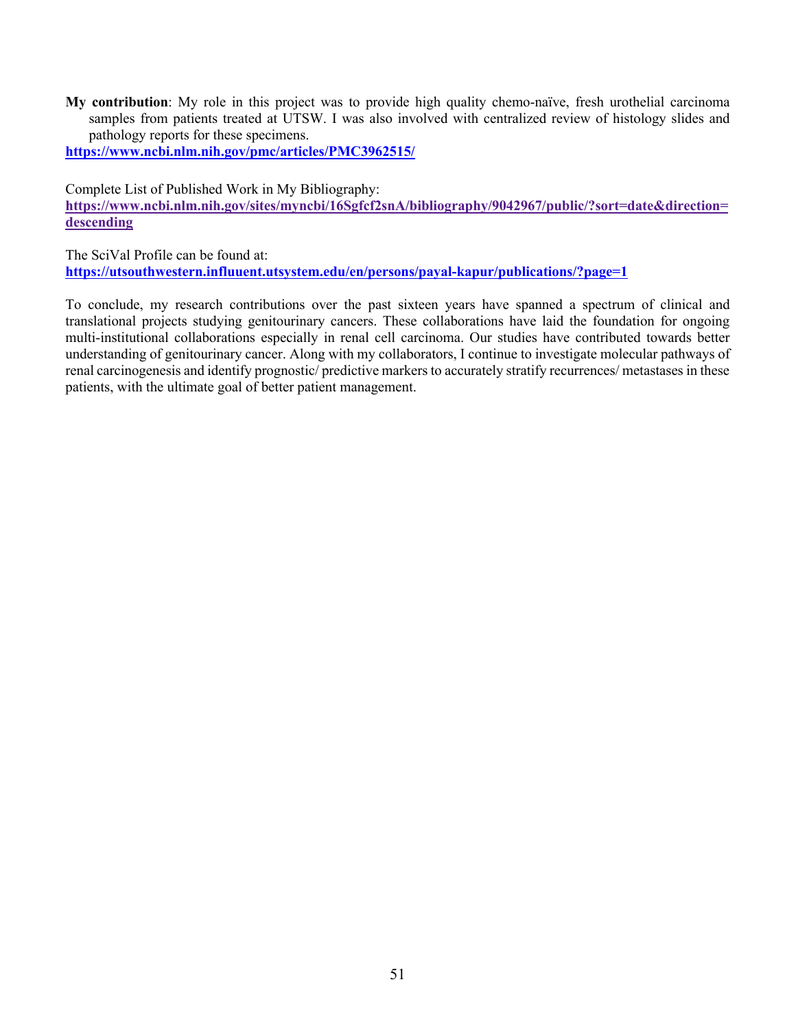**My contribution**: My role in this project was to provide high quality chemo-naïve, fresh urothelial carcinoma samples from patients treated at UTSW. I was also involved with centralized review of histology slides and pathology reports for these specimens.

**https://www.ncbi.nlm.nih.gov/pmc/articles/PMC3962515/**

Complete List of Published Work in My Bibliography:

**https://www.ncbi.nlm.nih.gov/sites/myncbi/16Sgfcf2snA/bibliography/9042967/public/?sort=date&direction=descending**

The SciVal Profile can be found at:

**https://utsouthwestern.influuent.utsystem.edu/en/persons/payal-kapur/publications/?page=1**

To conclude, my research contributions over the past sixteen years have spanned a spectrum of clinical and translational projects studying genitourinary cancers. These collaborations have laid the foundation for ongoing multi-institutional collaborations especially in renal cell carcinoma. Our studies have contributed towards better understanding of genitourinary cancer. Along with my collaborators, I continue to investigate molecular pathways of renal carcinogenesis and identify prognostic/ predictive markers to accurately stratify recurrences/ metastases in these patients, with the ultimate goal of better patient management.